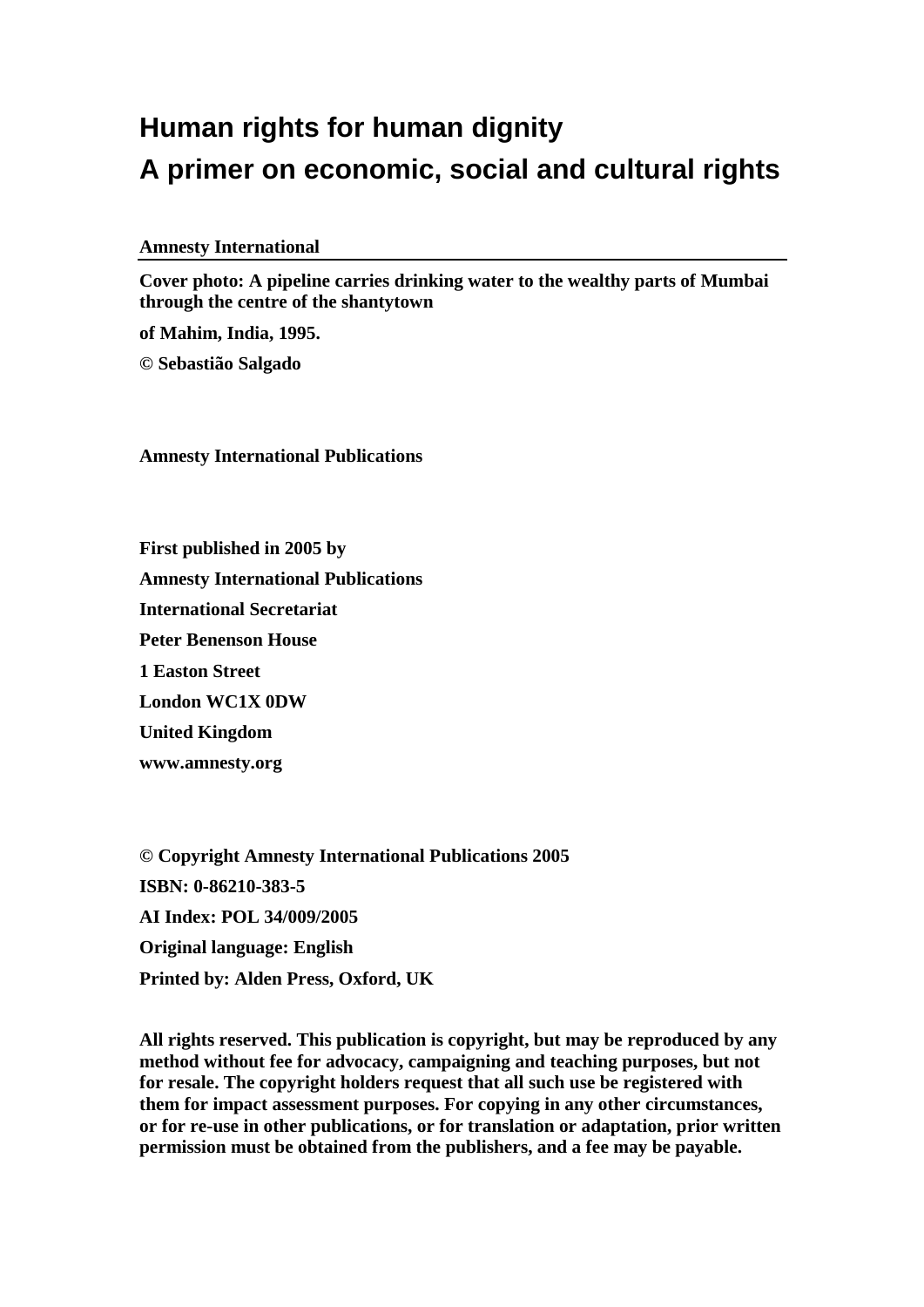# Human rights for human dignity
# A primer on economic, social and cultural rights

**Amnesty International**

---

**Cover photo: A pipeline carries drinking water to the wealthy parts of Mumbai through the centre of the shantytown**

**of Mahim, India, 1995.**

**© Sebastião Salgado**

**Amnesty International Publications**

**First published in 2005 by**

**Amnesty International Publications**

**International Secretariat**

**Peter Benenson House**

**1 Easton Street**

**London WC1X 0DW**

**United Kingdom**

**www.amnesty.org**

**© Copyright Amnesty International Publications 2005**

**ISBN: 0-86210-383-5**

**AI Index: POL 34/009/2005**

**Original language: English**

**Printed by: Alden Press, Oxford, UK**

**All rights reserved. This publication is copyright, but may be reproduced by any method without fee for advocacy, campaigning and teaching purposes, but not for resale. The copyright holders request that all such use be registered with them for impact assessment purposes. For copying in any other circumstances, or for re-use in other publications, or for translation or adaptation, prior written permission must be obtained from the publishers, and a fee may be payable.**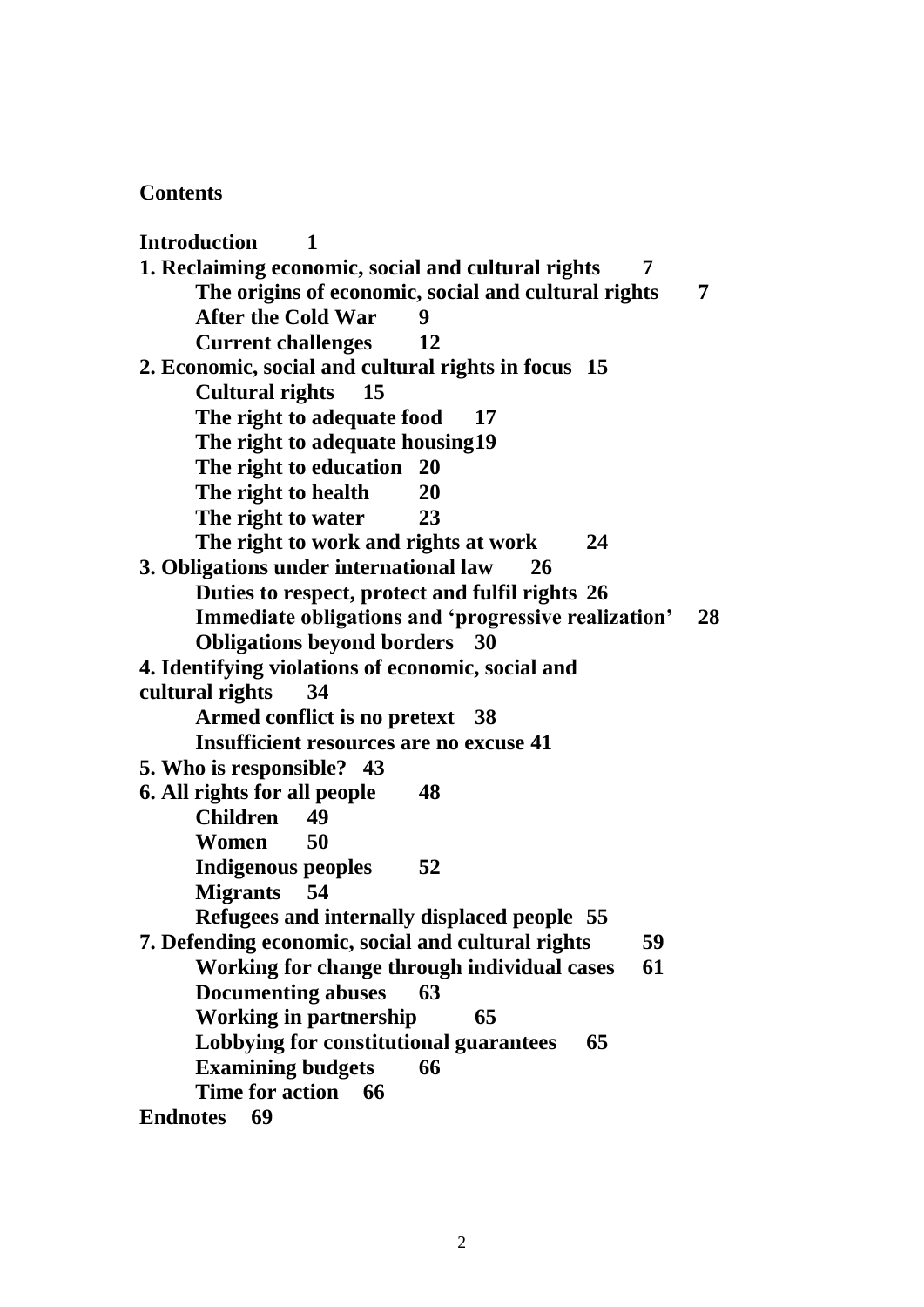**Contents**

**Introduction 1**

**1. Reclaiming economic, social and cultural rights 7**

- **The origins of economic, social and cultural rights 7**
- **After the Cold War 9**
- **Current challenges 12**

**2. Economic, social and cultural rights in focus 15**

- **Cultural rights 15**
- **The right to adequate food 17**
- **The right to adequate housing 19**
- **The right to education 20**
- **The right to health 20**
- **The right to water 23**
- **The right to work and rights at work 24**

**3. Obligations under international law 26**

- **Duties to respect, protect and fulfil rights 26**
- **Immediate obligations and 'progressive realization' 28**
- **Obligations beyond borders 30**

**4. Identifying violations of economic, social and cultural rights 34**

- **Armed conflict is no pretext 38**
- **Insufficient resources are no excuse 41**

**5. Who is responsible? 43**

**6. All rights for all people 48**

- **Children 49**
- **Women 50**
- **Indigenous peoples 52**
- **Migrants 54**
- **Refugees and internally displaced people 55**

**7. Defending economic, social and cultural rights 59**

- **Working for change through individual cases 61**
- **Documenting abuses 63**
- **Working in partnership 65**
- **Lobbying for constitutional guarantees 65**
- **Examining budgets 66**
- **Time for action 66**

**Endnotes 69**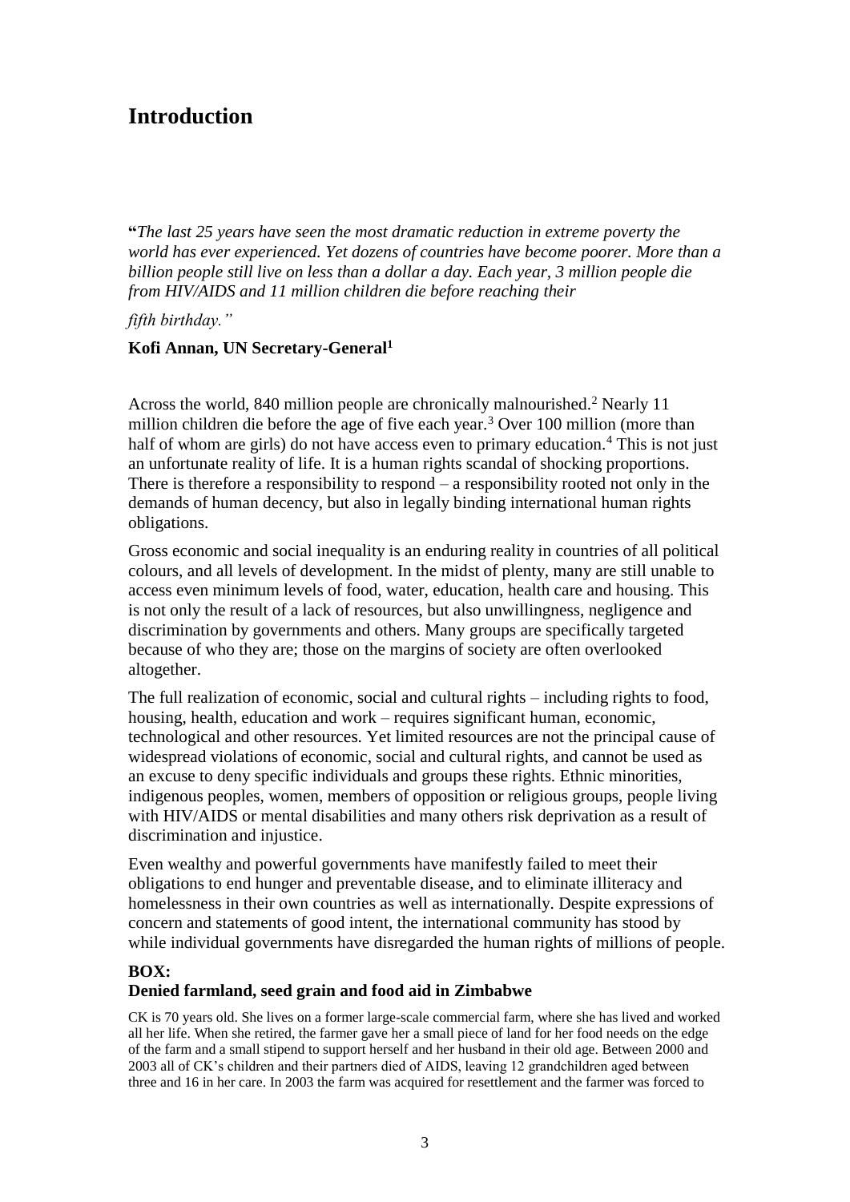# Introduction

"*The last 25 years have seen the most dramatic reduction in extreme poverty the world has ever experienced. Yet dozens of countries have become poorer. More than a billion people still live on less than a dollar a day. Each year, 3 million people die from HIV/AIDS and 11 million children die before reaching their fifth birthday.*"

**Kofi Annan, UN Secretary-General[1]**

Across the world, 840 million people are chronically malnourished.[2] Nearly 11 million children die before the age of five each year.[3] Over 100 million (more than half of whom are girls) do not have access even to primary education.[4] This is not just an unfortunate reality of life. It is a human rights scandal of shocking proportions. There is therefore a responsibility to respond – a responsibility rooted not only in the demands of human decency, but also in legally binding international human rights obligations.

Gross economic and social inequality is an enduring reality in countries of all political colours, and all levels of development. In the midst of plenty, many are still unable to access even minimum levels of food, water, education, health care and housing. This is not only the result of a lack of resources, but also unwillingness, negligence and discrimination by governments and others. Many groups are specifically targeted because of who they are; those on the margins of society are often overlooked altogether.

The full realization of economic, social and cultural rights – including rights to food, housing, health, education and work – requires significant human, economic, technological and other resources. Yet limited resources are not the principal cause of widespread violations of economic, social and cultural rights, and cannot be used as an excuse to deny specific individuals and groups these rights. Ethnic minorities, indigenous peoples, women, members of opposition or religious groups, people living with HIV/AIDS or mental disabilities and many others risk deprivation as a result of discrimination and injustice.

Even wealthy and powerful governments have manifestly failed to meet their obligations to end hunger and preventable disease, and to eliminate illiteracy and homelessness in their own countries as well as internationally. Despite expressions of concern and statements of good intent, the international community has stood by while individual governments have disregarded the human rights of millions of people.

**BOX:**
**Denied farmland, seed grain and food aid in Zimbabwe**

CK is 70 years old. She lives on a former large-scale commercial farm, where she has lived and worked all her life. When she retired, the farmer gave her a small piece of land for her food needs on the edge of the farm and a small stipend to support herself and her husband in their old age. Between 2000 and 2003 all of CK's children and their partners died of AIDS, leaving 12 grandchildren aged between three and 16 in her care. In 2003 the farm was acquired for resettlement and the farmer was forced to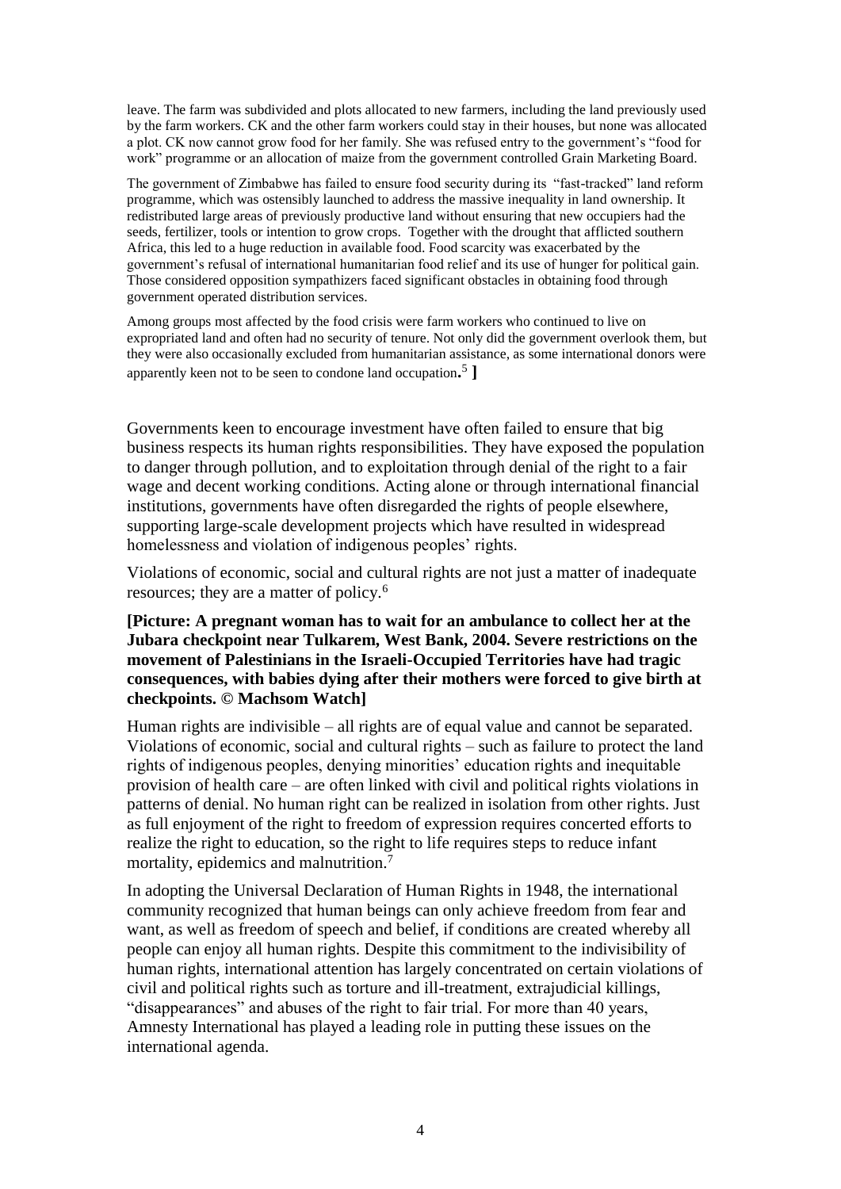leave. The farm was subdivided and plots allocated to new farmers, including the land previously used by the farm workers. CK and the other farm workers could stay in their houses, but none was allocated a plot. CK now cannot grow food for her family. She was refused entry to the government's "food for work" programme or an allocation of maize from the government controlled Grain Marketing Board.

The government of Zimbabwe has failed to ensure food security during its "fast-tracked" land reform programme, which was ostensibly launched to address the massive inequality in land ownership. It redistributed large areas of previously productive land without ensuring that new occupiers had the seeds, fertilizer, tools or intention to grow crops. Together with the drought that afflicted southern Africa, this led to a huge reduction in available food. Food scarcity was exacerbated by the government's refusal of international humanitarian food relief and its use of hunger for political gain. Those considered opposition sympathizers faced significant obstacles in obtaining food through government operated distribution services.

Among groups most affected by the food crisis were farm workers who continued to live on expropriated land and often had no security of tenure. Not only did the government overlook them, but they were also occasionally excluded from humanitarian assistance, as some international donors were apparently keen not to be seen to condone land occupation.[5] **]**

Governments keen to encourage investment have often failed to ensure that big business respects its human rights responsibilities. They have exposed the population to danger through pollution, and to exploitation through denial of the right to a fair wage and decent working conditions. Acting alone or through international financial institutions, governments have often disregarded the rights of people elsewhere, supporting large-scale development projects which have resulted in widespread homelessness and violation of indigenous peoples' rights.

Violations of economic, social and cultural rights are not just a matter of inadequate resources; they are a matter of policy.[6]

**[Picture: A pregnant woman has to wait for an ambulance to collect her at the Jubara checkpoint near Tulkarem, West Bank, 2004. Severe restrictions on the movement of Palestinians in the Israeli-Occupied Territories have had tragic consequences, with babies dying after their mothers were forced to give birth at checkpoints. © Machsom Watch]**

Human rights are indivisible – all rights are of equal value and cannot be separated. Violations of economic, social and cultural rights – such as failure to protect the land rights of indigenous peoples, denying minorities' education rights and inequitable provision of health care – are often linked with civil and political rights violations in patterns of denial. No human right can be realized in isolation from other rights. Just as full enjoyment of the right to freedom of expression requires concerted efforts to realize the right to education, so the right to life requires steps to reduce infant mortality, epidemics and malnutrition.[7]

In adopting the Universal Declaration of Human Rights in 1948, the international community recognized that human beings can only achieve freedom from fear and want, as well as freedom of speech and belief, if conditions are created whereby all people can enjoy all human rights. Despite this commitment to the indivisibility of human rights, international attention has largely concentrated on certain violations of civil and political rights such as torture and ill-treatment, extrajudicial killings, "disappearances" and abuses of the right to fair trial. For more than 40 years, Amnesty International has played a leading role in putting these issues on the international agenda.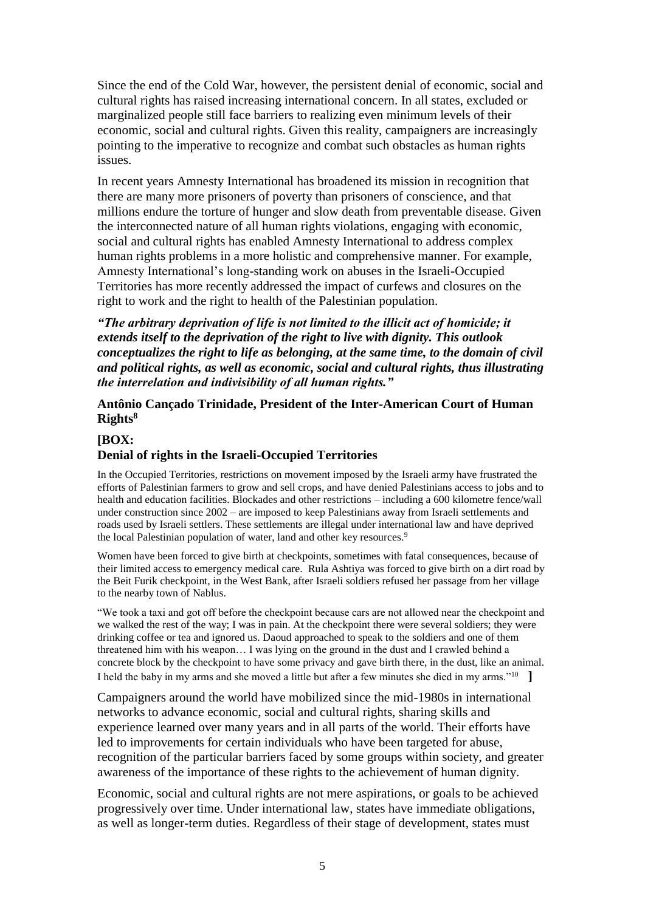Since the end of the Cold War, however, the persistent denial of economic, social and cultural rights has raised increasing international concern. In all states, excluded or marginalized people still face barriers to realizing even minimum levels of their economic, social and cultural rights. Given this reality, campaigners are increasingly pointing to the imperative to recognize and combat such obstacles as human rights issues.

In recent years Amnesty International has broadened its mission in recognition that there are many more prisoners of poverty than prisoners of conscience, and that millions endure the torture of hunger and slow death from preventable disease. Given the interconnected nature of all human rights violations, engaging with economic, social and cultural rights has enabled Amnesty International to address complex human rights problems in a more holistic and comprehensive manner. For example, Amnesty International's long-standing work on abuses in the Israeli-Occupied Territories has more recently addressed the impact of curfews and closures on the right to work and the right to health of the Palestinian population.

***"The arbitrary deprivation of life is not limited to the illicit act of homicide; it extends itself to the deprivation of the right to live with dignity. This outlook conceptualizes the right to life as belonging, at the same time, to the domain of civil and political rights, as well as economic, social and cultural rights, thus illustrating the interrelation and indivisibility of all human rights."***

**Antônio Cançado Trinidade, President of the Inter-American Court of Human Rights[8]**

**[BOX:**

**Denial of rights in the Israeli-Occupied Territories**

In the Occupied Territories, restrictions on movement imposed by the Israeli army have frustrated the efforts of Palestinian farmers to grow and sell crops, and have denied Palestinians access to jobs and to health and education facilities. Blockades and other restrictions – including a 600 kilometre fence/wall under construction since 2002 – are imposed to keep Palestinians away from Israeli settlements and roads used by Israeli settlers. These settlements are illegal under international law and have deprived the local Palestinian population of water, land and other key resources.[9]

Women have been forced to give birth at checkpoints, sometimes with fatal consequences, because of their limited access to emergency medical care. Rula Ashtiya was forced to give birth on a dirt road by the Beit Furik checkpoint, in the West Bank, after Israeli soldiers refused her passage from her village to the nearby town of Nablus.

"We took a taxi and got off before the checkpoint because cars are not allowed near the checkpoint and we walked the rest of the way; I was in pain. At the checkpoint there were several soldiers; they were drinking coffee or tea and ignored us. Daoud approached to speak to the soldiers and one of them threatened him with his weapon… I was lying on the ground in the dust and I crawled behind a concrete block by the checkpoint to have some privacy and gave birth there, in the dust, like an animal. I held the baby in my arms and she moved a little but after a few minutes she died in my arms."[10] **]**

Campaigners around the world have mobilized since the mid-1980s in international networks to advance economic, social and cultural rights, sharing skills and experience learned over many years and in all parts of the world. Their efforts have led to improvements for certain individuals who have been targeted for abuse, recognition of the particular barriers faced by some groups within society, and greater awareness of the importance of these rights to the achievement of human dignity.

Economic, social and cultural rights are not mere aspirations, or goals to be achieved progressively over time. Under international law, states have immediate obligations, as well as longer-term duties. Regardless of their stage of development, states must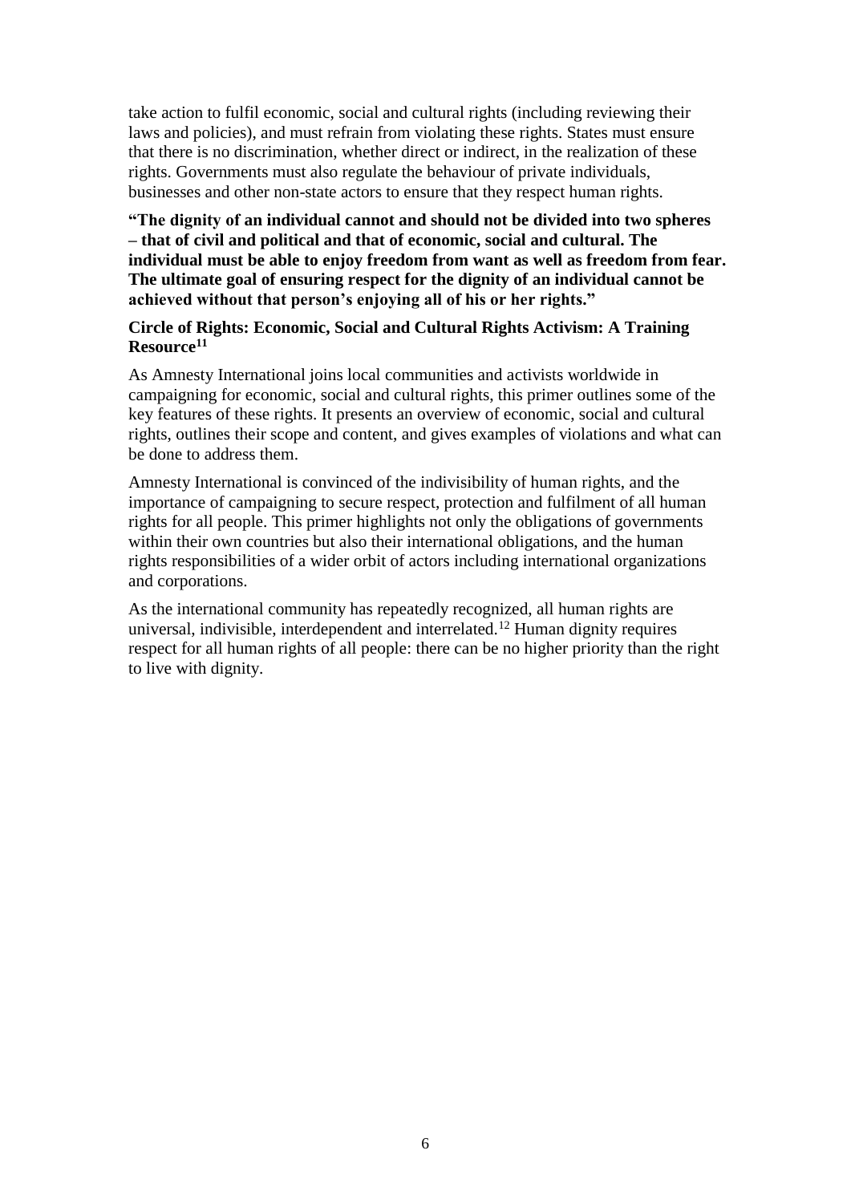take action to fulfil economic, social and cultural rights (including reviewing their laws and policies), and must refrain from violating these rights. States must ensure that there is no discrimination, whether direct or indirect, in the realization of these rights. Governments must also regulate the behaviour of private individuals, businesses and other non-state actors to ensure that they respect human rights.

**"The dignity of an individual cannot and should not be divided into two spheres – that of civil and political and that of economic, social and cultural. The individual must be able to enjoy freedom from want as well as freedom from fear. The ultimate goal of ensuring respect for the dignity of an individual cannot be achieved without that person's enjoying all of his or her rights."**

**Circle of Rights: Economic, Social and Cultural Rights Activism: A Training Resource[11]**

As Amnesty International joins local communities and activists worldwide in campaigning for economic, social and cultural rights, this primer outlines some of the key features of these rights. It presents an overview of economic, social and cultural rights, outlines their scope and content, and gives examples of violations and what can be done to address them.

Amnesty International is convinced of the indivisibility of human rights, and the importance of campaigning to secure respect, protection and fulfilment of all human rights for all people. This primer highlights not only the obligations of governments within their own countries but also their international obligations, and the human rights responsibilities of a wider orbit of actors including international organizations and corporations.

As the international community has repeatedly recognized, all human rights are universal, indivisible, interdependent and interrelated.[12] Human dignity requires respect for all human rights of all people: there can be no higher priority than the right to live with dignity.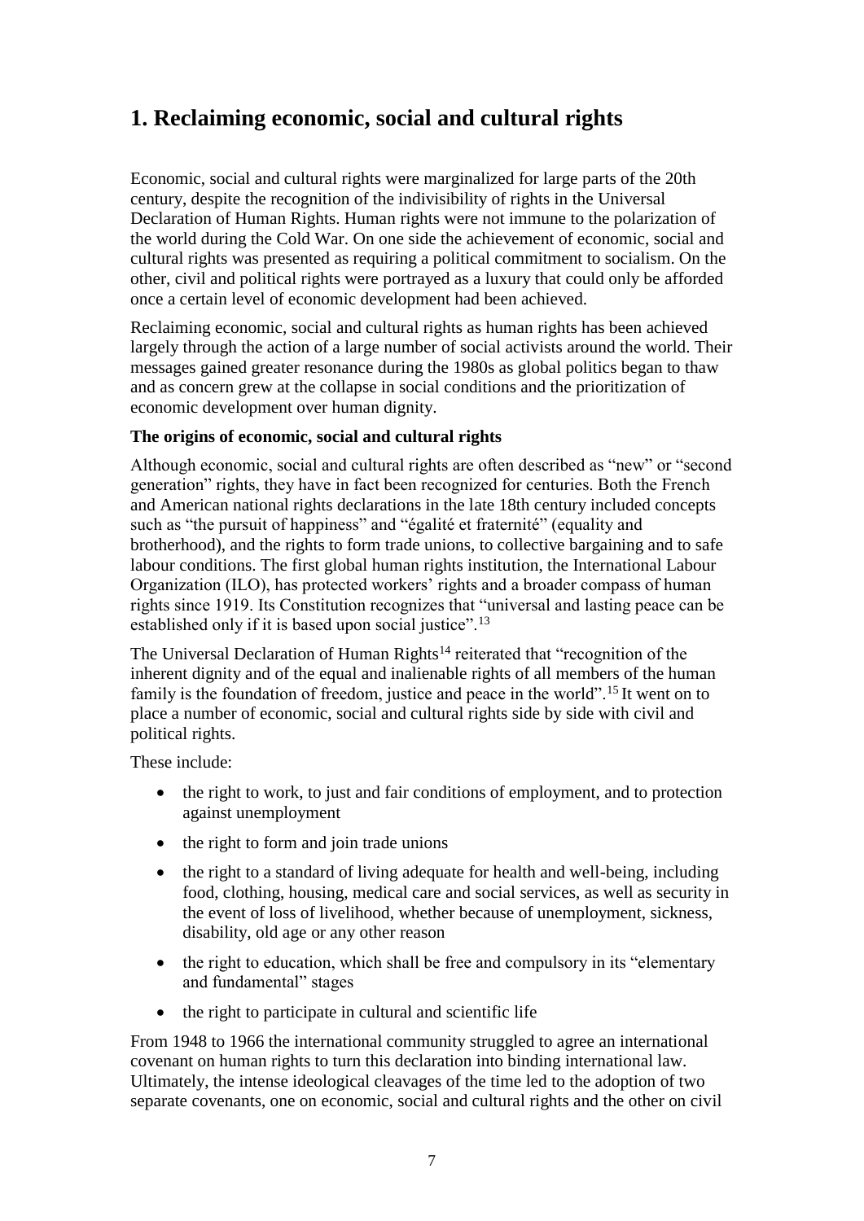# 1. Reclaiming economic, social and cultural rights

Economic, social and cultural rights were marginalized for large parts of the 20th century, despite the recognition of the indivisibility of rights in the Universal Declaration of Human Rights. Human rights were not immune to the polarization of the world during the Cold War. On one side the achievement of economic, social and cultural rights was presented as requiring a political commitment to socialism. On the other, civil and political rights were portrayed as a luxury that could only be afforded once a certain level of economic development had been achieved.

Reclaiming economic, social and cultural rights as human rights has been achieved largely through the action of a large number of social activists around the world. Their messages gained greater resonance during the 1980s as global politics began to thaw and as concern grew at the collapse in social conditions and the prioritization of economic development over human dignity.

**The origins of economic, social and cultural rights**

Although economic, social and cultural rights are often described as "new" or "second generation" rights, they have in fact been recognized for centuries. Both the French and American national rights declarations in the late 18th century included concepts such as "the pursuit of happiness" and "égalité et fraternité" (equality and brotherhood), and the rights to form trade unions, to collective bargaining and to safe labour conditions. The first global human rights institution, the International Labour Organization (ILO), has protected workers' rights and a broader compass of human rights since 1919. Its Constitution recognizes that "universal and lasting peace can be established only if it is based upon social justice".[13]

The Universal Declaration of Human Rights[14] reiterated that "recognition of the inherent dignity and of the equal and inalienable rights of all members of the human family is the foundation of freedom, justice and peace in the world".[15] It went on to place a number of economic, social and cultural rights side by side with civil and political rights.

These include:

- the right to work, to just and fair conditions of employment, and to protection against unemployment
- the right to form and join trade unions
- the right to a standard of living adequate for health and well-being, including food, clothing, housing, medical care and social services, as well as security in the event of loss of livelihood, whether because of unemployment, sickness, disability, old age or any other reason
- the right to education, which shall be free and compulsory in its "elementary and fundamental" stages
- the right to participate in cultural and scientific life

From 1948 to 1966 the international community struggled to agree an international covenant on human rights to turn this declaration into binding international law. Ultimately, the intense ideological cleavages of the time led to the adoption of two separate covenants, one on economic, social and cultural rights and the other on civil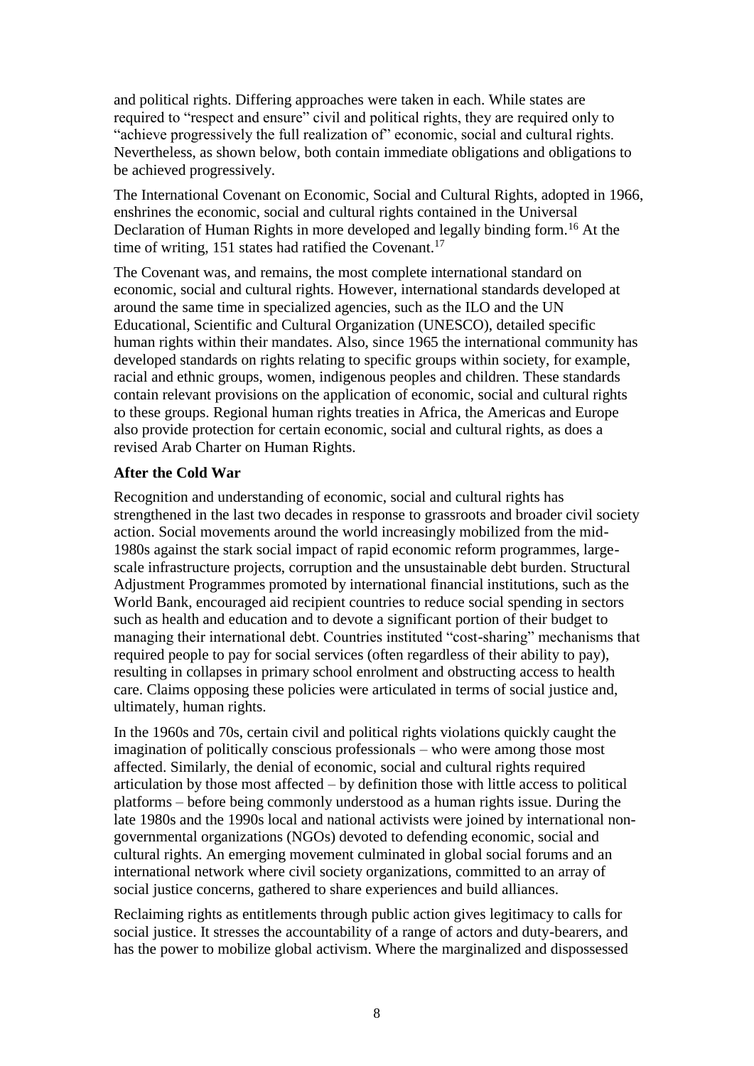and political rights. Differing approaches were taken in each. While states are required to "respect and ensure" civil and political rights, they are required only to "achieve progressively the full realization of" economic, social and cultural rights. Nevertheless, as shown below, both contain immediate obligations and obligations to be achieved progressively.

The International Covenant on Economic, Social and Cultural Rights, adopted in 1966, enshrines the economic, social and cultural rights contained in the Universal Declaration of Human Rights in more developed and legally binding form.[16] At the time of writing, 151 states had ratified the Covenant.[17]

The Covenant was, and remains, the most complete international standard on economic, social and cultural rights. However, international standards developed at around the same time in specialized agencies, such as the ILO and the UN Educational, Scientific and Cultural Organization (UNESCO), detailed specific human rights within their mandates. Also, since 1965 the international community has developed standards on rights relating to specific groups within society, for example, racial and ethnic groups, women, indigenous peoples and children. These standards contain relevant provisions on the application of economic, social and cultural rights to these groups. Regional human rights treaties in Africa, the Americas and Europe also provide protection for certain economic, social and cultural rights, as does a revised Arab Charter on Human Rights.

**After the Cold War**

Recognition and understanding of economic, social and cultural rights has strengthened in the last two decades in response to grassroots and broader civil society action. Social movements around the world increasingly mobilized from the mid-1980s against the stark social impact of rapid economic reform programmes, large-scale infrastructure projects, corruption and the unsustainable debt burden. Structural Adjustment Programmes promoted by international financial institutions, such as the World Bank, encouraged aid recipient countries to reduce social spending in sectors such as health and education and to devote a significant portion of their budget to managing their international debt. Countries instituted "cost-sharing" mechanisms that required people to pay for social services (often regardless of their ability to pay), resulting in collapses in primary school enrolment and obstructing access to health care. Claims opposing these policies were articulated in terms of social justice and, ultimately, human rights.

In the 1960s and 70s, certain civil and political rights violations quickly caught the imagination of politically conscious professionals – who were among those most affected. Similarly, the denial of economic, social and cultural rights required articulation by those most affected – by definition those with little access to political platforms – before being commonly understood as a human rights issue. During the late 1980s and the 1990s local and national activists were joined by international non-governmental organizations (NGOs) devoted to defending economic, social and cultural rights. An emerging movement culminated in global social forums and an international network where civil society organizations, committed to an array of social justice concerns, gathered to share experiences and build alliances.

Reclaiming rights as entitlements through public action gives legitimacy to calls for social justice. It stresses the accountability of a range of actors and duty-bearers, and has the power to mobilize global activism. Where the marginalized and dispossessed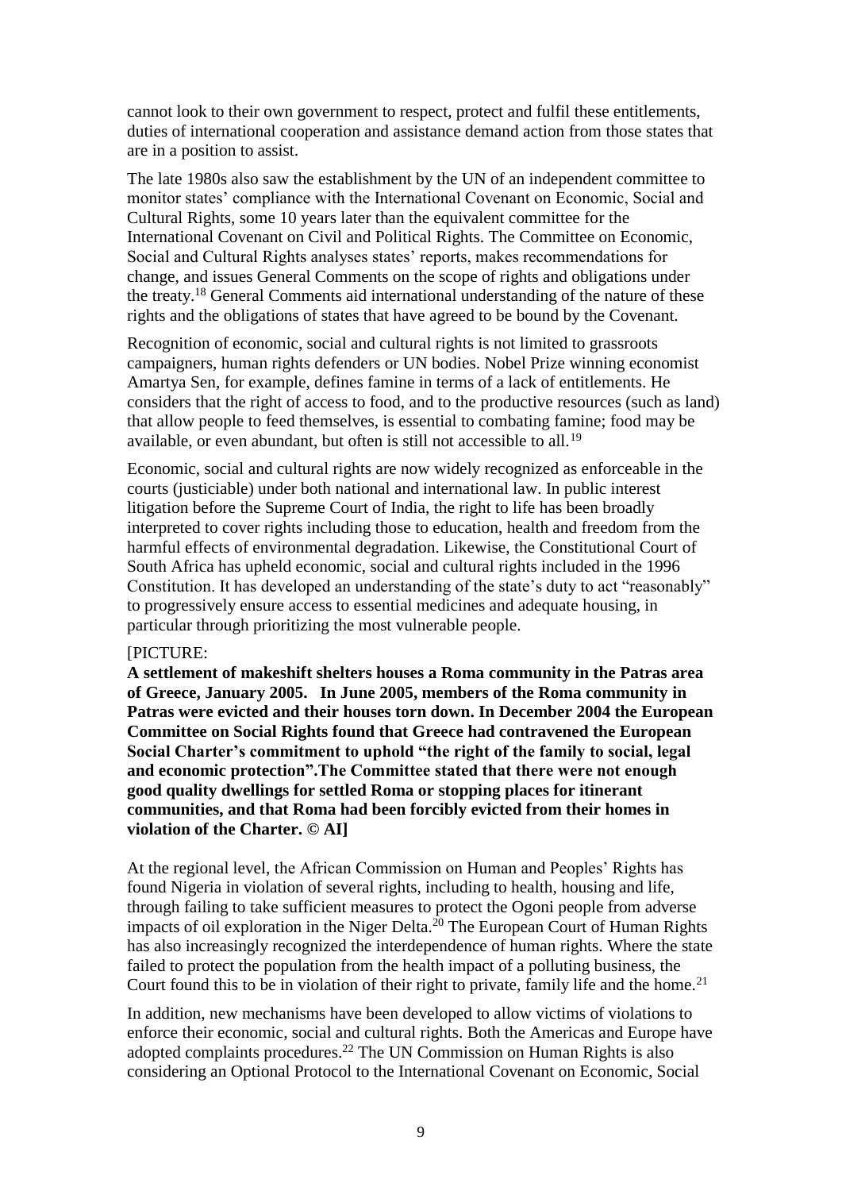cannot look to their own government to respect, protect and fulfil these entitlements, duties of international cooperation and assistance demand action from those states that are in a position to assist.

The late 1980s also saw the establishment by the UN of an independent committee to monitor states' compliance with the International Covenant on Economic, Social and Cultural Rights, some 10 years later than the equivalent committee for the International Covenant on Civil and Political Rights. The Committee on Economic, Social and Cultural Rights analyses states' reports, makes recommendations for change, and issues General Comments on the scope of rights and obligations under the treaty.[18] General Comments aid international understanding of the nature of these rights and the obligations of states that have agreed to be bound by the Covenant.

Recognition of economic, social and cultural rights is not limited to grassroots campaigners, human rights defenders or UN bodies. Nobel Prize winning economist Amartya Sen, for example, defines famine in terms of a lack of entitlements. He considers that the right of access to food, and to the productive resources (such as land) that allow people to feed themselves, is essential to combating famine; food may be available, or even abundant, but often is still not accessible to all.[19]

Economic, social and cultural rights are now widely recognized as enforceable in the courts (justiciable) under both national and international law. In public interest litigation before the Supreme Court of India, the right to life has been broadly interpreted to cover rights including those to education, health and freedom from the harmful effects of environmental degradation. Likewise, the Constitutional Court of South Africa has upheld economic, social and cultural rights included in the 1996 Constitution. It has developed an understanding of the state's duty to act "reasonably" to progressively ensure access to essential medicines and adequate housing, in particular through prioritizing the most vulnerable people.

[PICTURE:
**A settlement of makeshift shelters houses a Roma community in the Patras area of Greece, January 2005. In June 2005, members of the Roma community in Patras were evicted and their houses torn down. In December 2004 the European Committee on Social Rights found that Greece had contravened the European Social Charter's commitment to uphold "the right of the family to social, legal and economic protection".The Committee stated that there were not enough good quality dwellings for settled Roma or stopping places for itinerant communities, and that Roma had been forcibly evicted from their homes in violation of the Charter. © AI]**

At the regional level, the African Commission on Human and Peoples' Rights has found Nigeria in violation of several rights, including to health, housing and life, through failing to take sufficient measures to protect the Ogoni people from adverse impacts of oil exploration in the Niger Delta.[20] The European Court of Human Rights has also increasingly recognized the interdependence of human rights. Where the state failed to protect the population from the health impact of a polluting business, the Court found this to be in violation of their right to private, family life and the home.[21]

In addition, new mechanisms have been developed to allow victims of violations to enforce their economic, social and cultural rights. Both the Americas and Europe have adopted complaints procedures.[22] The UN Commission on Human Rights is also considering an Optional Protocol to the International Covenant on Economic, Social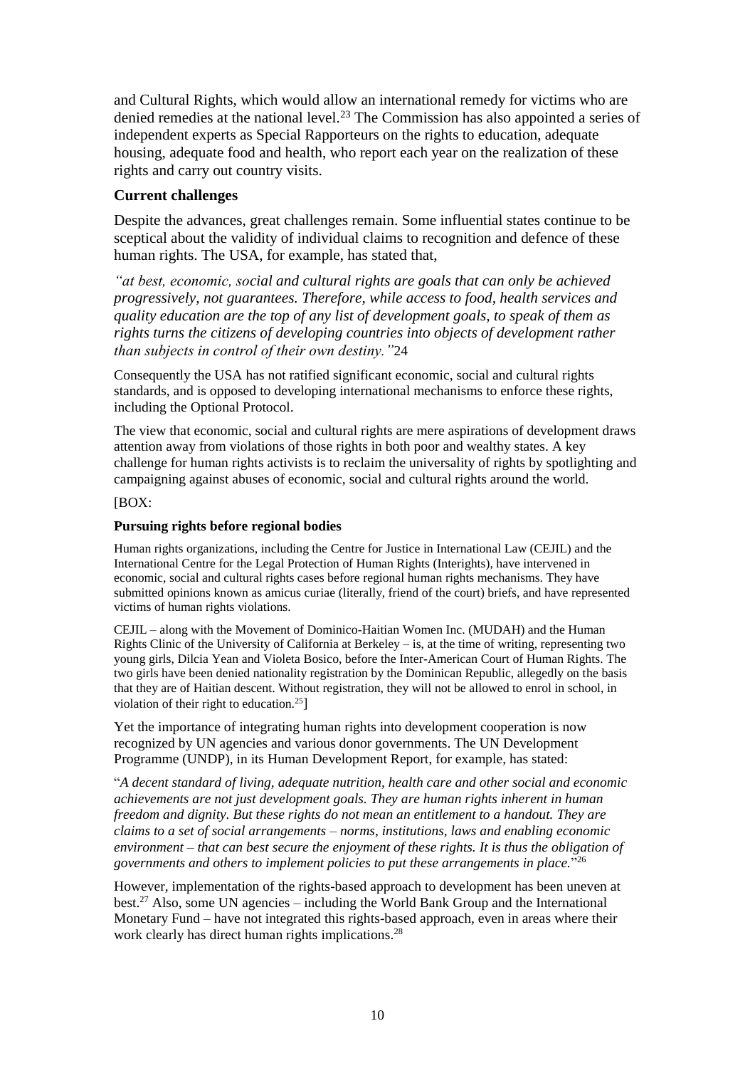and Cultural Rights, which would allow an international remedy for victims who are denied remedies at the national level.[23] The Commission has also appointed a series of independent experts as Special Rapporteurs on the rights to education, adequate housing, adequate food and health, who report each year on the realization of these rights and carry out country visits.

### Current challenges

Despite the advances, great challenges remain. Some influential states continue to be sceptical about the validity of individual claims to recognition and defence of these human rights. The USA, for example, has stated that,

*"at best, economic, social and cultural rights are goals that can only be achieved progressively, not guarantees. Therefore, while access to food, health services and quality education are the top of any list of development goals, to speak of them as rights turns the citizens of developing countries into objects of development rather than subjects in control of their own destiny."*24

Consequently the USA has not ratified significant economic, social and cultural rights standards, and is opposed to developing international mechanisms to enforce these rights, including the Optional Protocol.

The view that economic, social and cultural rights are mere aspirations of development draws attention away from violations of those rights in both poor and wealthy states. A key challenge for human rights activists is to reclaim the universality of rights by spotlighting and campaigning against abuses of economic, social and cultural rights around the world.

[BOX:

**Pursuing rights before regional bodies**

Human rights organizations, including the Centre for Justice in International Law (CEJIL) and the International Centre for the Legal Protection of Human Rights (Interights), have intervened in economic, social and cultural rights cases before regional human rights mechanisms. They have submitted opinions known as amicus curiae (literally, friend of the court) briefs, and have represented victims of human rights violations.

CEJIL – along with the Movement of Dominico-Haitian Women Inc. (MUDAH) and the Human Rights Clinic of the University of California at Berkeley – is, at the time of writing, representing two young girls, Dilcia Yean and Violeta Bosico, before the Inter-American Court of Human Rights. The two girls have been denied nationality registration by the Dominican Republic, allegedly on the basis that they are of Haitian descent. Without registration, they will not be allowed to enrol in school, in violation of their right to education.[25]]

Yet the importance of integrating human rights into development cooperation is now recognized by UN agencies and various donor governments. The UN Development Programme (UNDP), in its Human Development Report, for example, has stated:

"*A decent standard of living, adequate nutrition, health care and other social and economic achievements are not just development goals. They are human rights inherent in human freedom and dignity. But these rights do not mean an entitlement to a handout. They are claims to a set of social arrangements – norms, institutions, laws and enabling economic environment – that can best secure the enjoyment of these rights. It is thus the obligation of governments and others to implement policies to put these arrangements in place.*"[26]

However, implementation of the rights-based approach to development has been uneven at best.[27] Also, some UN agencies – including the World Bank Group and the International Monetary Fund – have not integrated this rights-based approach, even in areas where their work clearly has direct human rights implications.[28]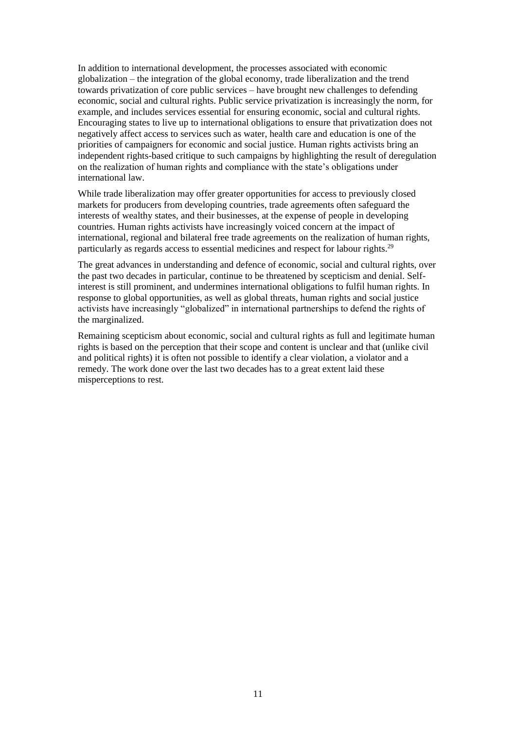In addition to international development, the processes associated with economic globalization – the integration of the global economy, trade liberalization and the trend towards privatization of core public services – have brought new challenges to defending economic, social and cultural rights. Public service privatization is increasingly the norm, for example, and includes services essential for ensuring economic, social and cultural rights. Encouraging states to live up to international obligations to ensure that privatization does not negatively affect access to services such as water, health care and education is one of the priorities of campaigners for economic and social justice. Human rights activists bring an independent rights-based critique to such campaigns by highlighting the result of deregulation on the realization of human rights and compliance with the state's obligations under international law.

While trade liberalization may offer greater opportunities for access to previously closed markets for producers from developing countries, trade agreements often safeguard the interests of wealthy states, and their businesses, at the expense of people in developing countries. Human rights activists have increasingly voiced concern at the impact of international, regional and bilateral free trade agreements on the realization of human rights, particularly as regards access to essential medicines and respect for labour rights.[29]

The great advances in understanding and defence of economic, social and cultural rights, over the past two decades in particular, continue to be threatened by scepticism and denial. Self-interest is still prominent, and undermines international obligations to fulfil human rights. In response to global opportunities, as well as global threats, human rights and social justice activists have increasingly "globalized" in international partnerships to defend the rights of the marginalized.

Remaining scepticism about economic, social and cultural rights as full and legitimate human rights is based on the perception that their scope and content is unclear and that (unlike civil and political rights) it is often not possible to identify a clear violation, a violator and a remedy. The work done over the last two decades has to a great extent laid these misperceptions to rest.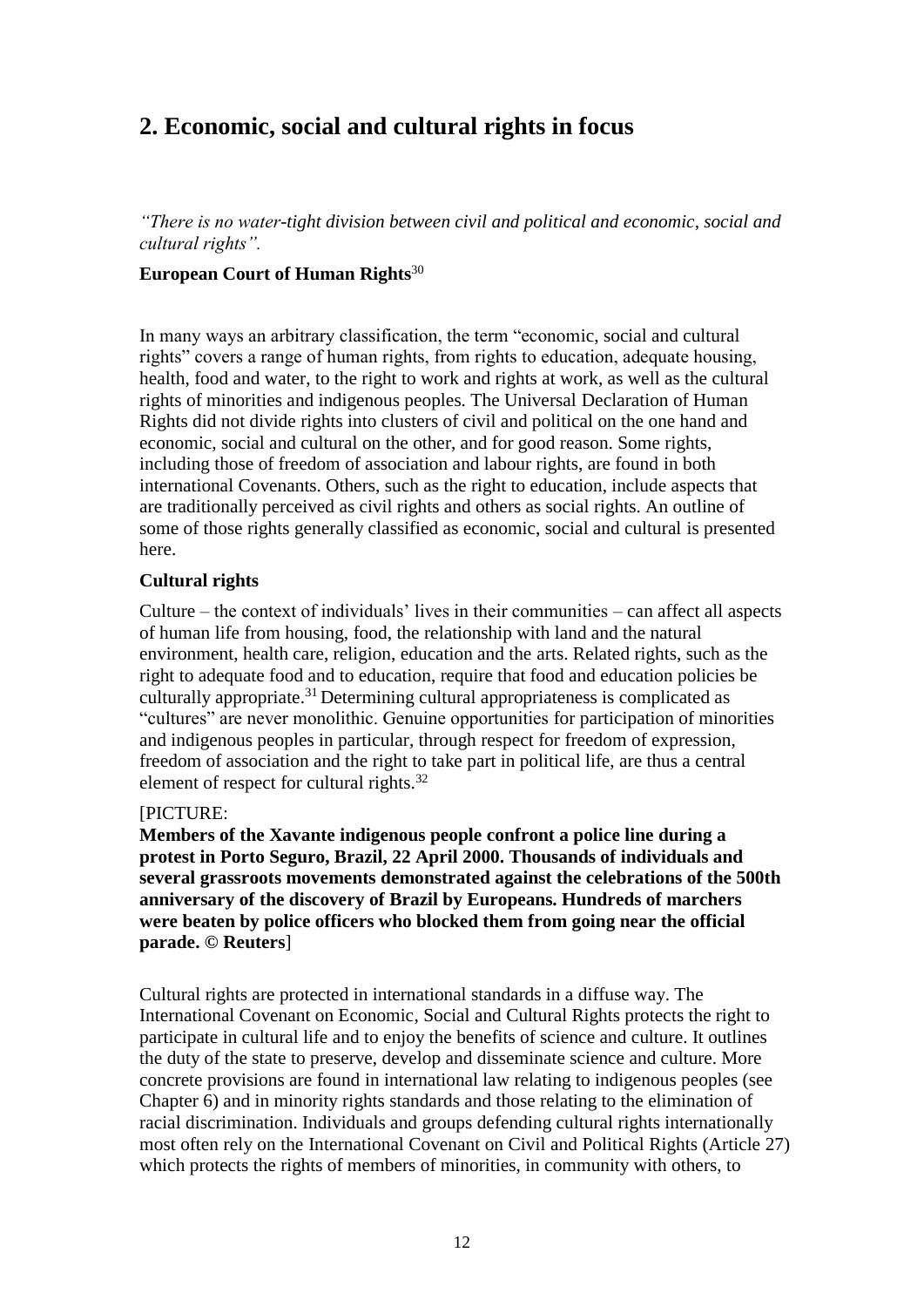## 2. Economic, social and cultural rights in focus

*"There is no water-tight division between civil and political and economic, social and cultural rights".*

**European Court of Human Rights**[30]

In many ways an arbitrary classification, the term "economic, social and cultural rights" covers a range of human rights, from rights to education, adequate housing, health, food and water, to the right to work and rights at work, as well as the cultural rights of minorities and indigenous peoples. The Universal Declaration of Human Rights did not divide rights into clusters of civil and political on the one hand and economic, social and cultural on the other, and for good reason. Some rights, including those of freedom of association and labour rights, are found in both international Covenants. Others, such as the right to education, include aspects that are traditionally perceived as civil rights and others as social rights. An outline of some of those rights generally classified as economic, social and cultural is presented here.

### Cultural rights

Culture – the context of individuals' lives in their communities – can affect all aspects of human life from housing, food, the relationship with land and the natural environment, health care, religion, education and the arts. Related rights, such as the right to adequate food and to education, require that food and education policies be culturally appropriate.[31] Determining cultural appropriateness is complicated as "cultures" are never monolithic. Genuine opportunities for participation of minorities and indigenous peoples in particular, through respect for freedom of expression, freedom of association and the right to take part in political life, are thus a central element of respect for cultural rights.[32]

[PICTURE:
**Members of the Xavante indigenous people confront a police line during a protest in Porto Seguro, Brazil, 22 April 2000. Thousands of individuals and several grassroots movements demonstrated against the celebrations of the 500th anniversary of the discovery of Brazil by Europeans. Hundreds of marchers were beaten by police officers who blocked them from going near the official parade. © Reuters**]

Cultural rights are protected in international standards in a diffuse way. The International Covenant on Economic, Social and Cultural Rights protects the right to participate in cultural life and to enjoy the benefits of science and culture. It outlines the duty of the state to preserve, develop and disseminate science and culture. More concrete provisions are found in international law relating to indigenous peoples (see Chapter 6) and in minority rights standards and those relating to the elimination of racial discrimination. Individuals and groups defending cultural rights internationally most often rely on the International Covenant on Civil and Political Rights (Article 27) which protects the rights of members of minorities, in community with others, to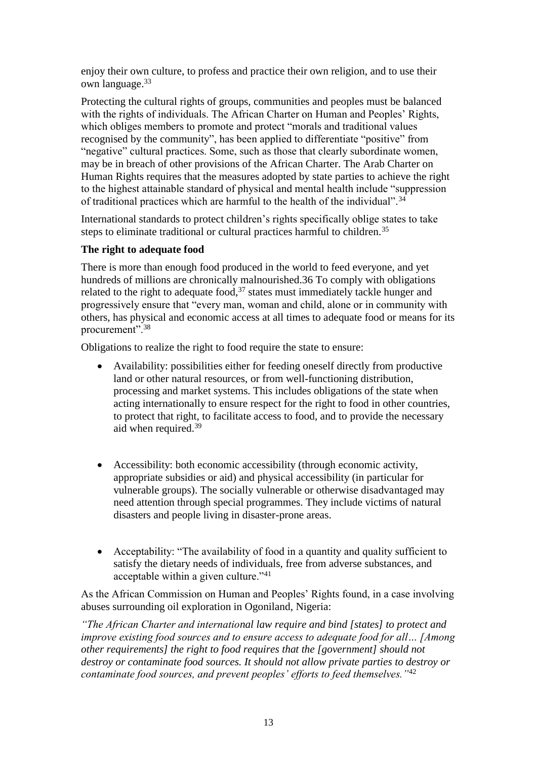enjoy their own culture, to profess and practice their own religion, and to use their own language.[33]

Protecting the cultural rights of groups, communities and peoples must be balanced with the rights of individuals. The African Charter on Human and Peoples' Rights, which obliges members to promote and protect "morals and traditional values recognised by the community", has been applied to differentiate "positive" from "negative" cultural practices. Some, such as those that clearly subordinate women, may be in breach of other provisions of the African Charter. The Arab Charter on Human Rights requires that the measures adopted by state parties to achieve the right to the highest attainable standard of physical and mental health include "suppression of traditional practices which are harmful to the health of the individual".[34]

International standards to protect children's rights specifically oblige states to take steps to eliminate traditional or cultural practices harmful to children.[35]

**The right to adequate food**

There is more than enough food produced in the world to feed everyone, and yet hundreds of millions are chronically malnourished.36 To comply with obligations related to the right to adequate food,[37] states must immediately tackle hunger and progressively ensure that "every man, woman and child, alone or in community with others, has physical and economic access at all times to adequate food or means for its procurement".[38]

Obligations to realize the right to food require the state to ensure:

- Availability: possibilities either for feeding oneself directly from productive land or other natural resources, or from well-functioning distribution, processing and market systems. This includes obligations of the state when acting internationally to ensure respect for the right to food in other countries, to protect that right, to facilitate access to food, and to provide the necessary aid when required.[39]
- Accessibility: both economic accessibility (through economic activity, appropriate subsidies or aid) and physical accessibility (in particular for vulnerable groups). The socially vulnerable or otherwise disadvantaged may need attention through special programmes. They include victims of natural disasters and people living in disaster-prone areas.
- Acceptability: "The availability of food in a quantity and quality sufficient to satisfy the dietary needs of individuals, free from adverse substances, and acceptable within a given culture."[41]

As the African Commission on Human and Peoples' Rights found, in a case involving abuses surrounding oil exploration in Ogoniland, Nigeria:

*"The African Charter and international law require and bind [states] to protect and improve existing food sources and to ensure access to adequate food for all… [Among other requirements] the right to food requires that the [government] should not destroy or contaminate food sources. It should not allow private parties to destroy or contaminate food sources, and prevent peoples' efforts to feed themselves."*[42]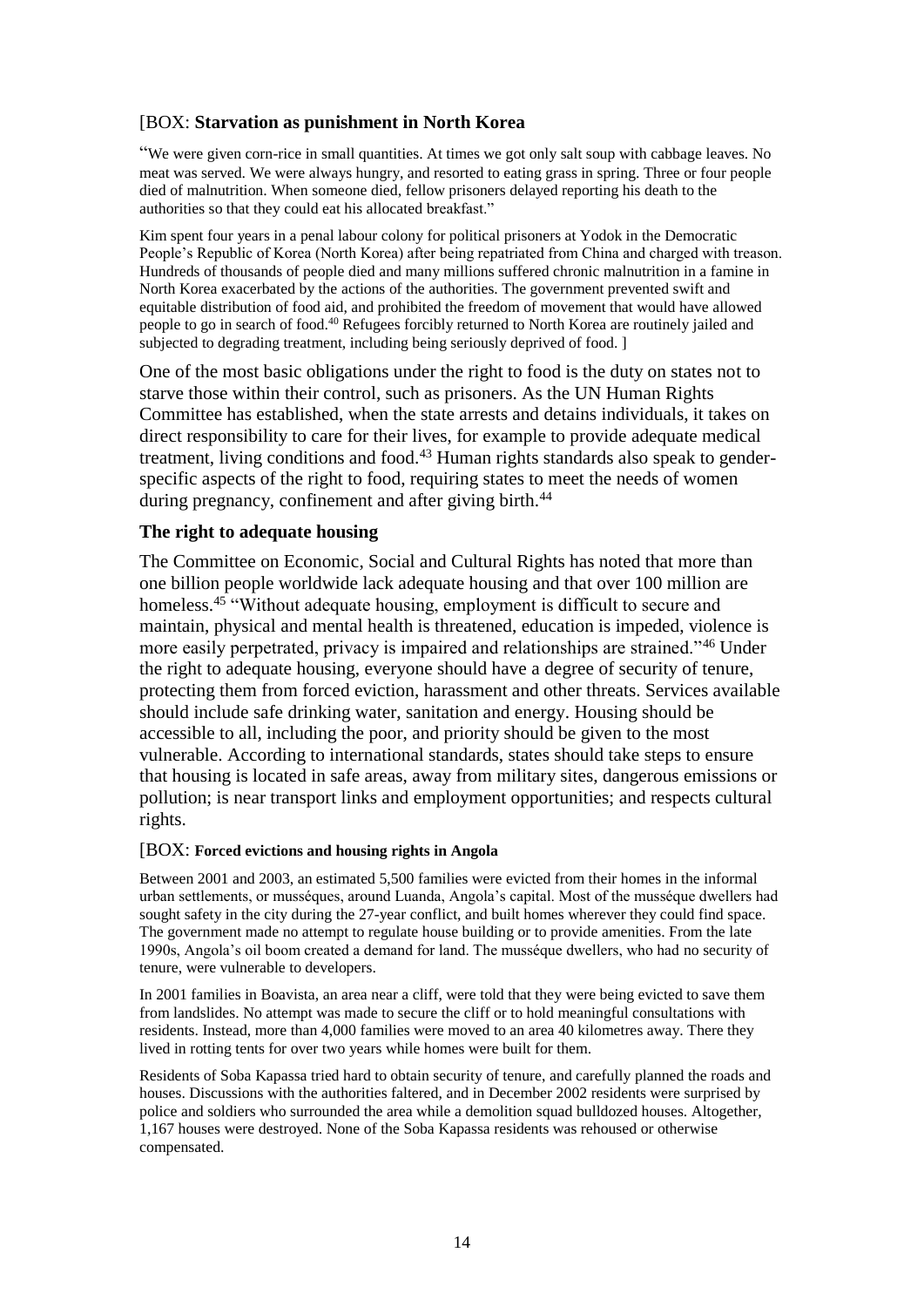[BOX: **Starvation as punishment in North Korea**

"We were given corn-rice in small quantities. At times we got only salt soup with cabbage leaves. No meat was served. We were always hungry, and resorted to eating grass in spring. Three or four people died of malnutrition. When someone died, fellow prisoners delayed reporting his death to the authorities so that they could eat his allocated breakfast."

Kim spent four years in a penal labour colony for political prisoners at Yodok in the Democratic People's Republic of Korea (North Korea) after being repatriated from China and charged with treason. Hundreds of thousands of people died and many millions suffered chronic malnutrition in a famine in North Korea exacerbated by the actions of the authorities. The government prevented swift and equitable distribution of food aid, and prohibited the freedom of movement that would have allowed people to go in search of food.[40] Refugees forcibly returned to North Korea are routinely jailed and subjected to degrading treatment, including being seriously deprived of food. ]

One of the most basic obligations under the right to food is the duty on states not to starve those within their control, such as prisoners. As the UN Human Rights Committee has established, when the state arrests and detains individuals, it takes on direct responsibility to care for their lives, for example to provide adequate medical treatment, living conditions and food.[43] Human rights standards also speak to gender-specific aspects of the right to food, requiring states to meet the needs of women during pregnancy, confinement and after giving birth.[44]

### The right to adequate housing

The Committee on Economic, Social and Cultural Rights has noted that more than one billion people worldwide lack adequate housing and that over 100 million are homeless.[45] "Without adequate housing, employment is difficult to secure and maintain, physical and mental health is threatened, education is impeded, violence is more easily perpetrated, privacy is impaired and relationships are strained."[46] Under the right to adequate housing, everyone should have a degree of security of tenure, protecting them from forced eviction, harassment and other threats. Services available should include safe drinking water, sanitation and energy. Housing should be accessible to all, including the poor, and priority should be given to the most vulnerable. According to international standards, states should take steps to ensure that housing is located in safe areas, away from military sites, dangerous emissions or pollution; is near transport links and employment opportunities; and respects cultural rights.

[BOX: **Forced evictions and housing rights in Angola**

Between 2001 and 2003, an estimated 5,500 families were evicted from their homes in the informal urban settlements, or muss&eacute;ques, around Luanda, Angola's capital. Most of the muss&eacute;que dwellers had sought safety in the city during the 27-year conflict, and built homes wherever they could find space. The government made no attempt to regulate house building or to provide amenities. From the late 1990s, Angola's oil boom created a demand for land. The muss&eacute;que dwellers, who had no security of tenure, were vulnerable to developers.

In 2001 families in Boavista, an area near a cliff, were told that they were being evicted to save them from landslides. No attempt was made to secure the cliff or to hold meaningful consultations with residents. Instead, more than 4,000 families were moved to an area 40 kilometres away. There they lived in rotting tents for over two years while homes were built for them.

Residents of Soba Kapassa tried hard to obtain security of tenure, and carefully planned the roads and houses. Discussions with the authorities faltered, and in December 2002 residents were surprised by police and soldiers who surrounded the area while a demolition squad bulldozed houses. Altogether, 1,167 houses were destroyed. None of the Soba Kapassa residents was rehoused or otherwise compensated.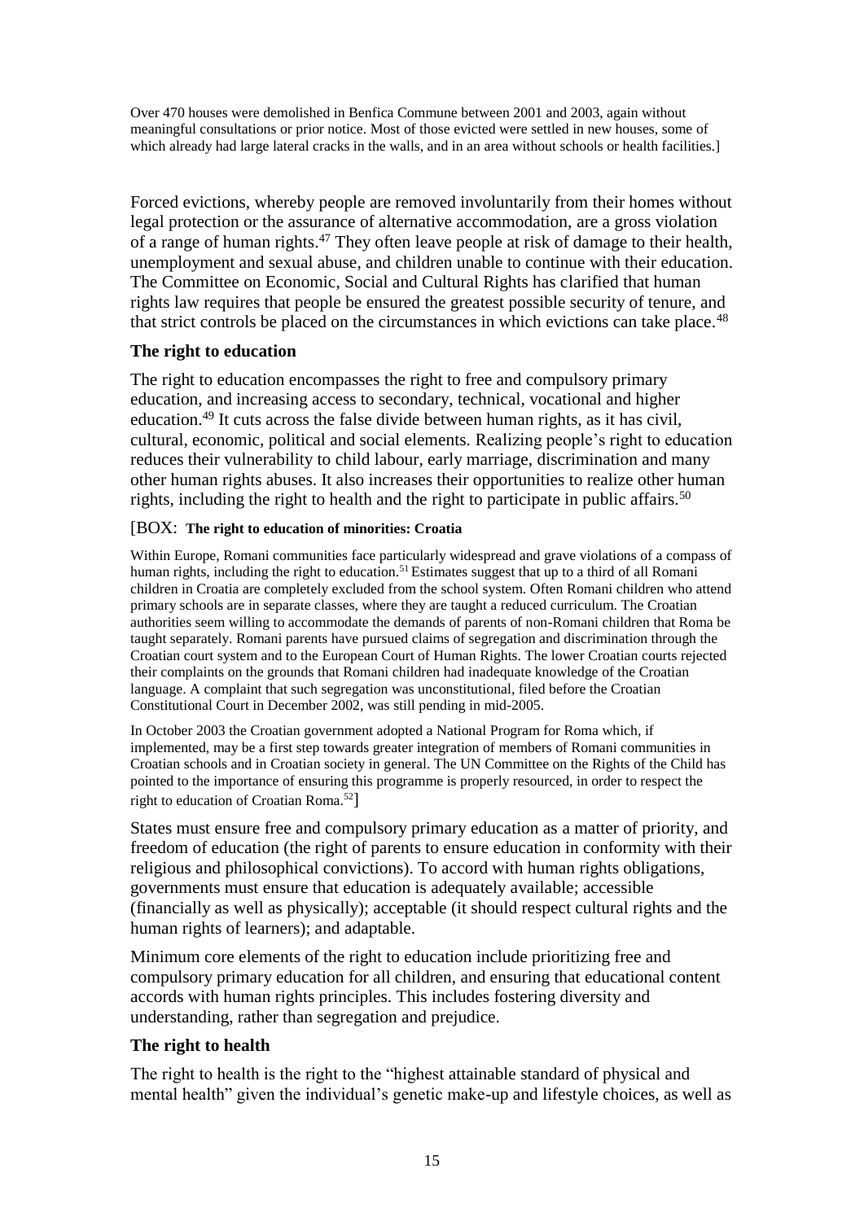Over 470 houses were demolished in Benfica Commune between 2001 and 2003, again without meaningful consultations or prior notice. Most of those evicted were settled in new houses, some of which already had large lateral cracks in the walls, and in an area without schools or health facilities.]

Forced evictions, whereby people are removed involuntarily from their homes without legal protection or the assurance of alternative accommodation, are a gross violation of a range of human rights.[47] They often leave people at risk of damage to their health, unemployment and sexual abuse, and children unable to continue with their education. The Committee on Economic, Social and Cultural Rights has clarified that human rights law requires that people be ensured the greatest possible security of tenure, and that strict controls be placed on the circumstances in which evictions can take place.[48]

### The right to education

The right to education encompasses the right to free and compulsory primary education, and increasing access to secondary, technical, vocational and higher education.[49] It cuts across the false divide between human rights, as it has civil, cultural, economic, political and social elements. Realizing people's right to education reduces their vulnerability to child labour, early marriage, discrimination and many other human rights abuses. It also increases their opportunities to realize other human rights, including the right to health and the right to participate in public affairs.[50]

[BOX: **The right to education of minorities: Croatia**

Within Europe, Romani communities face particularly widespread and grave violations of a compass of human rights, including the right to education.[51] Estimates suggest that up to a third of all Romani children in Croatia are completely excluded from the school system. Often Romani children who attend primary schools are in separate classes, where they are taught a reduced curriculum. The Croatian authorities seem willing to accommodate the demands of parents of non-Romani children that Roma be taught separately. Romani parents have pursued claims of segregation and discrimination through the Croatian court system and to the European Court of Human Rights. The lower Croatian courts rejected their complaints on the grounds that Romani children had inadequate knowledge of the Croatian language. A complaint that such segregation was unconstitutional, filed before the Croatian Constitutional Court in December 2002, was still pending in mid-2005.

In October 2003 the Croatian government adopted a National Program for Roma which, if implemented, may be a first step towards greater integration of members of Romani communities in Croatian schools and in Croatian society in general. The UN Committee on the Rights of the Child has pointed to the importance of ensuring this programme is properly resourced, in order to respect the right to education of Croatian Roma.[52]]

States must ensure free and compulsory primary education as a matter of priority, and freedom of education (the right of parents to ensure education in conformity with their religious and philosophical convictions). To accord with human rights obligations, governments must ensure that education is adequately available; accessible (financially as well as physically); acceptable (it should respect cultural rights and the human rights of learners); and adaptable.

Minimum core elements of the right to education include prioritizing free and compulsory primary education for all children, and ensuring that educational content accords with human rights principles. This includes fostering diversity and understanding, rather than segregation and prejudice.

### The right to health

The right to health is the right to the "highest attainable standard of physical and mental health" given the individual's genetic make-up and lifestyle choices, as well as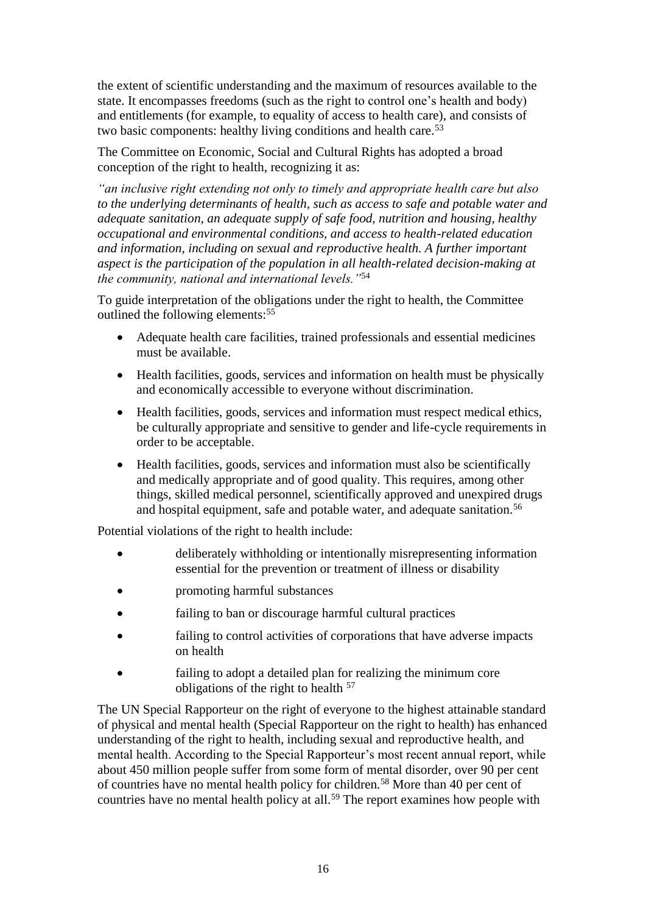the extent of scientific understanding and the maximum of resources available to the state. It encompasses freedoms (such as the right to control one's health and body) and entitlements (for example, to equality of access to health care), and consists of two basic components: healthy living conditions and health care.[53]

The Committee on Economic, Social and Cultural Rights has adopted a broad conception of the right to health, recognizing it as:

*"an inclusive right extending not only to timely and appropriate health care but also to the underlying determinants of health, such as access to safe and potable water and adequate sanitation, an adequate supply of safe food, nutrition and housing, healthy occupational and environmental conditions, and access to health-related education and information, including on sexual and reproductive health. A further important aspect is the participation of the population in all health-related decision-making at the community, national and international levels."*[54]

To guide interpretation of the obligations under the right to health, the Committee outlined the following elements:[55]

- Adequate health care facilities, trained professionals and essential medicines must be available.
- Health facilities, goods, services and information on health must be physically and economically accessible to everyone without discrimination.
- Health facilities, goods, services and information must respect medical ethics, be culturally appropriate and sensitive to gender and life-cycle requirements in order to be acceptable.
- Health facilities, goods, services and information must also be scientifically and medically appropriate and of good quality. This requires, among other things, skilled medical personnel, scientifically approved and unexpired drugs and hospital equipment, safe and potable water, and adequate sanitation.[56]

Potential violations of the right to health include:

- deliberately withholding or intentionally misrepresenting information essential for the prevention or treatment of illness or disability
- promoting harmful substances
- failing to ban or discourage harmful cultural practices
- failing to control activities of corporations that have adverse impacts on health
- failing to adopt a detailed plan for realizing the minimum core obligations of the right to health [57]

The UN Special Rapporteur on the right of everyone to the highest attainable standard of physical and mental health (Special Rapporteur on the right to health) has enhanced understanding of the right to health, including sexual and reproductive health, and mental health. According to the Special Rapporteur's most recent annual report, while about 450 million people suffer from some form of mental disorder, over 90 per cent of countries have no mental health policy for children.[58] More than 40 per cent of countries have no mental health policy at all.[59] The report examines how people with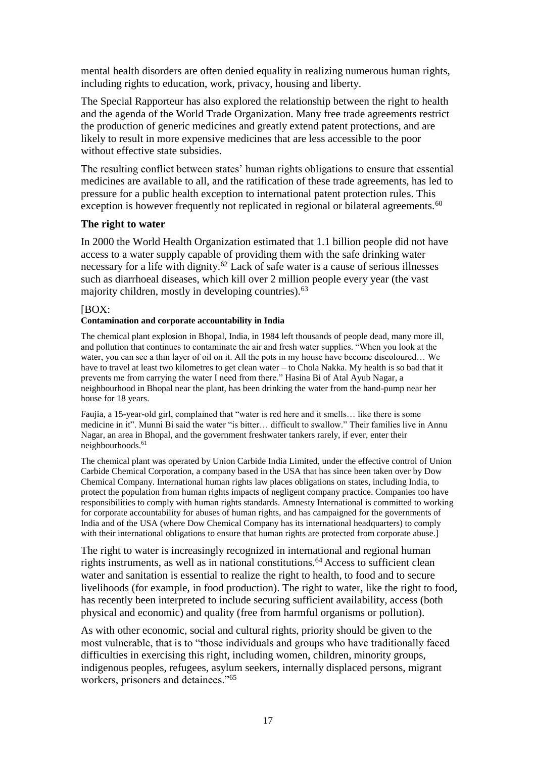mental health disorders are often denied equality in realizing numerous human rights, including rights to education, work, privacy, housing and liberty.

The Special Rapporteur has also explored the relationship between the right to health and the agenda of the World Trade Organization. Many free trade agreements restrict the production of generic medicines and greatly extend patent protections, and are likely to result in more expensive medicines that are less accessible to the poor without effective state subsidies.

The resulting conflict between states' human rights obligations to ensure that essential medicines are available to all, and the ratification of these trade agreements, has led to pressure for a public health exception to international patent protection rules. This exception is however frequently not replicated in regional or bilateral agreements.[60]

### The right to water

In 2000 the World Health Organization estimated that 1.1 billion people did not have access to a water supply capable of providing them with the safe drinking water necessary for a life with dignity.[62] Lack of safe water is a cause of serious illnesses such as diarrhoeal diseases, which kill over 2 million people every year (the vast majority children, mostly in developing countries).[63]

[BOX:

**Contamination and corporate accountability in India**

The chemical plant explosion in Bhopal, India, in 1984 left thousands of people dead, many more ill, and pollution that continues to contaminate the air and fresh water supplies. "When you look at the water, you can see a thin layer of oil on it. All the pots in my house have become discoloured… We have to travel at least two kilometres to get clean water – to Chola Nakka. My health is so bad that it prevents me from carrying the water I need from there." Hasina Bi of Atal Ayub Nagar, a neighbourhood in Bhopal near the plant, has been drinking the water from the hand-pump near her house for 18 years.

Faujia, a 15-year-old girl, complained that "water is red here and it smells… like there is some medicine in it". Munni Bi said the water "is bitter… difficult to swallow." Their families live in Annu Nagar, an area in Bhopal, and the government freshwater tankers rarely, if ever, enter their neighbourhoods.[61]

The chemical plant was operated by Union Carbide India Limited, under the effective control of Union Carbide Chemical Corporation, a company based in the USA that has since been taken over by Dow Chemical Company. International human rights law places obligations on states, including India, to protect the population from human rights impacts of negligent company practice. Companies too have responsibilities to comply with human rights standards. Amnesty International is committed to working for corporate accountability for abuses of human rights, and has campaigned for the governments of India and of the USA (where Dow Chemical Company has its international headquarters) to comply with their international obligations to ensure that human rights are protected from corporate abuse.]

The right to water is increasingly recognized in international and regional human rights instruments, as well as in national constitutions.[64] Access to sufficient clean water and sanitation is essential to realize the right to health, to food and to secure livelihoods (for example, in food production). The right to water, like the right to food, has recently been interpreted to include securing sufficient availability, access (both physical and economic) and quality (free from harmful organisms or pollution).

As with other economic, social and cultural rights, priority should be given to the most vulnerable, that is to "those individuals and groups who have traditionally faced difficulties in exercising this right, including women, children, minority groups, indigenous peoples, refugees, asylum seekers, internally displaced persons, migrant workers, prisoners and detainees."[65]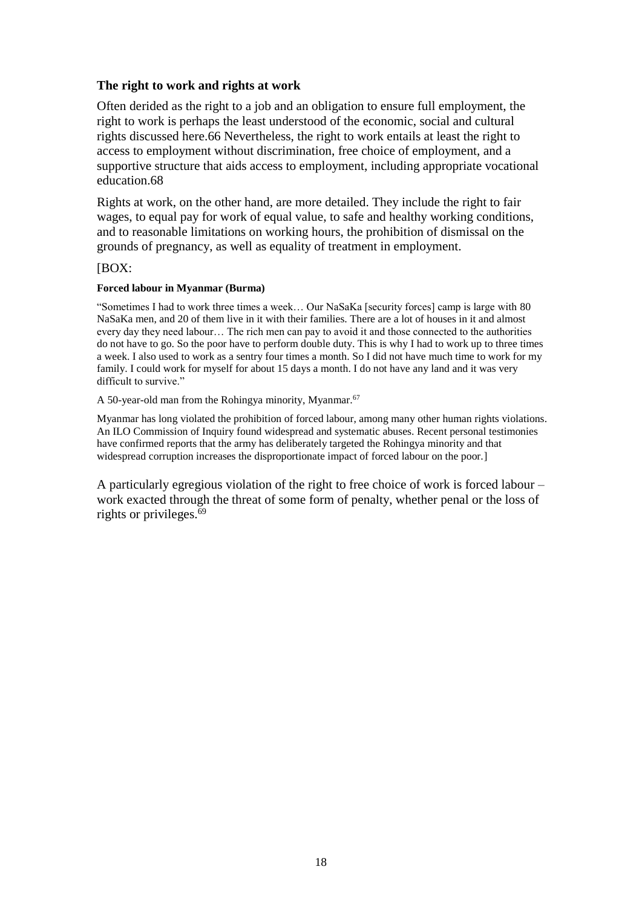### The right to work and rights at work

Often derided as the right to a job and an obligation to ensure full employment, the right to work is perhaps the least understood of the economic, social and cultural rights discussed here.66 Nevertheless, the right to work entails at least the right to access to employment without discrimination, free choice of employment, and a supportive structure that aids access to employment, including appropriate vocational education.68

Rights at work, on the other hand, are more detailed. They include the right to fair wages, to equal pay for work of equal value, to safe and healthy working conditions, and to reasonable limitations on working hours, the prohibition of dismissal on the grounds of pregnancy, as well as equality of treatment in employment.

[BOX:

**Forced labour in Myanmar (Burma)**

"Sometimes I had to work three times a week… Our NaSaKa [security forces] camp is large with 80 NaSaKa men, and 20 of them live in it with their families. There are a lot of houses in it and almost every day they need labour… The rich men can pay to avoid it and those connected to the authorities do not have to go. So the poor have to perform double duty. This is why I had to work up to three times a week. I also used to work as a sentry four times a month. So I did not have much time to work for my family. I could work for myself for about 15 days a month. I do not have any land and it was very difficult to survive."

A 50-year-old man from the Rohingya minority, Myanmar.[67]

Myanmar has long violated the prohibition of forced labour, among many other human rights violations. An ILO Commission of Inquiry found widespread and systematic abuses. Recent personal testimonies have confirmed reports that the army has deliberately targeted the Rohingya minority and that widespread corruption increases the disproportionate impact of forced labour on the poor.]

A particularly egregious violation of the right to free choice of work is forced labour – work exacted through the threat of some form of penalty, whether penal or the loss of rights or privileges.[69]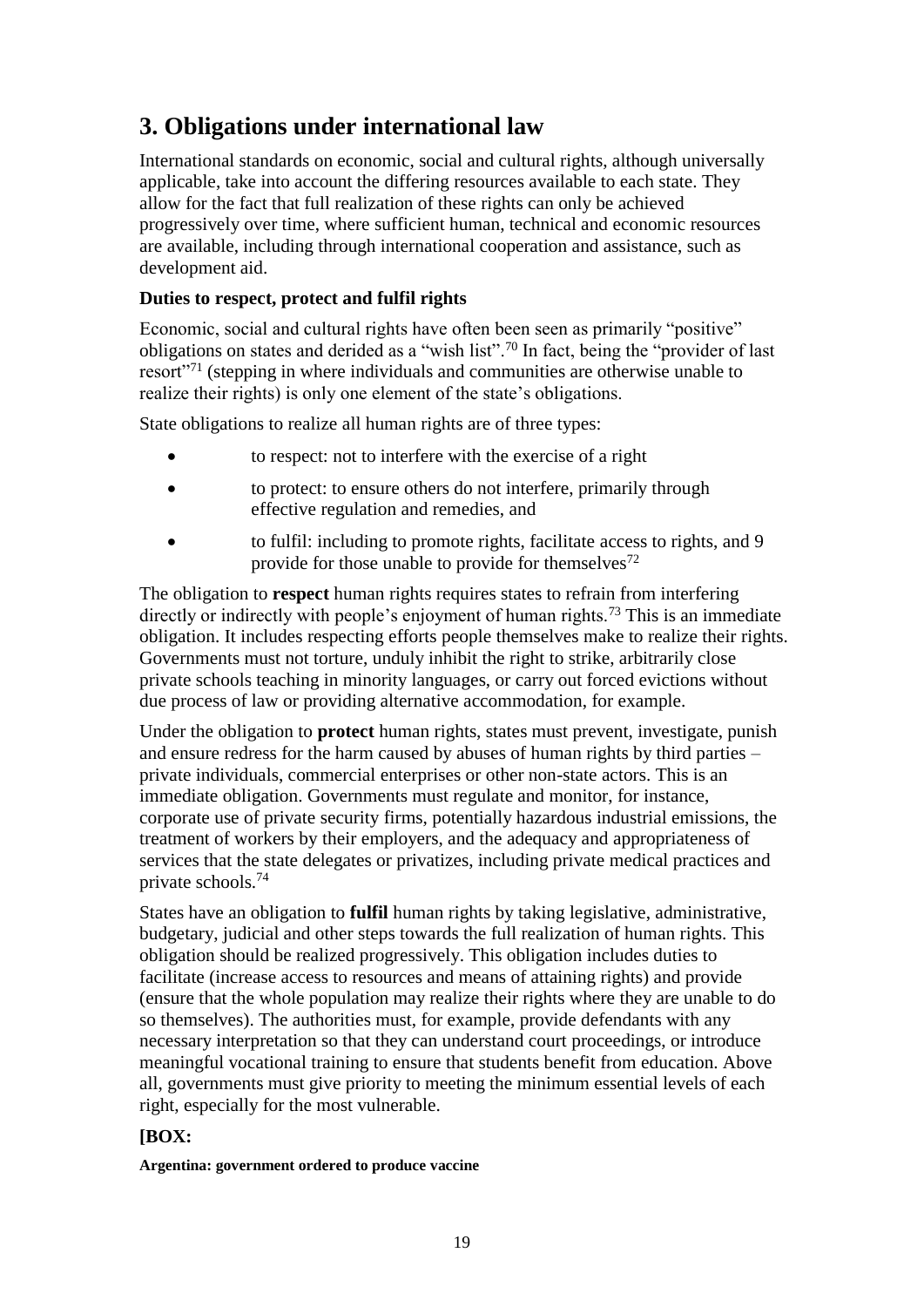## 3. Obligations under international law

International standards on economic, social and cultural rights, although universally applicable, take into account the differing resources available to each state. They allow for the fact that full realization of these rights can only be achieved progressively over time, where sufficient human, technical and economic resources are available, including through international cooperation and assistance, such as development aid.

**Duties to respect, protect and fulfil rights**

Economic, social and cultural rights have often been seen as primarily "positive" obligations on states and derided as a "wish list".[70] In fact, being the "provider of last resort"[71] (stepping in where individuals and communities are otherwise unable to realize their rights) is only one element of the state's obligations.

State obligations to realize all human rights are of three types:

- to respect: not to interfere with the exercise of a right
- to protect: to ensure others do not interfere, primarily through effective regulation and remedies, and
- to fulfil: including to promote rights, facilitate access to rights, and 9 provide for those unable to provide for themselves[72]

The obligation to **respect** human rights requires states to refrain from interfering directly or indirectly with people's enjoyment of human rights.[73] This is an immediate obligation. It includes respecting efforts people themselves make to realize their rights. Governments must not torture, unduly inhibit the right to strike, arbitrarily close private schools teaching in minority languages, or carry out forced evictions without due process of law or providing alternative accommodation, for example.

Under the obligation to **protect** human rights, states must prevent, investigate, punish and ensure redress for the harm caused by abuses of human rights by third parties – private individuals, commercial enterprises or other non-state actors. This is an immediate obligation. Governments must regulate and monitor, for instance, corporate use of private security firms, potentially hazardous industrial emissions, the treatment of workers by their employers, and the adequacy and appropriateness of services that the state delegates or privatizes, including private medical practices and private schools.[74]

States have an obligation to **fulfil** human rights by taking legislative, administrative, budgetary, judicial and other steps towards the full realization of human rights. This obligation should be realized progressively. This obligation includes duties to facilitate (increase access to resources and means of attaining rights) and provide (ensure that the whole population may realize their rights where they are unable to do so themselves). The authorities must, for example, provide defendants with any necessary interpretation so that they can understand court proceedings, or introduce meaningful vocational training to ensure that students benefit from education. Above all, governments must give priority to meeting the minimum essential levels of each right, especially for the most vulnerable.

**[BOX:**

**Argentina: government ordered to produce vaccine**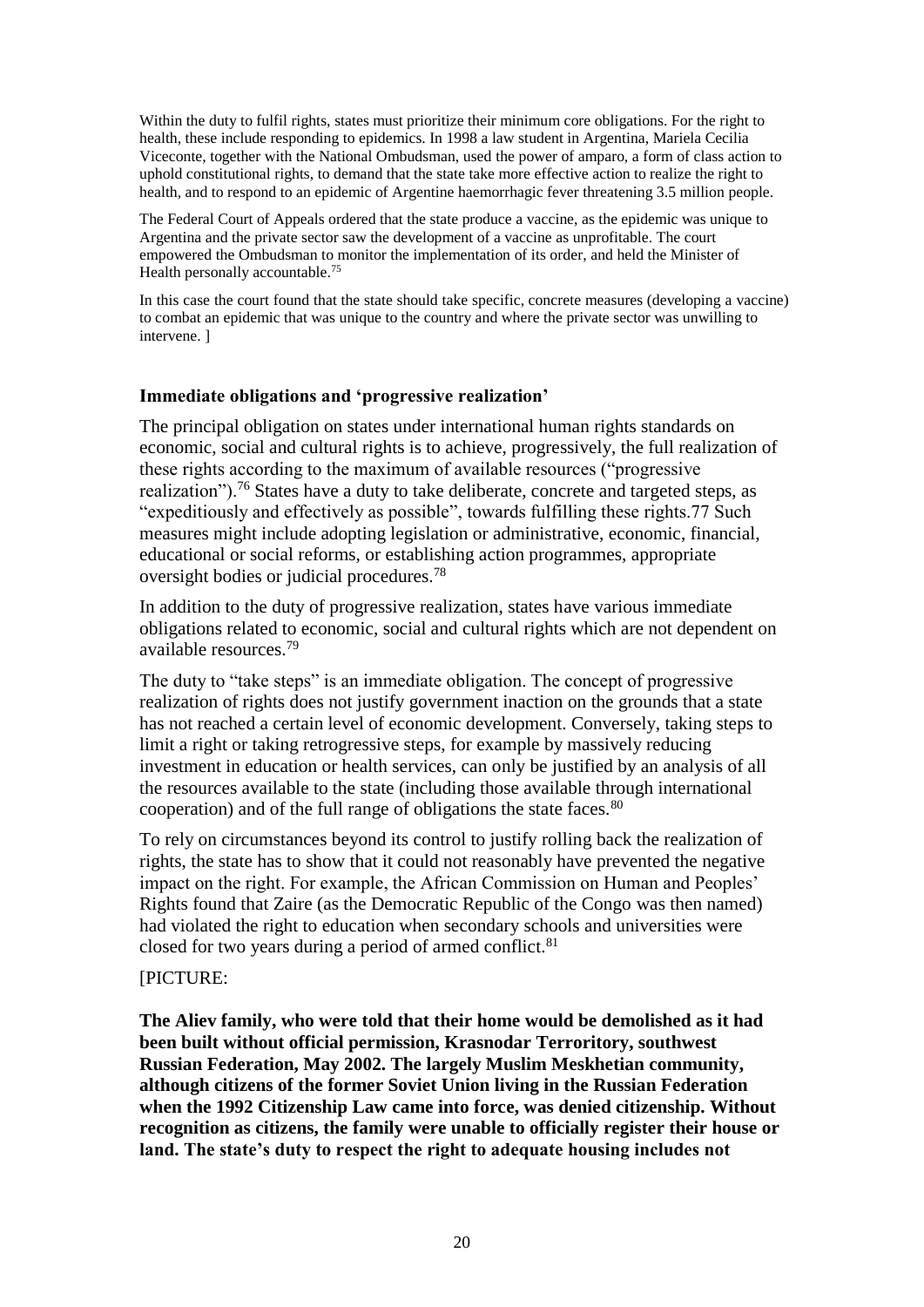Within the duty to fulfil rights, states must prioritize their minimum core obligations. For the right to health, these include responding to epidemics. In 1998 a law student in Argentina, Mariela Cecilia Viceconte, together with the National Ombudsman, used the power of amparo, a form of class action to uphold constitutional rights, to demand that the state take more effective action to realize the right to health, and to respond to an epidemic of Argentine haemorrhagic fever threatening 3.5 million people.

The Federal Court of Appeals ordered that the state produce a vaccine, as the epidemic was unique to Argentina and the private sector saw the development of a vaccine as unprofitable. The court empowered the Ombudsman to monitor the implementation of its order, and held the Minister of Health personally accountable.[75]

In this case the court found that the state should take specific, concrete measures (developing a vaccine) to combat an epidemic that was unique to the country and where the private sector was unwilling to intervene. ]

### Immediate obligations and 'progressive realization'

The principal obligation on states under international human rights standards on economic, social and cultural rights is to achieve, progressively, the full realization of these rights according to the maximum of available resources ("progressive realization").[76] States have a duty to take deliberate, concrete and targeted steps, as "expeditiously and effectively as possible", towards fulfilling these rights.77 Such measures might include adopting legislation or administrative, economic, financial, educational or social reforms, or establishing action programmes, appropriate oversight bodies or judicial procedures.[78]

In addition to the duty of progressive realization, states have various immediate obligations related to economic, social and cultural rights which are not dependent on available resources.[79]

The duty to "take steps" is an immediate obligation. The concept of progressive realization of rights does not justify government inaction on the grounds that a state has not reached a certain level of economic development. Conversely, taking steps to limit a right or taking retrogressive steps, for example by massively reducing investment in education or health services, can only be justified by an analysis of all the resources available to the state (including those available through international cooperation) and of the full range of obligations the state faces.[80]

To rely on circumstances beyond its control to justify rolling back the realization of rights, the state has to show that it could not reasonably have prevented the negative impact on the right. For example, the African Commission on Human and Peoples' Rights found that Zaire (as the Democratic Republic of the Congo was then named) had violated the right to education when secondary schools and universities were closed for two years during a period of armed conflict.[81]

[PICTURE:

**The Aliev family, who were told that their home would be demolished as it had been built without official permission, Krasnodar Terroritory, southwest Russian Federation, May 2002. The largely Muslim Meskhetian community, although citizens of the former Soviet Union living in the Russian Federation when the 1992 Citizenship Law came into force, was denied citizenship. Without recognition as citizens, the family were unable to officially register their house or land. The state's duty to respect the right to adequate housing includes not**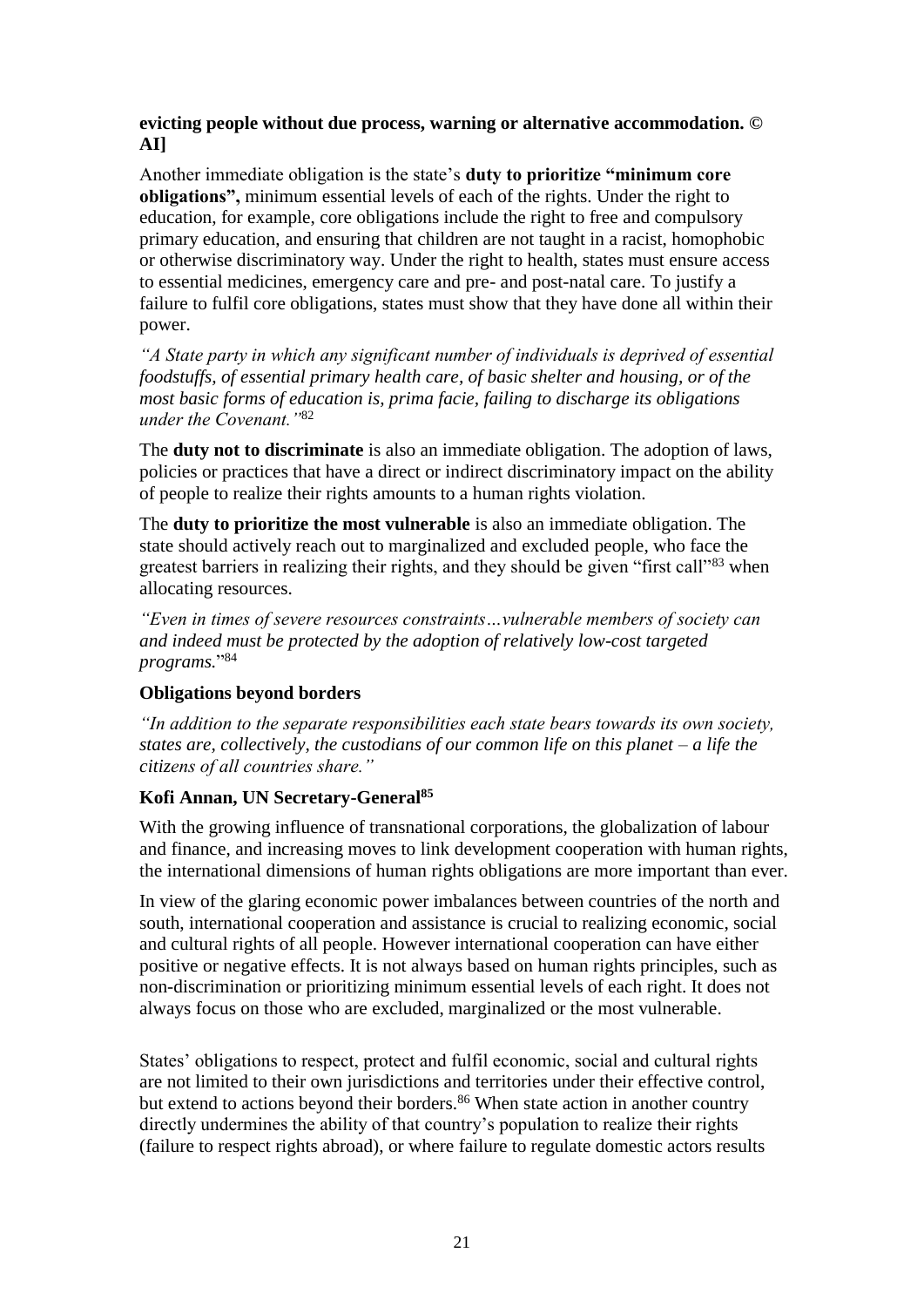**evicting people without due process, warning or alternative accommodation. © AI]**

Another immediate obligation is the state's **duty to prioritize "minimum core obligations",** minimum essential levels of each of the rights. Under the right to education, for example, core obligations include the right to free and compulsory primary education, and ensuring that children are not taught in a racist, homophobic or otherwise discriminatory way. Under the right to health, states must ensure access to essential medicines, emergency care and pre- and post-natal care. To justify a failure to fulfil core obligations, states must show that they have done all within their power.

*"A State party in which any significant number of individuals is deprived of essential foodstuffs, of essential primary health care, of basic shelter and housing, or of the most basic forms of education is, prima facie, failing to discharge its obligations under the Covenant."*[82]

The **duty not to discriminate** is also an immediate obligation. The adoption of laws, policies or practices that have a direct or indirect discriminatory impact on the ability of people to realize their rights amounts to a human rights violation.

The **duty to prioritize the most vulnerable** is also an immediate obligation. The state should actively reach out to marginalized and excluded people, who face the greatest barriers in realizing their rights, and they should be given "first call"[83] when allocating resources.

*"Even in times of severe resources constraints…vulnerable members of society can and indeed must be protected by the adoption of relatively low-cost targeted programs."*[84]

**Obligations beyond borders**

*"In addition to the separate responsibilities each state bears towards its own society, states are, collectively, the custodians of our common life on this planet – a life the citizens of all countries share."*

**Kofi Annan, UN Secretary-General[85]**

With the growing influence of transnational corporations, the globalization of labour and finance, and increasing moves to link development cooperation with human rights, the international dimensions of human rights obligations are more important than ever.

In view of the glaring economic power imbalances between countries of the north and south, international cooperation and assistance is crucial to realizing economic, social and cultural rights of all people. However international cooperation can have either positive or negative effects. It is not always based on human rights principles, such as non-discrimination or prioritizing minimum essential levels of each right. It does not always focus on those who are excluded, marginalized or the most vulnerable.

States' obligations to respect, protect and fulfil economic, social and cultural rights are not limited to their own jurisdictions and territories under their effective control, but extend to actions beyond their borders.[86] When state action in another country directly undermines the ability of that country's population to realize their rights (failure to respect rights abroad), or where failure to regulate domestic actors results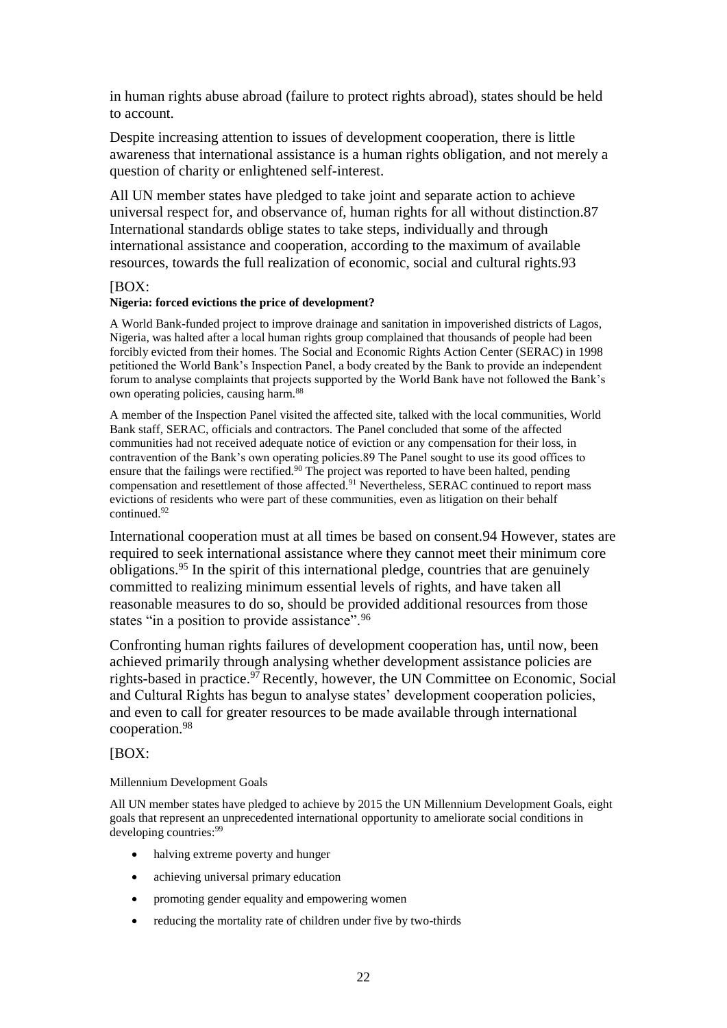in human rights abuse abroad (failure to protect rights abroad), states should be held to account.

Despite increasing attention to issues of development cooperation, there is little awareness that international assistance is a human rights obligation, and not merely a question of charity or enlightened self-interest.

All UN member states have pledged to take joint and separate action to achieve universal respect for, and observance of, human rights for all without distinction.87 International standards oblige states to take steps, individually and through international assistance and cooperation, according to the maximum of available resources, towards the full realization of economic, social and cultural rights.93

[BOX:

**Nigeria: forced evictions the price of development?**

A World Bank-funded project to improve drainage and sanitation in impoverished districts of Lagos, Nigeria, was halted after a local human rights group complained that thousands of people had been forcibly evicted from their homes. The Social and Economic Rights Action Center (SERAC) in 1998 petitioned the World Bank's Inspection Panel, a body created by the Bank to provide an independent forum to analyse complaints that projects supported by the World Bank have not followed the Bank's own operating policies, causing harm.[88]

A member of the Inspection Panel visited the affected site, talked with the local communities, World Bank staff, SERAC, officials and contractors. The Panel concluded that some of the affected communities had not received adequate notice of eviction or any compensation for their loss, in contravention of the Bank's own operating policies.89 The Panel sought to use its good offices to ensure that the failings were rectified.[90] The project was reported to have been halted, pending compensation and resettlement of those affected.[91] Nevertheless, SERAC continued to report mass evictions of residents who were part of these communities, even as litigation on their behalf continued.[92]

International cooperation must at all times be based on consent.94 However, states are required to seek international assistance where they cannot meet their minimum core obligations.[95] In the spirit of this international pledge, countries that are genuinely committed to realizing minimum essential levels of rights, and have taken all reasonable measures to do so, should be provided additional resources from those states "in a position to provide assistance".[96]

Confronting human rights failures of development cooperation has, until now, been achieved primarily through analysing whether development assistance policies are rights-based in practice.[97] Recently, however, the UN Committee on Economic, Social and Cultural Rights has begun to analyse states' development cooperation policies, and even to call for greater resources to be made available through international cooperation.[98]

[BOX:

Millennium Development Goals

All UN member states have pledged to achieve by 2015 the UN Millennium Development Goals, eight goals that represent an unprecedented international opportunity to ameliorate social conditions in developing countries:[99]

- halving extreme poverty and hunger
- achieving universal primary education
- promoting gender equality and empowering women
- reducing the mortality rate of children under five by two-thirds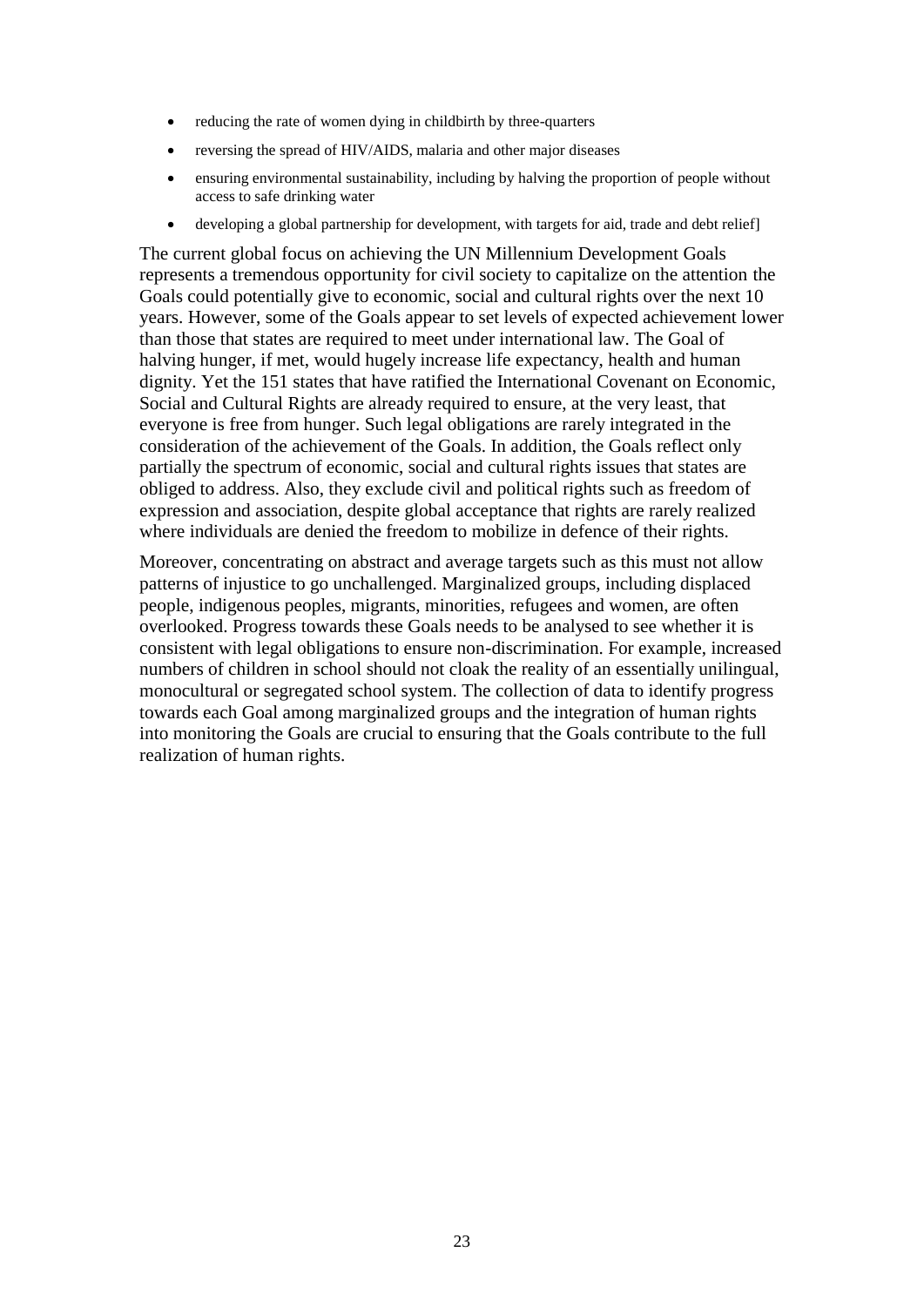- reducing the rate of women dying in childbirth by three-quarters
- reversing the spread of HIV/AIDS, malaria and other major diseases
- ensuring environmental sustainability, including by halving the proportion of people without access to safe drinking water
- developing a global partnership for development, with targets for aid, trade and debt relief]

The current global focus on achieving the UN Millennium Development Goals represents a tremendous opportunity for civil society to capitalize on the attention the Goals could potentially give to economic, social and cultural rights over the next 10 years. However, some of the Goals appear to set levels of expected achievement lower than those that states are required to meet under international law. The Goal of halving hunger, if met, would hugely increase life expectancy, health and human dignity. Yet the 151 states that have ratified the International Covenant on Economic, Social and Cultural Rights are already required to ensure, at the very least, that everyone is free from hunger. Such legal obligations are rarely integrated in the consideration of the achievement of the Goals. In addition, the Goals reflect only partially the spectrum of economic, social and cultural rights issues that states are obliged to address. Also, they exclude civil and political rights such as freedom of expression and association, despite global acceptance that rights are rarely realized where individuals are denied the freedom to mobilize in defence of their rights.

Moreover, concentrating on abstract and average targets such as this must not allow patterns of injustice to go unchallenged. Marginalized groups, including displaced people, indigenous peoples, migrants, minorities, refugees and women, are often overlooked. Progress towards these Goals needs to be analysed to see whether it is consistent with legal obligations to ensure non-discrimination. For example, increased numbers of children in school should not cloak the reality of an essentially unilingual, monocultural or segregated school system. The collection of data to identify progress towards each Goal among marginalized groups and the integration of human rights into monitoring the Goals are crucial to ensuring that the Goals contribute to the full realization of human rights.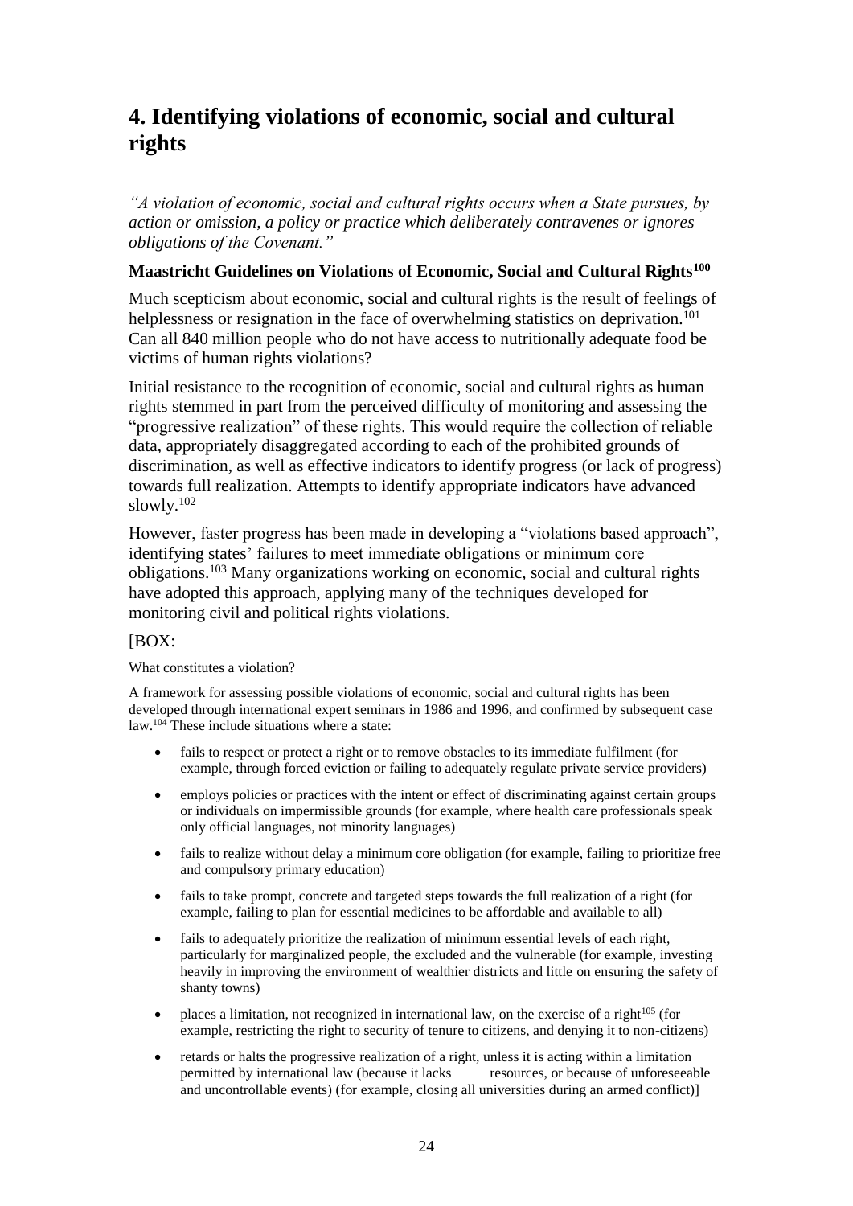# 4. Identifying violations of economic, social and cultural rights

*"A violation of economic, social and cultural rights occurs when a State pursues, by action or omission, a policy or practice which deliberately contravenes or ignores obligations of the Covenant."*

**Maastricht Guidelines on Violations of Economic, Social and Cultural Rights[100]**

Much scepticism about economic, social and cultural rights is the result of feelings of helplessness or resignation in the face of overwhelming statistics on deprivation.[101] Can all 840 million people who do not have access to nutritionally adequate food be victims of human rights violations?

Initial resistance to the recognition of economic, social and cultural rights as human rights stemmed in part from the perceived difficulty of monitoring and assessing the "progressive realization" of these rights. This would require the collection of reliable data, appropriately disaggregated according to each of the prohibited grounds of discrimination, as well as effective indicators to identify progress (or lack of progress) towards full realization. Attempts to identify appropriate indicators have advanced slowly.[102]

However, faster progress has been made in developing a "violations based approach", identifying states' failures to meet immediate obligations or minimum core obligations.[103] Many organizations working on economic, social and cultural rights have adopted this approach, applying many of the techniques developed for monitoring civil and political rights violations.

[BOX:

What constitutes a violation?

A framework for assessing possible violations of economic, social and cultural rights has been developed through international expert seminars in 1986 and 1996, and confirmed by subsequent case law.[104] These include situations where a state:

- fails to respect or protect a right or to remove obstacles to its immediate fulfilment (for example, through forced eviction or failing to adequately regulate private service providers)
- employs policies or practices with the intent or effect of discriminating against certain groups or individuals on impermissible grounds (for example, where health care professionals speak only official languages, not minority languages)
- fails to realize without delay a minimum core obligation (for example, failing to prioritize free and compulsory primary education)
- fails to take prompt, concrete and targeted steps towards the full realization of a right (for example, failing to plan for essential medicines to be affordable and available to all)
- fails to adequately prioritize the realization of minimum essential levels of each right, particularly for marginalized people, the excluded and the vulnerable (for example, investing heavily in improving the environment of wealthier districts and little on ensuring the safety of shanty towns)
- places a limitation, not recognized in international law, on the exercise of a right[105] (for example, restricting the right to security of tenure to citizens, and denying it to non-citizens)
- retards or halts the progressive realization of a right, unless it is acting within a limitation permitted by international law (because it lacks resources, or because of unforeseeable and uncontrollable events) (for example, closing all universities during an armed conflict)]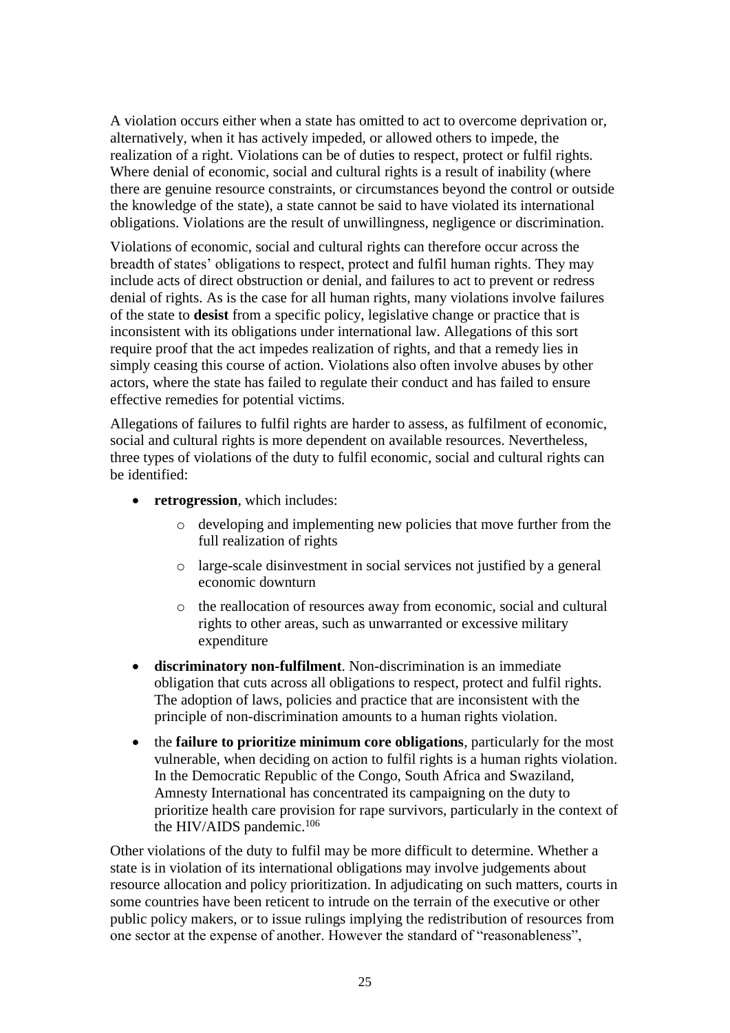A violation occurs either when a state has omitted to act to overcome deprivation or, alternatively, when it has actively impeded, or allowed others to impede, the realization of a right. Violations can be of duties to respect, protect or fulfil rights. Where denial of economic, social and cultural rights is a result of inability (where there are genuine resource constraints, or circumstances beyond the control or outside the knowledge of the state), a state cannot be said to have violated its international obligations. Violations are the result of unwillingness, negligence or discrimination.

Violations of economic, social and cultural rights can therefore occur across the breadth of states' obligations to respect, protect and fulfil human rights. They may include acts of direct obstruction or denial, and failures to act to prevent or redress denial of rights. As is the case for all human rights, many violations involve failures of the state to **desist** from a specific policy, legislative change or practice that is inconsistent with its obligations under international law. Allegations of this sort require proof that the act impedes realization of rights, and that a remedy lies in simply ceasing this course of action. Violations also often involve abuses by other actors, where the state has failed to regulate their conduct and has failed to ensure effective remedies for potential victims.

Allegations of failures to fulfil rights are harder to assess, as fulfilment of economic, social and cultural rights is more dependent on available resources. Nevertheless, three types of violations of the duty to fulfil economic, social and cultural rights can be identified:

- **retrogression**, which includes:
  - developing and implementing new policies that move further from the full realization of rights
  - large-scale disinvestment in social services not justified by a general economic downturn
  - the reallocation of resources away from economic, social and cultural rights to other areas, such as unwarranted or excessive military expenditure
- **discriminatory non-fulfilment**. Non-discrimination is an immediate obligation that cuts across all obligations to respect, protect and fulfil rights. The adoption of laws, policies and practice that are inconsistent with the principle of non-discrimination amounts to a human rights violation.
- the **failure to prioritize minimum core obligations**, particularly for the most vulnerable, when deciding on action to fulfil rights is a human rights violation. In the Democratic Republic of the Congo, South Africa and Swaziland, Amnesty International has concentrated its campaigning on the duty to prioritize health care provision for rape survivors, particularly in the context of the HIV/AIDS pandemic.[106]

Other violations of the duty to fulfil may be more difficult to determine. Whether a state is in violation of its international obligations may involve judgements about resource allocation and policy prioritization. In adjudicating on such matters, courts in some countries have been reticent to intrude on the terrain of the executive or other public policy makers, or to issue rulings implying the redistribution of resources from one sector at the expense of another. However the standard of "reasonableness",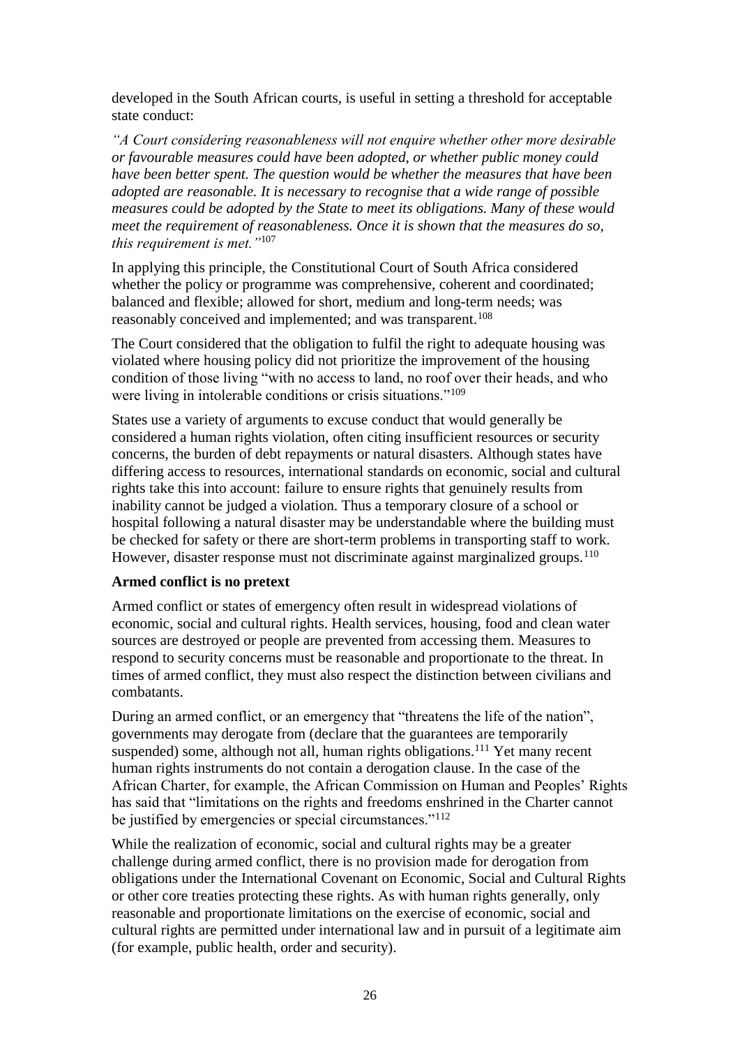developed in the South African courts, is useful in setting a threshold for acceptable state conduct:

*"A Court considering reasonableness will not enquire whether other more desirable or favourable measures could have been adopted, or whether public money could have been better spent. The question would be whether the measures that have been adopted are reasonable. It is necessary to recognise that a wide range of possible measures could be adopted by the State to meet its obligations. Many of these would meet the requirement of reasonableness. Once it is shown that the measures do so, this requirement is met."*[107]

In applying this principle, the Constitutional Court of South Africa considered whether the policy or programme was comprehensive, coherent and coordinated; balanced and flexible; allowed for short, medium and long-term needs; was reasonably conceived and implemented; and was transparent.[108]

The Court considered that the obligation to fulfil the right to adequate housing was violated where housing policy did not prioritize the improvement of the housing condition of those living "with no access to land, no roof over their heads, and who were living in intolerable conditions or crisis situations."[109]

States use a variety of arguments to excuse conduct that would generally be considered a human rights violation, often citing insufficient resources or security concerns, the burden of debt repayments or natural disasters. Although states have differing access to resources, international standards on economic, social and cultural rights take this into account: failure to ensure rights that genuinely results from inability cannot be judged a violation. Thus a temporary closure of a school or hospital following a natural disaster may be understandable where the building must be checked for safety or there are short-term problems in transporting staff to work. However, disaster response must not discriminate against marginalized groups.[110]

**Armed conflict is no pretext**

Armed conflict or states of emergency often result in widespread violations of economic, social and cultural rights. Health services, housing, food and clean water sources are destroyed or people are prevented from accessing them. Measures to respond to security concerns must be reasonable and proportionate to the threat. In times of armed conflict, they must also respect the distinction between civilians and combatants.

During an armed conflict, or an emergency that "threatens the life of the nation", governments may derogate from (declare that the guarantees are temporarily suspended) some, although not all, human rights obligations.[111] Yet many recent human rights instruments do not contain a derogation clause. In the case of the African Charter, for example, the African Commission on Human and Peoples' Rights has said that "limitations on the rights and freedoms enshrined in the Charter cannot be justified by emergencies or special circumstances."[112]

While the realization of economic, social and cultural rights may be a greater challenge during armed conflict, there is no provision made for derogation from obligations under the International Covenant on Economic, Social and Cultural Rights or other core treaties protecting these rights. As with human rights generally, only reasonable and proportionate limitations on the exercise of economic, social and cultural rights are permitted under international law and in pursuit of a legitimate aim (for example, public health, order and security).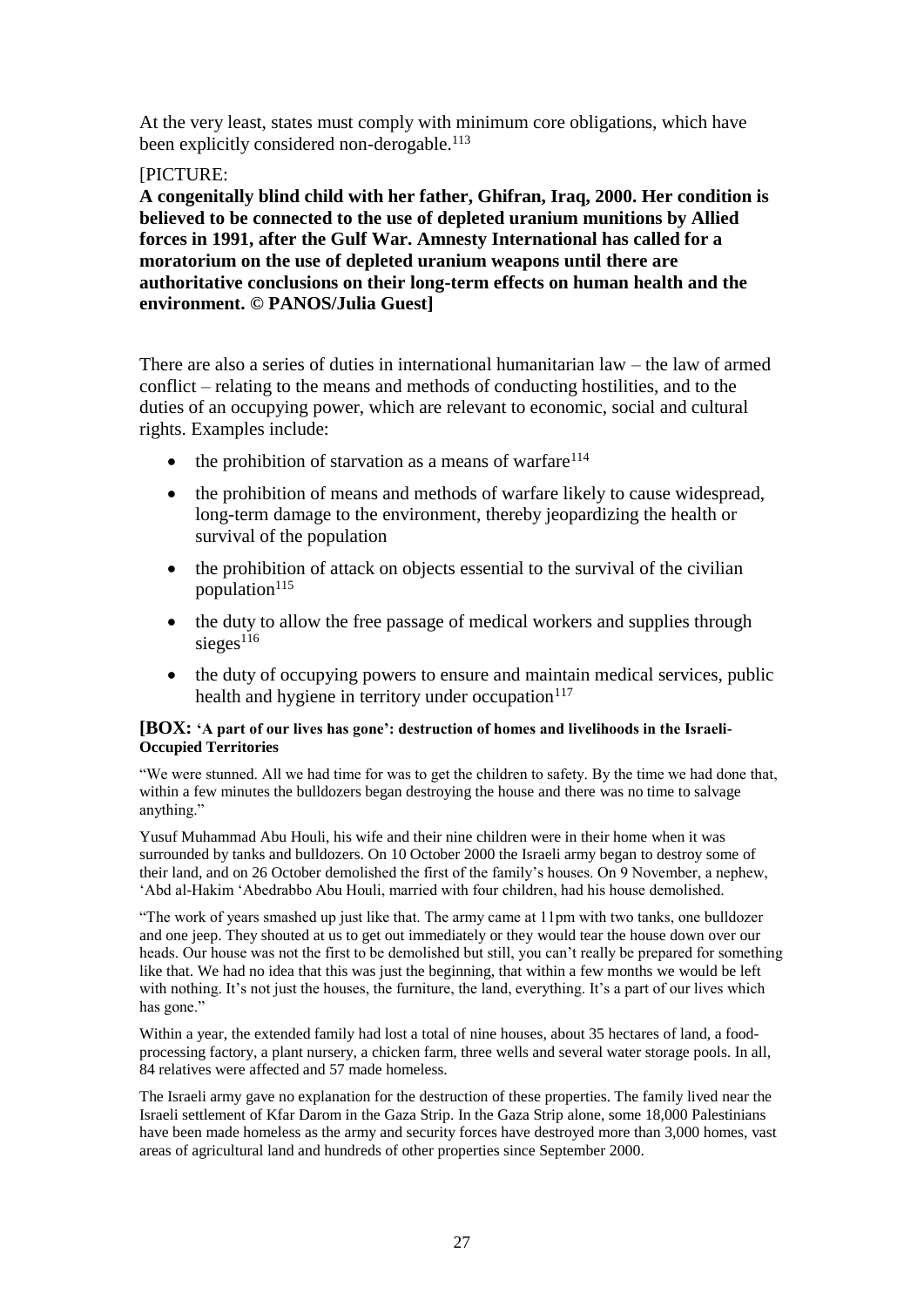At the very least, states must comply with minimum core obligations, which have been explicitly considered non-derogable.[113]

[PICTURE:
**A congenitally blind child with her father, Ghifran, Iraq, 2000. Her condition is believed to be connected to the use of depleted uranium munitions by Allied forces in 1991, after the Gulf War. Amnesty International has called for a moratorium on the use of depleted uranium weapons until there are authoritative conclusions on their long-term effects on human health and the environment. © PANOS/Julia Guest]**

There are also a series of duties in international humanitarian law – the law of armed conflict – relating to the means and methods of conducting hostilities, and to the duties of an occupying power, which are relevant to economic, social and cultural rights. Examples include:

- the prohibition of starvation as a means of warfare[114]
- the prohibition of means and methods of warfare likely to cause widespread, long-term damage to the environment, thereby jeopardizing the health or survival of the population
- the prohibition of attack on objects essential to the survival of the civilian population[115]
- the duty to allow the free passage of medical workers and supplies through sieges[116]
- the duty of occupying powers to ensure and maintain medical services, public health and hygiene in territory under occupation[117]

**[BOX: 'A part of our lives has gone': destruction of homes and livelihoods in the Israeli-Occupied Territories**

"We were stunned. All we had time for was to get the children to safety. By the time we had done that, within a few minutes the bulldozers began destroying the house and there was no time to salvage anything."

Yusuf Muhammad Abu Houli, his wife and their nine children were in their home when it was surrounded by tanks and bulldozers. On 10 October 2000 the Israeli army began to destroy some of their land, and on 26 October demolished the first of the family's houses. On 9 November, a nephew, 'Abd al-Hakim 'Abedrabbo Abu Houli, married with four children, had his house demolished.

"The work of years smashed up just like that. The army came at 11pm with two tanks, one bulldozer and one jeep. They shouted at us to get out immediately or they would tear the house down over our heads. Our house was not the first to be demolished but still, you can't really be prepared for something like that. We had no idea that this was just the beginning, that within a few months we would be left with nothing. It's not just the houses, the furniture, the land, everything. It's a part of our lives which has gone."

Within a year, the extended family had lost a total of nine houses, about 35 hectares of land, a food-processing factory, a plant nursery, a chicken farm, three wells and several water storage pools. In all, 84 relatives were affected and 57 made homeless.

The Israeli army gave no explanation for the destruction of these properties. The family lived near the Israeli settlement of Kfar Darom in the Gaza Strip. In the Gaza Strip alone, some 18,000 Palestinians have been made homeless as the army and security forces have destroyed more than 3,000 homes, vast areas of agricultural land and hundreds of other properties since September 2000.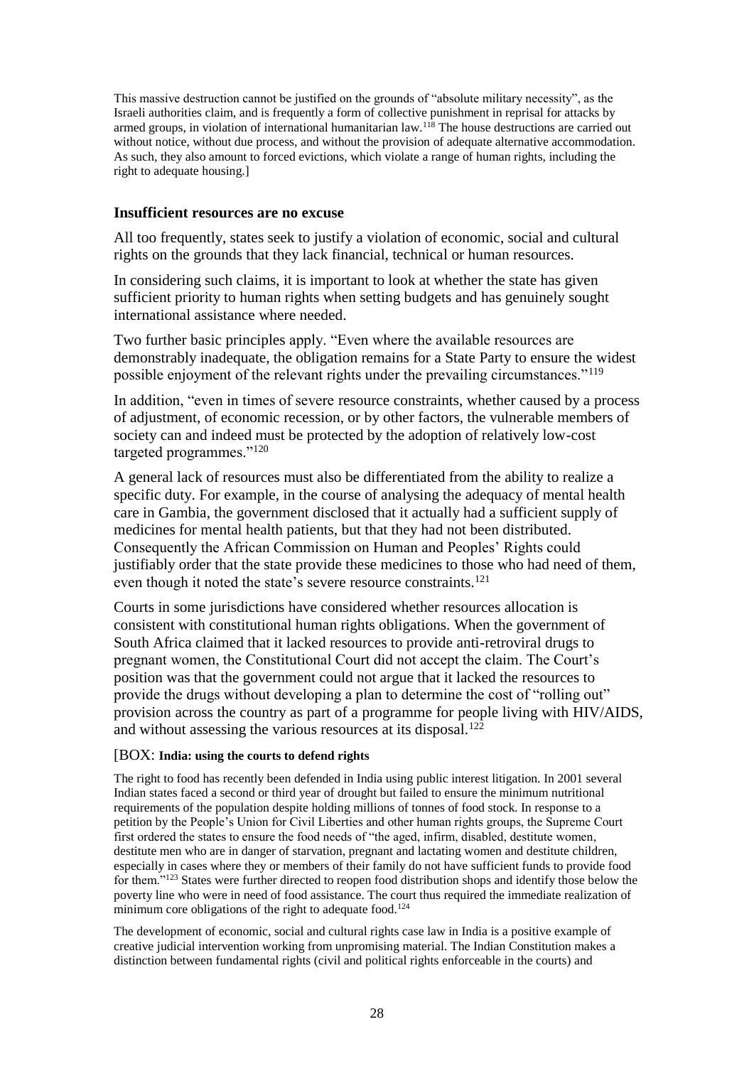This massive destruction cannot be justified on the grounds of "absolute military necessity", as the Israeli authorities claim, and is frequently a form of collective punishment in reprisal for attacks by armed groups, in violation of international humanitarian law.[118] The house destructions are carried out without notice, without due process, and without the provision of adequate alternative accommodation. As such, they also amount to forced evictions, which violate a range of human rights, including the right to adequate housing.]

### Insufficient resources are no excuse

All too frequently, states seek to justify a violation of economic, social and cultural rights on the grounds that they lack financial, technical or human resources.

In considering such claims, it is important to look at whether the state has given sufficient priority to human rights when setting budgets and has genuinely sought international assistance where needed.

Two further basic principles apply. "Even where the available resources are demonstrably inadequate, the obligation remains for a State Party to ensure the widest possible enjoyment of the relevant rights under the prevailing circumstances."[119]

In addition, "even in times of severe resource constraints, whether caused by a process of adjustment, of economic recession, or by other factors, the vulnerable members of society can and indeed must be protected by the adoption of relatively low-cost targeted programmes."[120]

A general lack of resources must also be differentiated from the ability to realize a specific duty. For example, in the course of analysing the adequacy of mental health care in Gambia, the government disclosed that it actually had a sufficient supply of medicines for mental health patients, but that they had not been distributed. Consequently the African Commission on Human and Peoples' Rights could justifiably order that the state provide these medicines to those who had need of them, even though it noted the state's severe resource constraints.[121]

Courts in some jurisdictions have considered whether resources allocation is consistent with constitutional human rights obligations. When the government of South Africa claimed that it lacked resources to provide anti-retroviral drugs to pregnant women, the Constitutional Court did not accept the claim. The Court's position was that the government could not argue that it lacked the resources to provide the drugs without developing a plan to determine the cost of "rolling out" provision across the country as part of a programme for people living with HIV/AIDS, and without assessing the various resources at its disposal.[122]

[BOX: **India: using the courts to defend rights**

The right to food has recently been defended in India using public interest litigation. In 2001 several Indian states faced a second or third year of drought but failed to ensure the minimum nutritional requirements of the population despite holding millions of tonnes of food stock. In response to a petition by the People's Union for Civil Liberties and other human rights groups, the Supreme Court first ordered the states to ensure the food needs of "the aged, infirm, disabled, destitute women, destitute men who are in danger of starvation, pregnant and lactating women and destitute children, especially in cases where they or members of their family do not have sufficient funds to provide food for them."[123] States were further directed to reopen food distribution shops and identify those below the poverty line who were in need of food assistance. The court thus required the immediate realization of minimum core obligations of the right to adequate food.[124]

The development of economic, social and cultural rights case law in India is a positive example of creative judicial intervention working from unpromising material. The Indian Constitution makes a distinction between fundamental rights (civil and political rights enforceable in the courts) and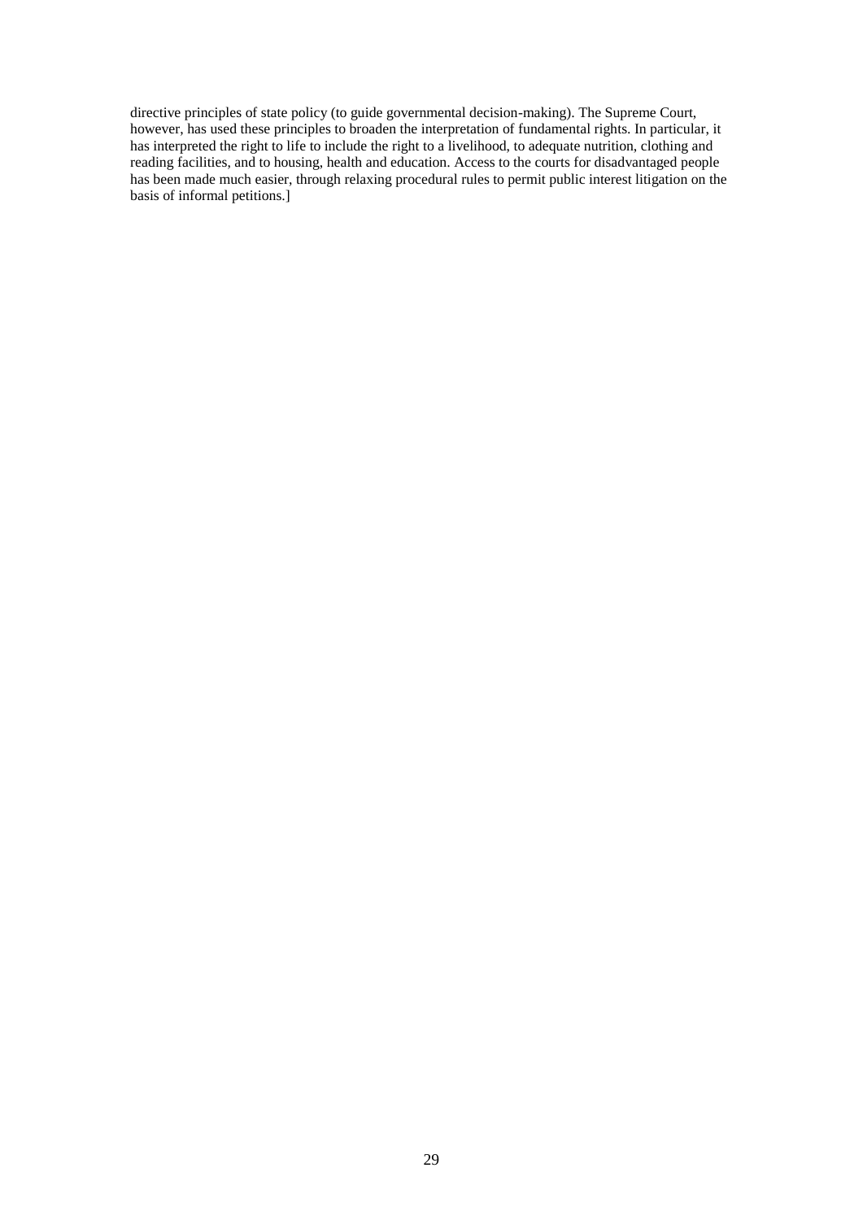directive principles of state policy (to guide governmental decision-making). The Supreme Court, however, has used these principles to broaden the interpretation of fundamental rights. In particular, it has interpreted the right to life to include the right to a livelihood, to adequate nutrition, clothing and reading facilities, and to housing, health and education. Access to the courts for disadvantaged people has been made much easier, through relaxing procedural rules to permit public interest litigation on the basis of informal petitions.]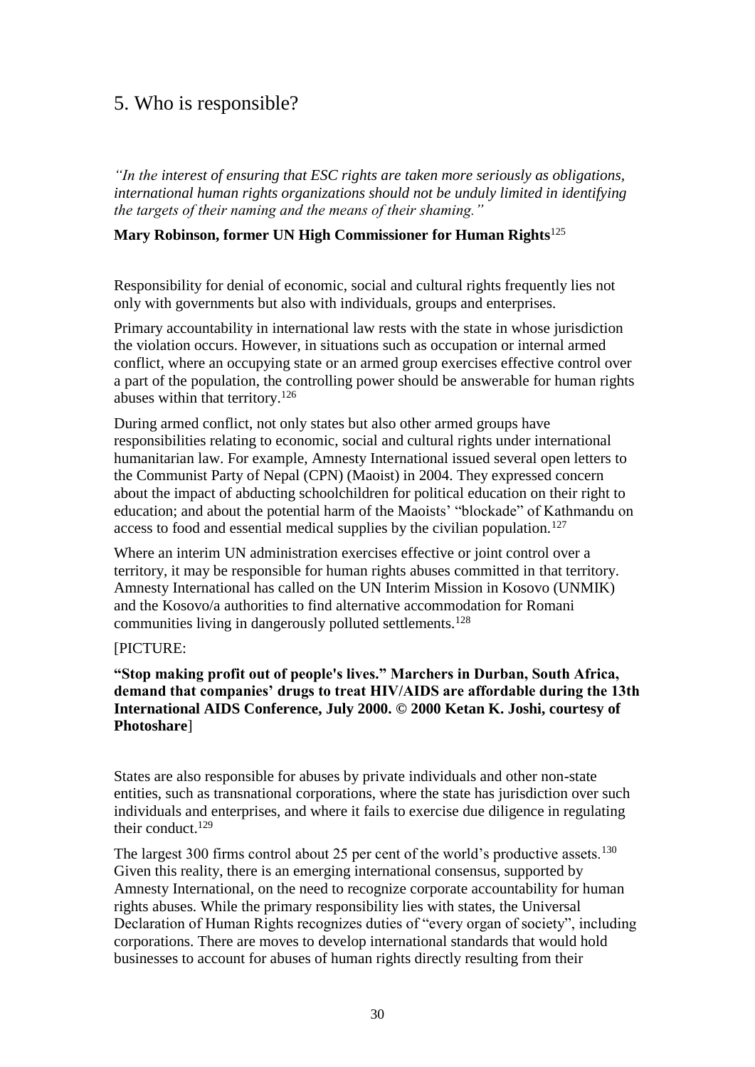## 5. Who is responsible?

*"In the interest of ensuring that ESC rights are taken more seriously as obligations, international human rights organizations should not be unduly limited in identifying the targets of their naming and the means of their shaming."*

**Mary Robinson, former UN High Commissioner for Human Rights**[125]

Responsibility for denial of economic, social and cultural rights frequently lies not only with governments but also with individuals, groups and enterprises.

Primary accountability in international law rests with the state in whose jurisdiction the violation occurs. However, in situations such as occupation or internal armed conflict, where an occupying state or an armed group exercises effective control over a part of the population, the controlling power should be answerable for human rights abuses within that territory.[126]

During armed conflict, not only states but also other armed groups have responsibilities relating to economic, social and cultural rights under international humanitarian law. For example, Amnesty International issued several open letters to the Communist Party of Nepal (CPN) (Maoist) in 2004. They expressed concern about the impact of abducting schoolchildren for political education on their right to education; and about the potential harm of the Maoists' "blockade" of Kathmandu on access to food and essential medical supplies by the civilian population.[127]

Where an interim UN administration exercises effective or joint control over a territory, it may be responsible for human rights abuses committed in that territory. Amnesty International has called on the UN Interim Mission in Kosovo (UNMIK) and the Kosovo/a authorities to find alternative accommodation for Romani communities living in dangerously polluted settlements.[128]

[PICTURE:

**"Stop making profit out of people's lives." Marchers in Durban, South Africa, demand that companies' drugs to treat HIV/AIDS are affordable during the 13th International AIDS Conference, July 2000. © 2000 Ketan K. Joshi, courtesy of Photoshare**]

States are also responsible for abuses by private individuals and other non-state entities, such as transnational corporations, where the state has jurisdiction over such individuals and enterprises, and where it fails to exercise due diligence in regulating their conduct.[129]

The largest 300 firms control about 25 per cent of the world's productive assets.[130] Given this reality, there is an emerging international consensus, supported by Amnesty International, on the need to recognize corporate accountability for human rights abuses. While the primary responsibility lies with states, the Universal Declaration of Human Rights recognizes duties of "every organ of society", including corporations. There are moves to develop international standards that would hold businesses to account for abuses of human rights directly resulting from their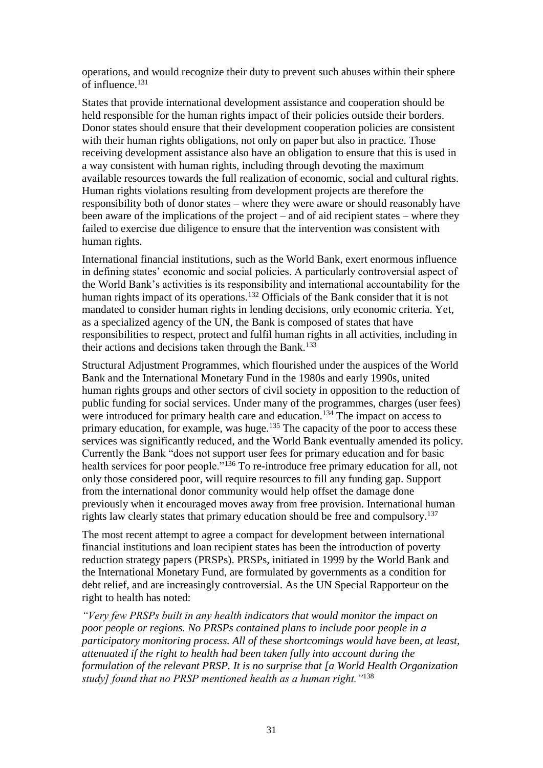operations, and would recognize their duty to prevent such abuses within their sphere of influence.[131]

States that provide international development assistance and cooperation should be held responsible for the human rights impact of their policies outside their borders. Donor states should ensure that their development cooperation policies are consistent with their human rights obligations, not only on paper but also in practice. Those receiving development assistance also have an obligation to ensure that this is used in a way consistent with human rights, including through devoting the maximum available resources towards the full realization of economic, social and cultural rights. Human rights violations resulting from development projects are therefore the responsibility both of donor states – where they were aware or should reasonably have been aware of the implications of the project – and of aid recipient states – where they failed to exercise due diligence to ensure that the intervention was consistent with human rights.

International financial institutions, such as the World Bank, exert enormous influence in defining states' economic and social policies. A particularly controversial aspect of the World Bank's activities is its responsibility and international accountability for the human rights impact of its operations.[132] Officials of the Bank consider that it is not mandated to consider human rights in lending decisions, only economic criteria. Yet, as a specialized agency of the UN, the Bank is composed of states that have responsibilities to respect, protect and fulfil human rights in all activities, including in their actions and decisions taken through the Bank.[133]

Structural Adjustment Programmes, which flourished under the auspices of the World Bank and the International Monetary Fund in the 1980s and early 1990s, united human rights groups and other sectors of civil society in opposition to the reduction of public funding for social services. Under many of the programmes, charges (user fees) were introduced for primary health care and education.[134] The impact on access to primary education, for example, was huge.[135] The capacity of the poor to access these services was significantly reduced, and the World Bank eventually amended its policy. Currently the Bank "does not support user fees for primary education and for basic health services for poor people."[136] To re-introduce free primary education for all, not only those considered poor, will require resources to fill any funding gap. Support from the international donor community would help offset the damage done previously when it encouraged moves away from free provision. International human rights law clearly states that primary education should be free and compulsory.[137]

The most recent attempt to agree a compact for development between international financial institutions and loan recipient states has been the introduction of poverty reduction strategy papers (PRSPs). PRSPs, initiated in 1999 by the World Bank and the International Monetary Fund, are formulated by governments as a condition for debt relief, and are increasingly controversial. As the UN Special Rapporteur on the right to health has noted:

*"Very few PRSPs built in any health indicators that would monitor the impact on poor people or regions. No PRSPs contained plans to include poor people in a participatory monitoring process. All of these shortcomings would have been, at least, attenuated if the right to health had been taken fully into account during the formulation of the relevant PRSP. It is no surprise that [a World Health Organization study] found that no PRSP mentioned health as a human right."*[138]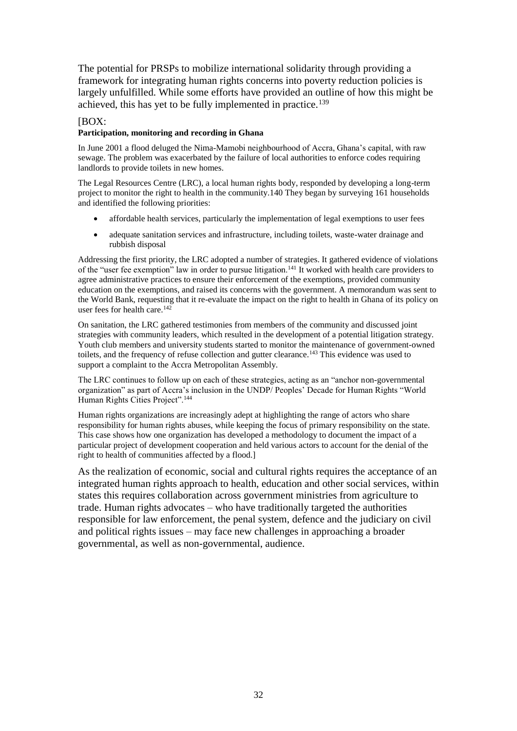The potential for PRSPs to mobilize international solidarity through providing a framework for integrating human rights concerns into poverty reduction policies is largely unfulfilled. While some efforts have provided an outline of how this might be achieved, this has yet to be fully implemented in practice.[139]

[BOX:

**Participation, monitoring and recording in Ghana**

In June 2001 a flood deluged the Nima-Mamobi neighbourhood of Accra, Ghana's capital, with raw sewage. The problem was exacerbated by the failure of local authorities to enforce codes requiring landlords to provide toilets in new homes.

The Legal Resources Centre (LRC), a local human rights body, responded by developing a long-term project to monitor the right to health in the community.140 They began by surveying 161 households and identified the following priorities:

- affordable health services, particularly the implementation of legal exemptions to user fees
- adequate sanitation services and infrastructure, including toilets, waste-water drainage and rubbish disposal

Addressing the first priority, the LRC adopted a number of strategies. It gathered evidence of violations of the "user fee exemption" law in order to pursue litigation.[141] It worked with health care providers to agree administrative practices to ensure their enforcement of the exemptions, provided community education on the exemptions, and raised its concerns with the government. A memorandum was sent to the World Bank, requesting that it re-evaluate the impact on the right to health in Ghana of its policy on user fees for health care.[142]

On sanitation, the LRC gathered testimonies from members of the community and discussed joint strategies with community leaders, which resulted in the development of a potential litigation strategy. Youth club members and university students started to monitor the maintenance of government-owned toilets, and the frequency of refuse collection and gutter clearance.[143] This evidence was used to support a complaint to the Accra Metropolitan Assembly.

The LRC continues to follow up on each of these strategies, acting as an "anchor non-governmental organization" as part of Accra's inclusion in the UNDP/ Peoples' Decade for Human Rights "World Human Rights Cities Project".[144]

Human rights organizations are increasingly adept at highlighting the range of actors who share responsibility for human rights abuses, while keeping the focus of primary responsibility on the state. This case shows how one organization has developed a methodology to document the impact of a particular project of development cooperation and held various actors to account for the denial of the right to health of communities affected by a flood.]

As the realization of economic, social and cultural rights requires the acceptance of an integrated human rights approach to health, education and other social services, within states this requires collaboration across government ministries from agriculture to trade. Human rights advocates – who have traditionally targeted the authorities responsible for law enforcement, the penal system, defence and the judiciary on civil and political rights issues – may face new challenges in approaching a broader governmental, as well as non-governmental, audience.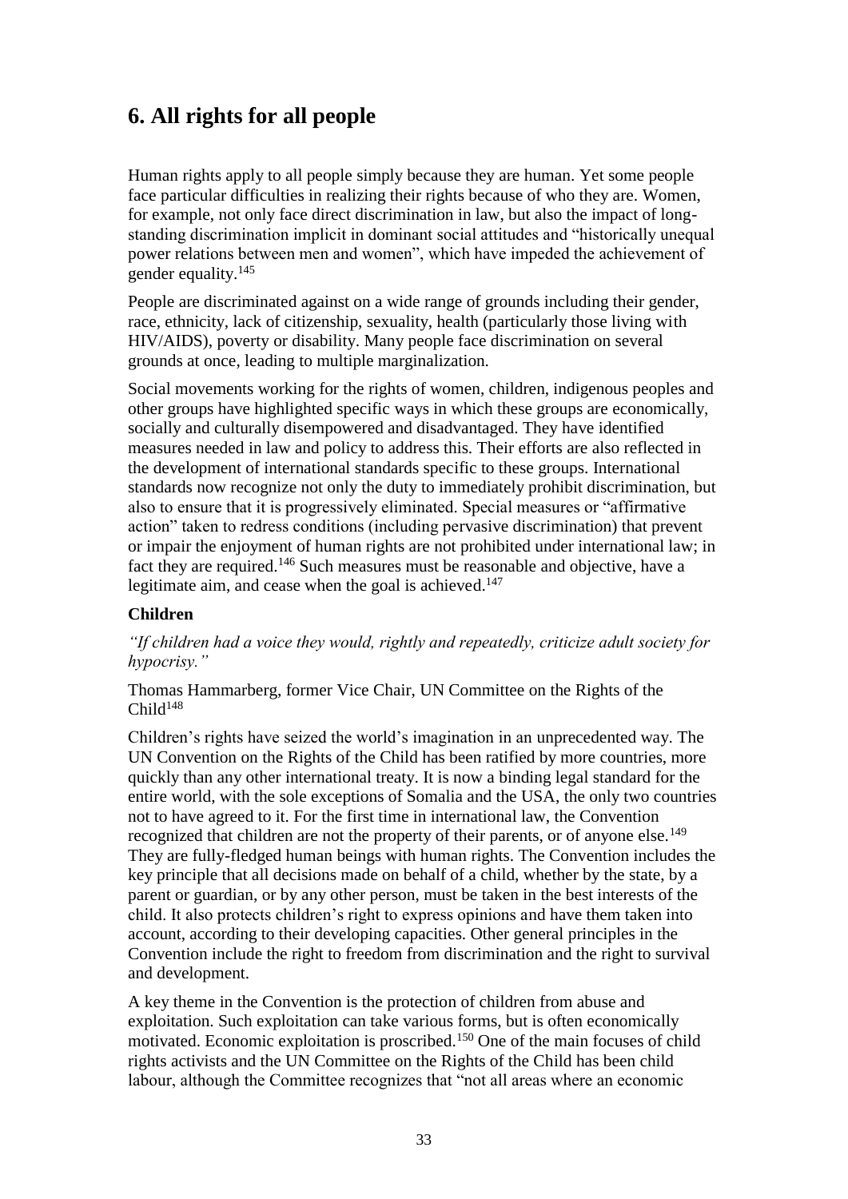## 6. All rights for all people

Human rights apply to all people simply because they are human. Yet some people face particular difficulties in realizing their rights because of who they are. Women, for example, not only face direct discrimination in law, but also the impact of long-standing discrimination implicit in dominant social attitudes and "historically unequal power relations between men and women", which have impeded the achievement of gender equality.[145]

People are discriminated against on a wide range of grounds including their gender, race, ethnicity, lack of citizenship, sexuality, health (particularly those living with HIV/AIDS), poverty or disability. Many people face discrimination on several grounds at once, leading to multiple marginalization.

Social movements working for the rights of women, children, indigenous peoples and other groups have highlighted specific ways in which these groups are economically, socially and culturally disempowered and disadvantaged. They have identified measures needed in law and policy to address this. Their efforts are also reflected in the development of international standards specific to these groups. International standards now recognize not only the duty to immediately prohibit discrimination, but also to ensure that it is progressively eliminated. Special measures or "affirmative action" taken to redress conditions (including pervasive discrimination) that prevent or impair the enjoyment of human rights are not prohibited under international law; in fact they are required.[146] Such measures must be reasonable and objective, have a legitimate aim, and cease when the goal is achieved.[147]

### Children

*"If children had a voice they would, rightly and repeatedly, criticize adult society for hypocrisy."*

Thomas Hammarberg, former Vice Chair, UN Committee on the Rights of the Child[148]

Children's rights have seized the world's imagination in an unprecedented way. The UN Convention on the Rights of the Child has been ratified by more countries, more quickly than any other international treaty. It is now a binding legal standard for the entire world, with the sole exceptions of Somalia and the USA, the only two countries not to have agreed to it. For the first time in international law, the Convention recognized that children are not the property of their parents, or of anyone else.[149] They are fully-fledged human beings with human rights. The Convention includes the key principle that all decisions made on behalf of a child, whether by the state, by a parent or guardian, or by any other person, must be taken in the best interests of the child. It also protects children's right to express opinions and have them taken into account, according to their developing capacities. Other general principles in the Convention include the right to freedom from discrimination and the right to survival and development.

A key theme in the Convention is the protection of children from abuse and exploitation. Such exploitation can take various forms, but is often economically motivated. Economic exploitation is proscribed.[150] One of the main focuses of child rights activists and the UN Committee on the Rights of the Child has been child labour, although the Committee recognizes that "not all areas where an economic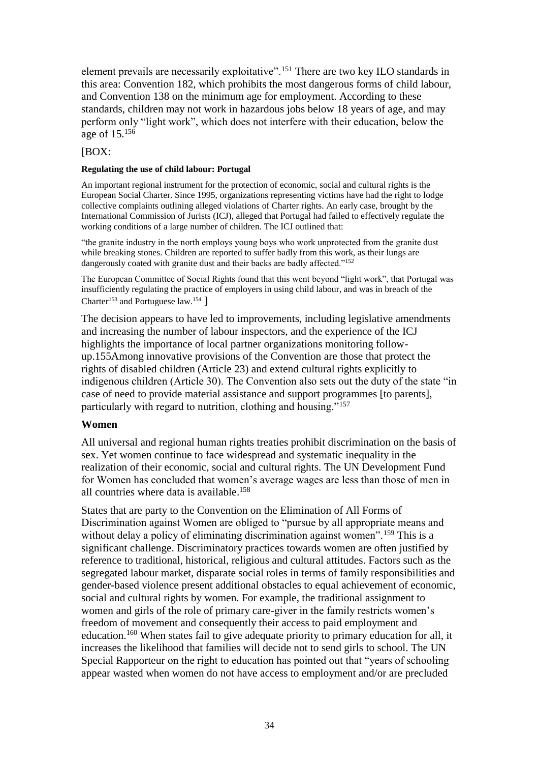element prevails are necessarily exploitative".[151] There are two key ILO standards in this area: Convention 182, which prohibits the most dangerous forms of child labour, and Convention 138 on the minimum age for employment. According to these standards, children may not work in hazardous jobs below 18 years of age, and may perform only "light work", which does not interfere with their education, below the age of 15.[156]

[BOX:

**Regulating the use of child labour: Portugal**

An important regional instrument for the protection of economic, social and cultural rights is the European Social Charter. Since 1995, organizations representing victims have had the right to lodge collective complaints outlining alleged violations of Charter rights. An early case, brought by the International Commission of Jurists (ICJ), alleged that Portugal had failed to effectively regulate the working conditions of a large number of children. The ICJ outlined that:

"the granite industry in the north employs young boys who work unprotected from the granite dust while breaking stones. Children are reported to suffer badly from this work, as their lungs are dangerously coated with granite dust and their backs are badly affected."[152]

The European Committee of Social Rights found that this went beyond "light work", that Portugal was insufficiently regulating the practice of employers in using child labour, and was in breach of the Charter[153] and Portuguese law.[154] ]

The decision appears to have led to improvements, including legislative amendments and increasing the number of labour inspectors, and the experience of the ICJ highlights the importance of local partner organizations monitoring follow-up.155Among innovative provisions of the Convention are those that protect the rights of disabled children (Article 23) and extend cultural rights explicitly to indigenous children (Article 30). The Convention also sets out the duty of the state "in case of need to provide material assistance and support programmes [to parents], particularly with regard to nutrition, clothing and housing."[157]

### Women

All universal and regional human rights treaties prohibit discrimination on the basis of sex. Yet women continue to face widespread and systematic inequality in the realization of their economic, social and cultural rights. The UN Development Fund for Women has concluded that women's average wages are less than those of men in all countries where data is available.[158]

States that are party to the Convention on the Elimination of All Forms of Discrimination against Women are obliged to "pursue by all appropriate means and without delay a policy of eliminating discrimination against women".[159] This is a significant challenge. Discriminatory practices towards women are often justified by reference to traditional, historical, religious and cultural attitudes. Factors such as the segregated labour market, disparate social roles in terms of family responsibilities and gender-based violence present additional obstacles to equal achievement of economic, social and cultural rights by women. For example, the traditional assignment to women and girls of the role of primary care-giver in the family restricts women's freedom of movement and consequently their access to paid employment and education.[160] When states fail to give adequate priority to primary education for all, it increases the likelihood that families will decide not to send girls to school. The UN Special Rapporteur on the right to education has pointed out that "years of schooling appear wasted when women do not have access to employment and/or are precluded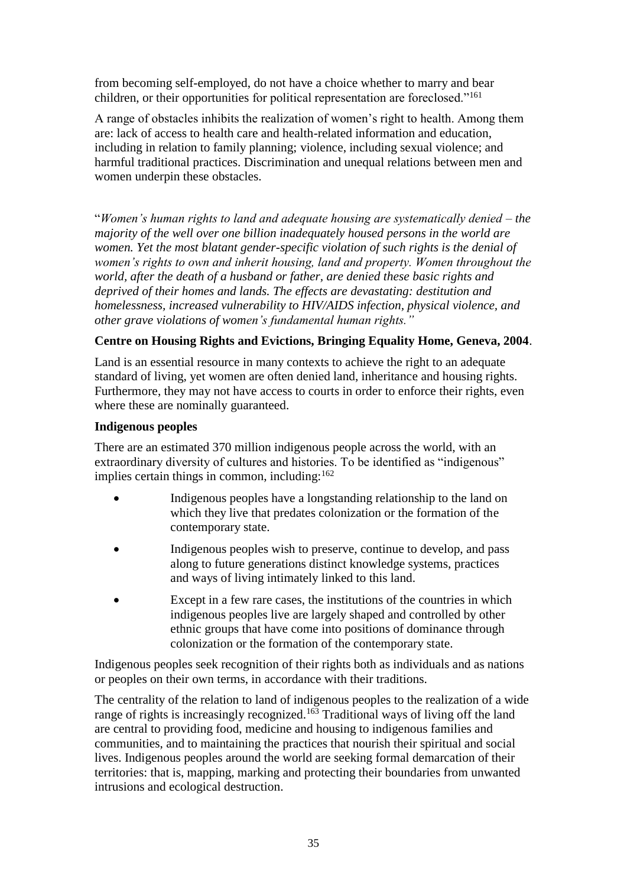from becoming self-employed, do not have a choice whether to marry and bear children, or their opportunities for political representation are foreclosed."[161]

A range of obstacles inhibits the realization of women's right to health. Among them are: lack of access to health care and health-related information and education, including in relation to family planning; violence, including sexual violence; and harmful traditional practices. Discrimination and unequal relations between men and women underpin these obstacles.

"*Women's human rights to land and adequate housing are systematically denied – the majority of the well over one billion inadequately housed persons in the world are women. Yet the most blatant gender-specific violation of such rights is the denial of women's rights to own and inherit housing, land and property. Women throughout the world, after the death of a husband or father, are denied these basic rights and deprived of their homes and lands. The effects are devastating: destitution and homelessness, increased vulnerability to HIV/AIDS infection, physical violence, and other grave violations of women's fundamental human rights.*"

**Centre on Housing Rights and Evictions, Bringing Equality Home, Geneva, 2004**.

Land is an essential resource in many contexts to achieve the right to an adequate standard of living, yet women are often denied land, inheritance and housing rights. Furthermore, they may not have access to courts in order to enforce their rights, even where these are nominally guaranteed.

**Indigenous peoples**

There are an estimated 370 million indigenous people across the world, with an extraordinary diversity of cultures and histories. To be identified as "indigenous" implies certain things in common, including:[162]

- Indigenous peoples have a longstanding relationship to the land on which they live that predates colonization or the formation of the contemporary state.
- Indigenous peoples wish to preserve, continue to develop, and pass along to future generations distinct knowledge systems, practices and ways of living intimately linked to this land.
- Except in a few rare cases, the institutions of the countries in which indigenous peoples live are largely shaped and controlled by other ethnic groups that have come into positions of dominance through colonization or the formation of the contemporary state.

Indigenous peoples seek recognition of their rights both as individuals and as nations or peoples on their own terms, in accordance with their traditions.

The centrality of the relation to land of indigenous peoples to the realization of a wide range of rights is increasingly recognized.[163] Traditional ways of living off the land are central to providing food, medicine and housing to indigenous families and communities, and to maintaining the practices that nourish their spiritual and social lives. Indigenous peoples around the world are seeking formal demarcation of their territories: that is, mapping, marking and protecting their boundaries from unwanted intrusions and ecological destruction.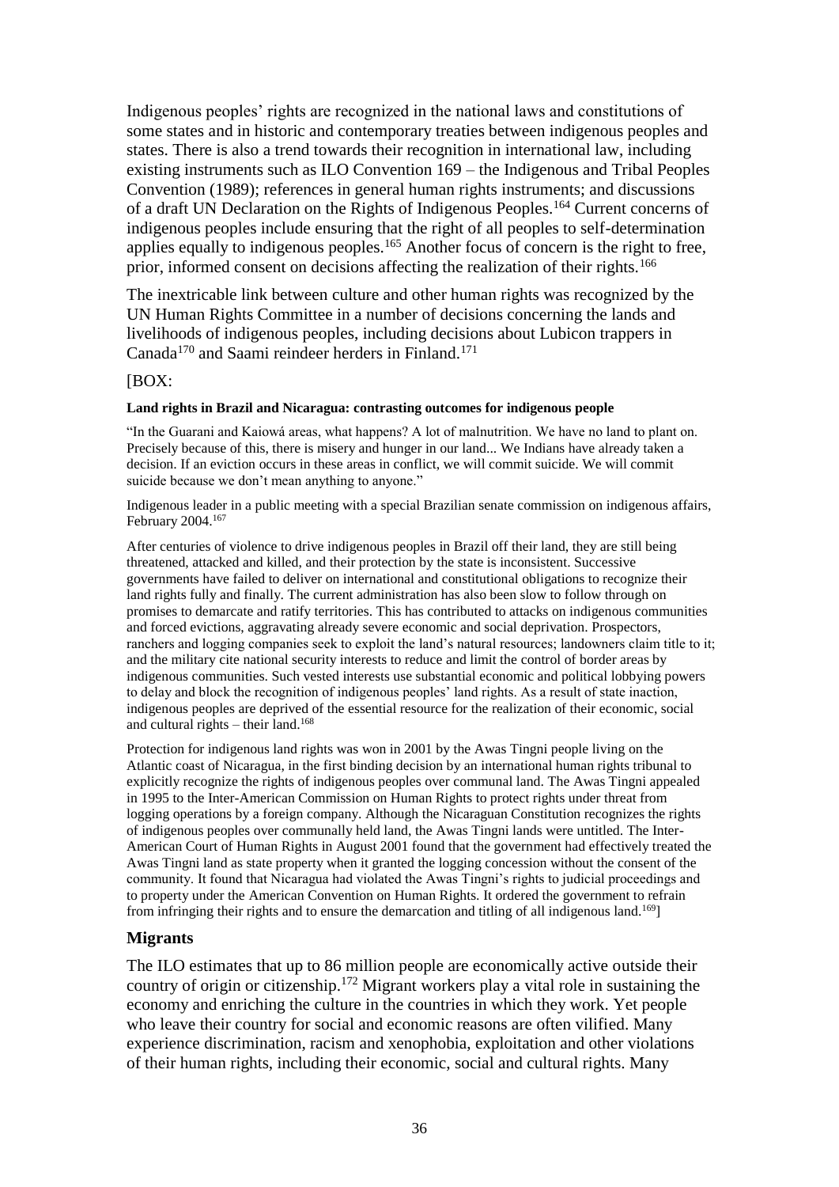Indigenous peoples' rights are recognized in the national laws and constitutions of some states and in historic and contemporary treaties between indigenous peoples and states. There is also a trend towards their recognition in international law, including existing instruments such as ILO Convention 169 – the Indigenous and Tribal Peoples Convention (1989); references in general human rights instruments; and discussions of a draft UN Declaration on the Rights of Indigenous Peoples.[164] Current concerns of indigenous peoples include ensuring that the right of all peoples to self-determination applies equally to indigenous peoples.[165] Another focus of concern is the right to free, prior, informed consent on decisions affecting the realization of their rights.[166]

The inextricable link between culture and other human rights was recognized by the UN Human Rights Committee in a number of decisions concerning the lands and livelihoods of indigenous peoples, including decisions about Lubicon trappers in Canada[170] and Saami reindeer herders in Finland.[171]

[BOX:

**Land rights in Brazil and Nicaragua: contrasting outcomes for indigenous people**

"In the Guarani and Kaiowá areas, what happens? A lot of malnutrition. We have no land to plant on. Precisely because of this, there is misery and hunger in our land... We Indians have already taken a decision. If an eviction occurs in these areas in conflict, we will commit suicide. We will commit suicide because we don't mean anything to anyone."

Indigenous leader in a public meeting with a special Brazilian senate commission on indigenous affairs, February 2004.[167]

After centuries of violence to drive indigenous peoples in Brazil off their land, they are still being threatened, attacked and killed, and their protection by the state is inconsistent. Successive governments have failed to deliver on international and constitutional obligations to recognize their land rights fully and finally. The current administration has also been slow to follow through on promises to demarcate and ratify territories. This has contributed to attacks on indigenous communities and forced evictions, aggravating already severe economic and social deprivation. Prospectors, ranchers and logging companies seek to exploit the land's natural resources; landowners claim title to it; and the military cite national security interests to reduce and limit the control of border areas by indigenous communities. Such vested interests use substantial economic and political lobbying powers to delay and block the recognition of indigenous peoples' land rights. As a result of state inaction, indigenous peoples are deprived of the essential resource for the realization of their economic, social and cultural rights – their land.[168]

Protection for indigenous land rights was won in 2001 by the Awas Tingni people living on the Atlantic coast of Nicaragua, in the first binding decision by an international human rights tribunal to explicitly recognize the rights of indigenous peoples over communal land. The Awas Tingni appealed in 1995 to the Inter-American Commission on Human Rights to protect rights under threat from logging operations by a foreign company. Although the Nicaraguan Constitution recognizes the rights of indigenous peoples over communally held land, the Awas Tingni lands were untitled. The Inter-American Court of Human Rights in August 2001 found that the government had effectively treated the Awas Tingni land as state property when it granted the logging concession without the consent of the community. It found that Nicaragua had violated the Awas Tingni's rights to judicial proceedings and to property under the American Convention on Human Rights. It ordered the government to refrain from infringing their rights and to ensure the demarcation and titling of all indigenous land.[169]]

### Migrants

The ILO estimates that up to 86 million people are economically active outside their country of origin or citizenship.[172] Migrant workers play a vital role in sustaining the economy and enriching the culture in the countries in which they work. Yet people who leave their country for social and economic reasons are often vilified. Many experience discrimination, racism and xenophobia, exploitation and other violations of their human rights, including their economic, social and cultural rights. Many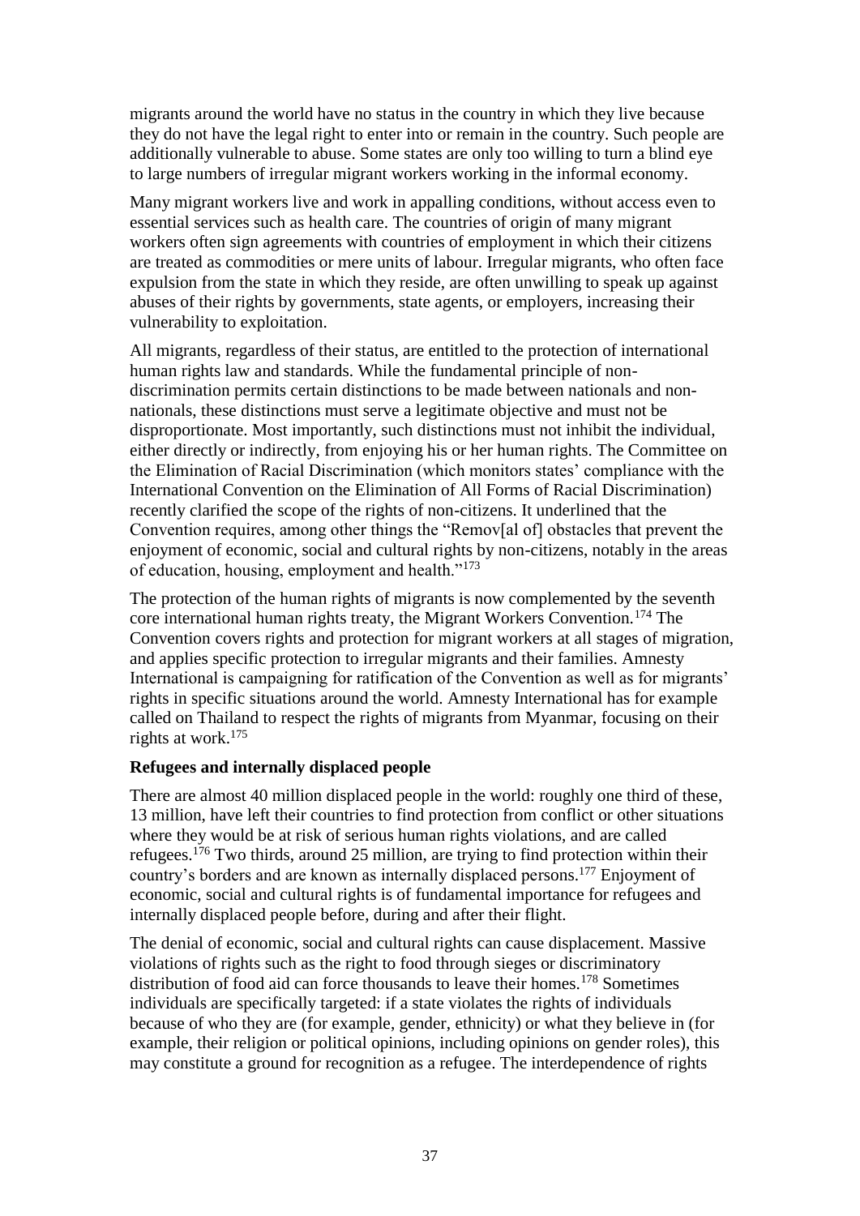migrants around the world have no status in the country in which they live because they do not have the legal right to enter into or remain in the country. Such people are additionally vulnerable to abuse. Some states are only too willing to turn a blind eye to large numbers of irregular migrant workers working in the informal economy.

Many migrant workers live and work in appalling conditions, without access even to essential services such as health care. The countries of origin of many migrant workers often sign agreements with countries of employment in which their citizens are treated as commodities or mere units of labour. Irregular migrants, who often face expulsion from the state in which they reside, are often unwilling to speak up against abuses of their rights by governments, state agents, or employers, increasing their vulnerability to exploitation.

All migrants, regardless of their status, are entitled to the protection of international human rights law and standards. While the fundamental principle of non-discrimination permits certain distinctions to be made between nationals and non-nationals, these distinctions must serve a legitimate objective and must not be disproportionate. Most importantly, such distinctions must not inhibit the individual, either directly or indirectly, from enjoying his or her human rights. The Committee on the Elimination of Racial Discrimination (which monitors states' compliance with the International Convention on the Elimination of All Forms of Racial Discrimination) recently clarified the scope of the rights of non-citizens. It underlined that the Convention requires, among other things the "Remov[al of] obstacles that prevent the enjoyment of economic, social and cultural rights by non-citizens, notably in the areas of education, housing, employment and health."[173]

The protection of the human rights of migrants is now complemented by the seventh core international human rights treaty, the Migrant Workers Convention.[174] The Convention covers rights and protection for migrant workers at all stages of migration, and applies specific protection to irregular migrants and their families. Amnesty International is campaigning for ratification of the Convention as well as for migrants' rights in specific situations around the world. Amnesty International has for example called on Thailand to respect the rights of migrants from Myanmar, focusing on their rights at work.[175]

**Refugees and internally displaced people**

There are almost 40 million displaced people in the world: roughly one third of these, 13 million, have left their countries to find protection from conflict or other situations where they would be at risk of serious human rights violations, and are called refugees.[176] Two thirds, around 25 million, are trying to find protection within their country's borders and are known as internally displaced persons.[177] Enjoyment of economic, social and cultural rights is of fundamental importance for refugees and internally displaced people before, during and after their flight.

The denial of economic, social and cultural rights can cause displacement. Massive violations of rights such as the right to food through sieges or discriminatory distribution of food aid can force thousands to leave their homes.[178] Sometimes individuals are specifically targeted: if a state violates the rights of individuals because of who they are (for example, gender, ethnicity) or what they believe in (for example, their religion or political opinions, including opinions on gender roles), this may constitute a ground for recognition as a refugee. The interdependence of rights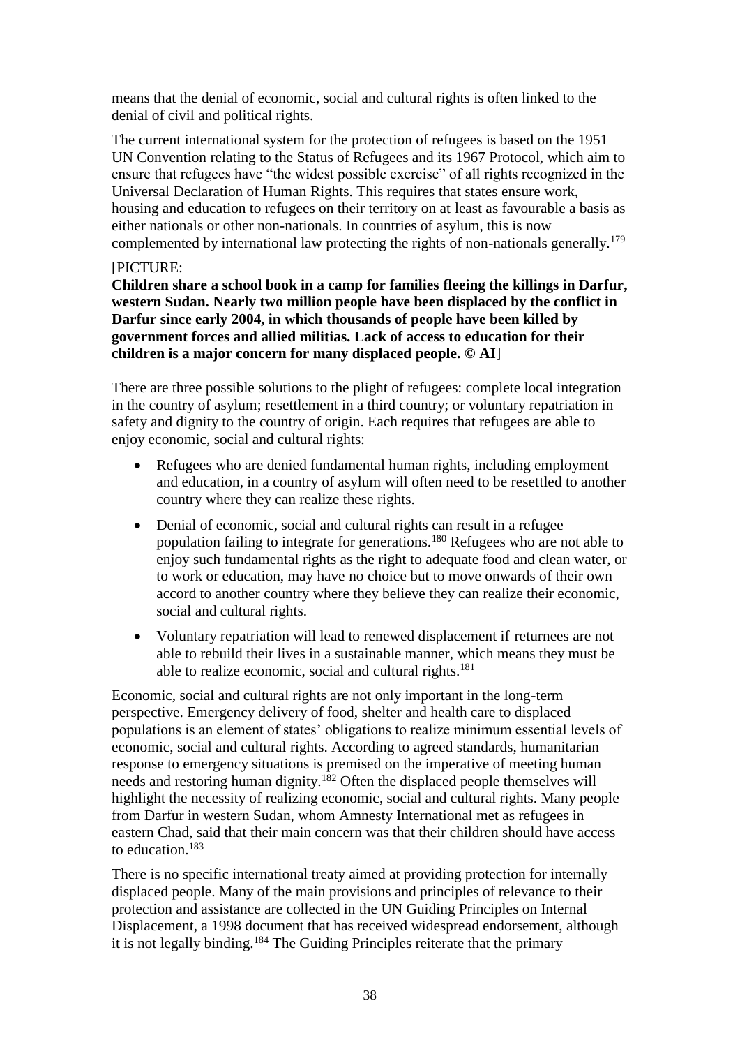means that the denial of economic, social and cultural rights is often linked to the denial of civil and political rights.

The current international system for the protection of refugees is based on the 1951 UN Convention relating to the Status of Refugees and its 1967 Protocol, which aim to ensure that refugees have "the widest possible exercise" of all rights recognized in the Universal Declaration of Human Rights. This requires that states ensure work, housing and education to refugees on their territory on at least as favourable a basis as either nationals or other non-nationals. In countries of asylum, this is now complemented by international law protecting the rights of non-nationals generally.[179]

[PICTURE:
**Children share a school book in a camp for families fleeing the killings in Darfur, western Sudan. Nearly two million people have been displaced by the conflict in Darfur since early 2004, in which thousands of people have been killed by government forces and allied militias. Lack of access to education for their children is a major concern for many displaced people. © AI**]

There are three possible solutions to the plight of refugees: complete local integration in the country of asylum; resettlement in a third country; or voluntary repatriation in safety and dignity to the country of origin. Each requires that refugees are able to enjoy economic, social and cultural rights:

- Refugees who are denied fundamental human rights, including employment and education, in a country of asylum will often need to be resettled to another country where they can realize these rights.
- Denial of economic, social and cultural rights can result in a refugee population failing to integrate for generations.[180] Refugees who are not able to enjoy such fundamental rights as the right to adequate food and clean water, or to work or education, may have no choice but to move onwards of their own accord to another country where they believe they can realize their economic, social and cultural rights.
- Voluntary repatriation will lead to renewed displacement if returnees are not able to rebuild their lives in a sustainable manner, which means they must be able to realize economic, social and cultural rights.[181]

Economic, social and cultural rights are not only important in the long-term perspective. Emergency delivery of food, shelter and health care to displaced populations is an element of states' obligations to realize minimum essential levels of economic, social and cultural rights. According to agreed standards, humanitarian response to emergency situations is premised on the imperative of meeting human needs and restoring human dignity.[182] Often the displaced people themselves will highlight the necessity of realizing economic, social and cultural rights. Many people from Darfur in western Sudan, whom Amnesty International met as refugees in eastern Chad, said that their main concern was that their children should have access to education.[183]

There is no specific international treaty aimed at providing protection for internally displaced people. Many of the main provisions and principles of relevance to their protection and assistance are collected in the UN Guiding Principles on Internal Displacement, a 1998 document that has received widespread endorsement, although it is not legally binding.[184] The Guiding Principles reiterate that the primary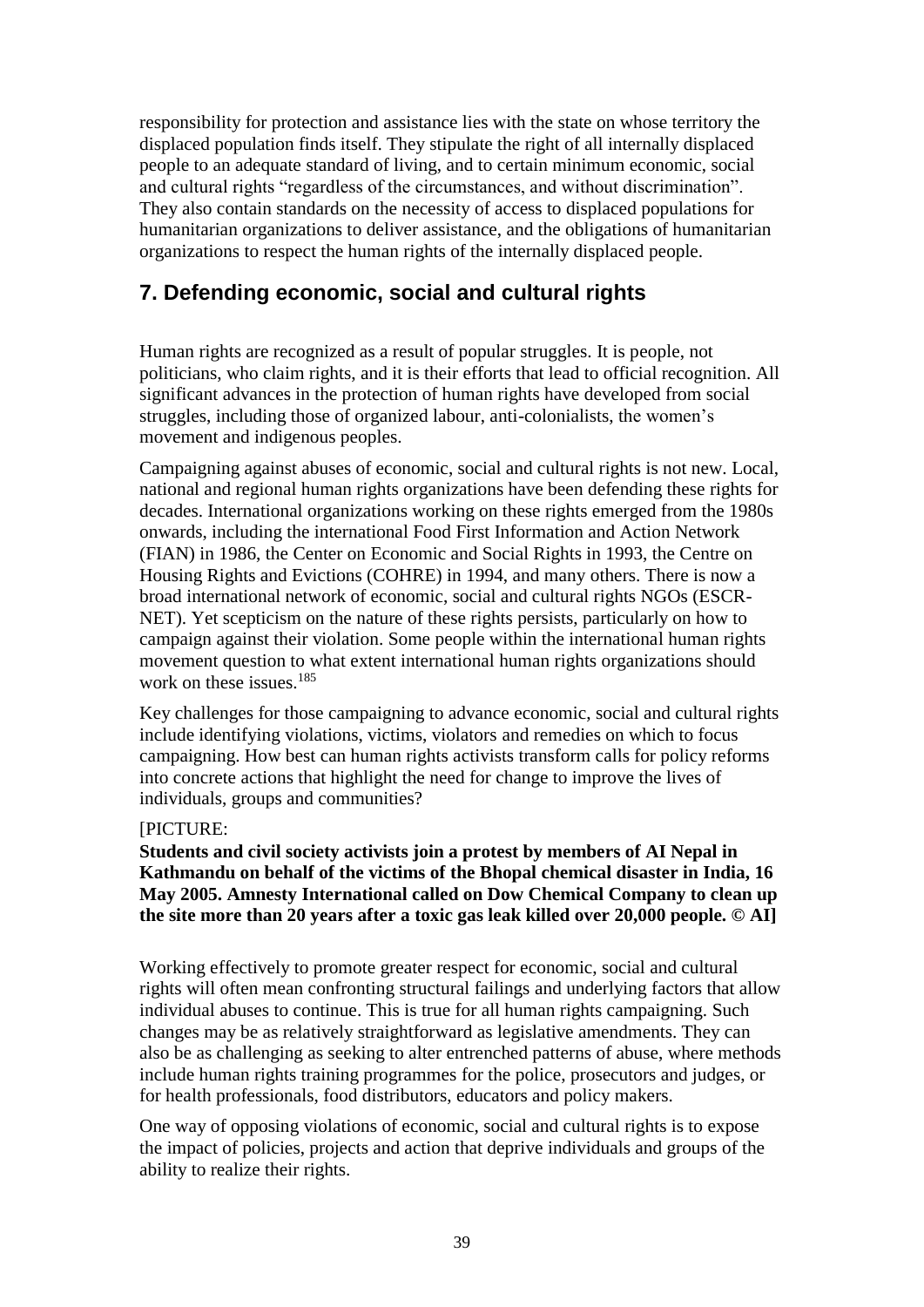responsibility for protection and assistance lies with the state on whose territory the displaced population finds itself. They stipulate the right of all internally displaced people to an adequate standard of living, and to certain minimum economic, social and cultural rights "regardless of the circumstances, and without discrimination". They also contain standards on the necessity of access to displaced populations for humanitarian organizations to deliver assistance, and the obligations of humanitarian organizations to respect the human rights of the internally displaced people.

## 7. Defending economic, social and cultural rights

Human rights are recognized as a result of popular struggles. It is people, not politicians, who claim rights, and it is their efforts that lead to official recognition. All significant advances in the protection of human rights have developed from social struggles, including those of organized labour, anti-colonialists, the women's movement and indigenous peoples.

Campaigning against abuses of economic, social and cultural rights is not new. Local, national and regional human rights organizations have been defending these rights for decades. International organizations working on these rights emerged from the 1980s onwards, including the international Food First Information and Action Network (FIAN) in 1986, the Center on Economic and Social Rights in 1993, the Centre on Housing Rights and Evictions (COHRE) in 1994, and many others. There is now a broad international network of economic, social and cultural rights NGOs (ESCR-NET). Yet scepticism on the nature of these rights persists, particularly on how to campaign against their violation. Some people within the international human rights movement question to what extent international human rights organizations should work on these issues.[185]

Key challenges for those campaigning to advance economic, social and cultural rights include identifying violations, victims, violators and remedies on which to focus campaigning. How best can human rights activists transform calls for policy reforms into concrete actions that highlight the need for change to improve the lives of individuals, groups and communities?

[PICTURE:
**Students and civil society activists join a protest by members of AI Nepal in Kathmandu on behalf of the victims of the Bhopal chemical disaster in India, 16 May 2005. Amnesty International called on Dow Chemical Company to clean up the site more than 20 years after a toxic gas leak killed over 20,000 people. © AI]**

Working effectively to promote greater respect for economic, social and cultural rights will often mean confronting structural failings and underlying factors that allow individual abuses to continue. This is true for all human rights campaigning. Such changes may be as relatively straightforward as legislative amendments. They can also be as challenging as seeking to alter entrenched patterns of abuse, where methods include human rights training programmes for the police, prosecutors and judges, or for health professionals, food distributors, educators and policy makers.

One way of opposing violations of economic, social and cultural rights is to expose the impact of policies, projects and action that deprive individuals and groups of the ability to realize their rights.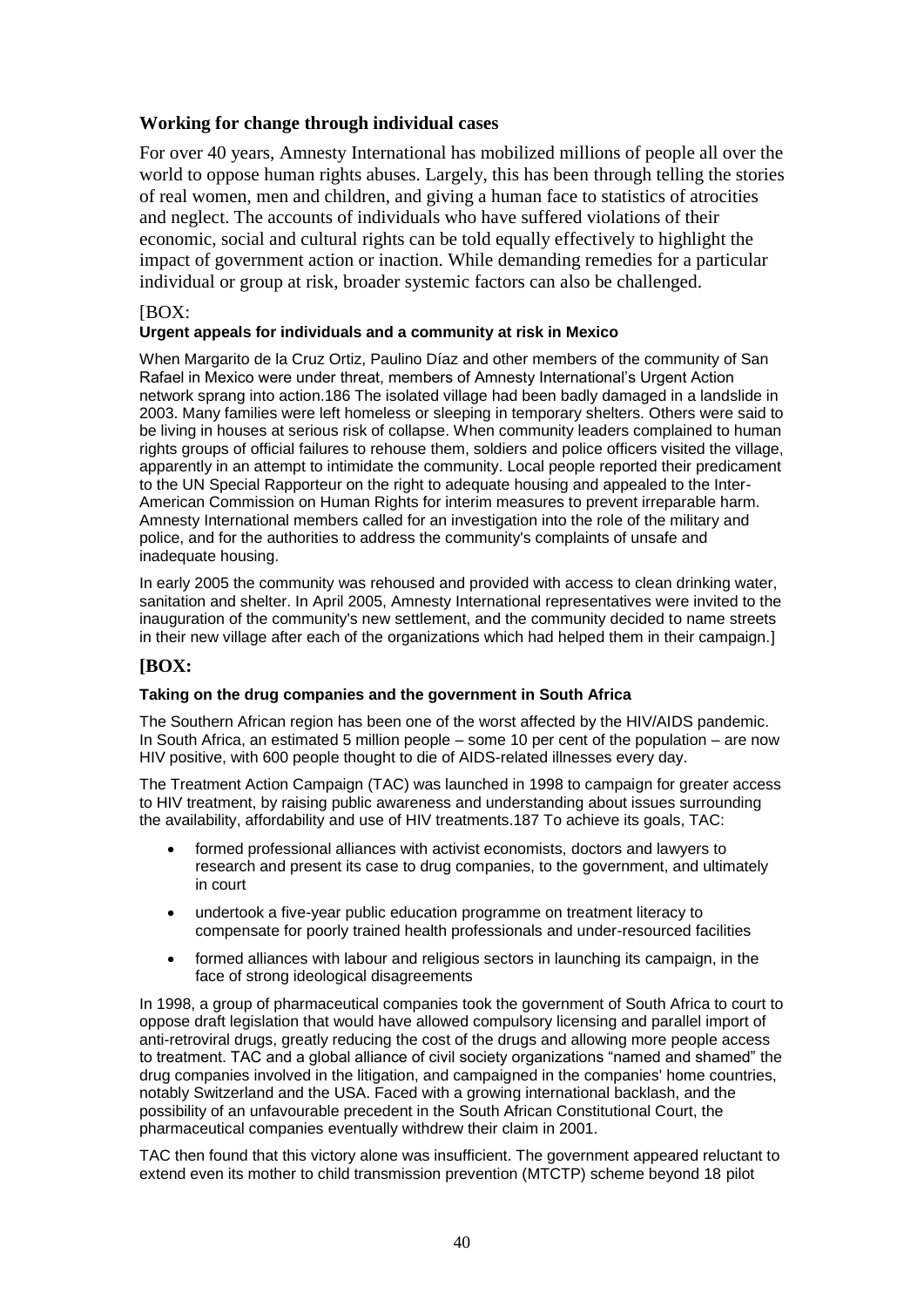### Working for change through individual cases

For over 40 years, Amnesty International has mobilized millions of people all over the world to oppose human rights abuses. Largely, this has been through telling the stories of real women, men and children, and giving a human face to statistics of atrocities and neglect. The accounts of individuals who have suffered violations of their economic, social and cultural rights can be told equally effectively to highlight the impact of government action or inaction. While demanding remedies for a particular individual or group at risk, broader systemic factors can also be challenged.

[BOX:

**Urgent appeals for individuals and a community at risk in Mexico**

When Margarito de la Cruz Ortiz, Paulino Díaz and other members of the community of San Rafael in Mexico were under threat, members of Amnesty International's Urgent Action network sprang into action.186 The isolated village had been badly damaged in a landslide in 2003. Many families were left homeless or sleeping in temporary shelters. Others were said to be living in houses at serious risk of collapse. When community leaders complained to human rights groups of official failures to rehouse them, soldiers and police officers visited the village, apparently in an attempt to intimidate the community. Local people reported their predicament to the UN Special Rapporteur on the right to adequate housing and appealed to the Inter-American Commission on Human Rights for interim measures to prevent irreparable harm. Amnesty International members called for an investigation into the role of the military and police, and for the authorities to address the community's complaints of unsafe and inadequate housing.

In early 2005 the community was rehoused and provided with access to clean drinking water, sanitation and shelter. In April 2005, Amnesty International representatives were invited to the inauguration of the community's new settlement, and the community decided to name streets in their new village after each of the organizations which had helped them in their campaign.]

**[BOX:**

**Taking on the drug companies and the government in South Africa**

The Southern African region has been one of the worst affected by the HIV/AIDS pandemic. In South Africa, an estimated 5 million people – some 10 per cent of the population – are now HIV positive, with 600 people thought to die of AIDS-related illnesses every day.

The Treatment Action Campaign (TAC) was launched in 1998 to campaign for greater access to HIV treatment, by raising public awareness and understanding about issues surrounding the availability, affordability and use of HIV treatments.187 To achieve its goals, TAC:

- formed professional alliances with activist economists, doctors and lawyers to research and present its case to drug companies, to the government, and ultimately in court
- undertook a five-year public education programme on treatment literacy to compensate for poorly trained health professionals and under-resourced facilities
- formed alliances with labour and religious sectors in launching its campaign, in the face of strong ideological disagreements

In 1998, a group of pharmaceutical companies took the government of South Africa to court to oppose draft legislation that would have allowed compulsory licensing and parallel import of anti-retroviral drugs, greatly reducing the cost of the drugs and allowing more people access to treatment. TAC and a global alliance of civil society organizations "named and shamed" the drug companies involved in the litigation, and campaigned in the companies' home countries, notably Switzerland and the USA. Faced with a growing international backlash, and the possibility of an unfavourable precedent in the South African Constitutional Court, the pharmaceutical companies eventually withdrew their claim in 2001.

TAC then found that this victory alone was insufficient. The government appeared reluctant to extend even its mother to child transmission prevention (MTCTP) scheme beyond 18 pilot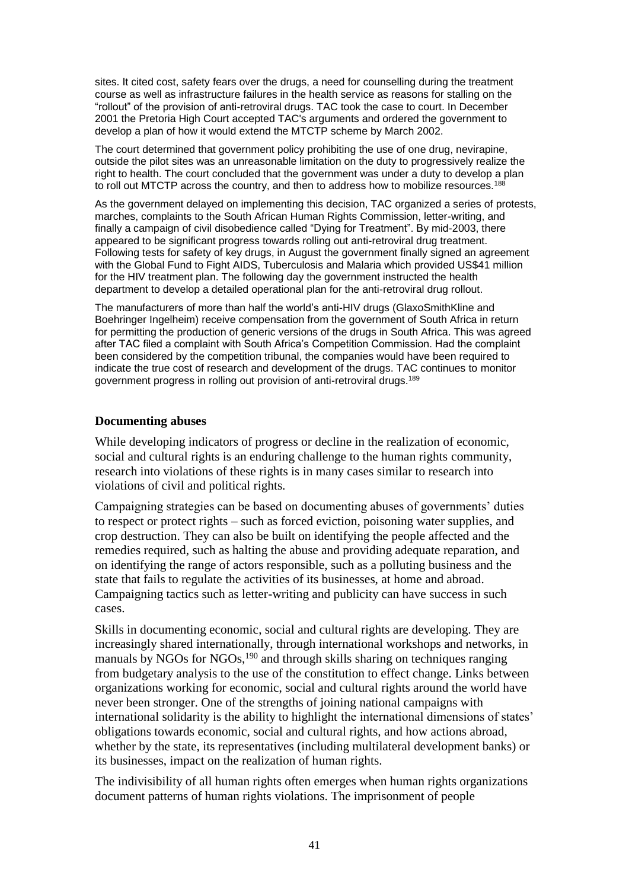sites. It cited cost, safety fears over the drugs, a need for counselling during the treatment course as well as infrastructure failures in the health service as reasons for stalling on the "rollout" of the provision of anti-retroviral drugs. TAC took the case to court. In December 2001 the Pretoria High Court accepted TAC's arguments and ordered the government to develop a plan of how it would extend the MTCTP scheme by March 2002.

The court determined that government policy prohibiting the use of one drug, nevirapine, outside the pilot sites was an unreasonable limitation on the duty to progressively realize the right to health. The court concluded that the government was under a duty to develop a plan to roll out MTCTP across the country, and then to address how to mobilize resources.[188]

As the government delayed on implementing this decision, TAC organized a series of protests, marches, complaints to the South African Human Rights Commission, letter-writing, and finally a campaign of civil disobedience called "Dying for Treatment". By mid-2003, there appeared to be significant progress towards rolling out anti-retroviral drug treatment. Following tests for safety of key drugs, in August the government finally signed an agreement with the Global Fund to Fight AIDS, Tuberculosis and Malaria which provided US$41 million for the HIV treatment plan. The following day the government instructed the health department to develop a detailed operational plan for the anti-retroviral drug rollout.

The manufacturers of more than half the world's anti-HIV drugs (GlaxoSmithKline and Boehringer Ingelheim) receive compensation from the government of South Africa in return for permitting the production of generic versions of the drugs in South Africa. This was agreed after TAC filed a complaint with South Africa's Competition Commission. Had the complaint been considered by the competition tribunal, the companies would have been required to indicate the true cost of research and development of the drugs. TAC continues to monitor government progress in rolling out provision of anti-retroviral drugs.[189]

**Documenting abuses**

While developing indicators of progress or decline in the realization of economic, social and cultural rights is an enduring challenge to the human rights community, research into violations of these rights is in many cases similar to research into violations of civil and political rights.

Campaigning strategies can be based on documenting abuses of governments' duties to respect or protect rights – such as forced eviction, poisoning water supplies, and crop destruction. They can also be built on identifying the people affected and the remedies required, such as halting the abuse and providing adequate reparation, and on identifying the range of actors responsible, such as a polluting business and the state that fails to regulate the activities of its businesses, at home and abroad. Campaigning tactics such as letter-writing and publicity can have success in such cases.

Skills in documenting economic, social and cultural rights are developing. They are increasingly shared internationally, through international workshops and networks, in manuals by NGOs for NGOs,[190] and through skills sharing on techniques ranging from budgetary analysis to the use of the constitution to effect change. Links between organizations working for economic, social and cultural rights around the world have never been stronger. One of the strengths of joining national campaigns with international solidarity is the ability to highlight the international dimensions of states' obligations towards economic, social and cultural rights, and how actions abroad, whether by the state, its representatives (including multilateral development banks) or its businesses, impact on the realization of human rights.

The indivisibility of all human rights often emerges when human rights organizations document patterns of human rights violations. The imprisonment of people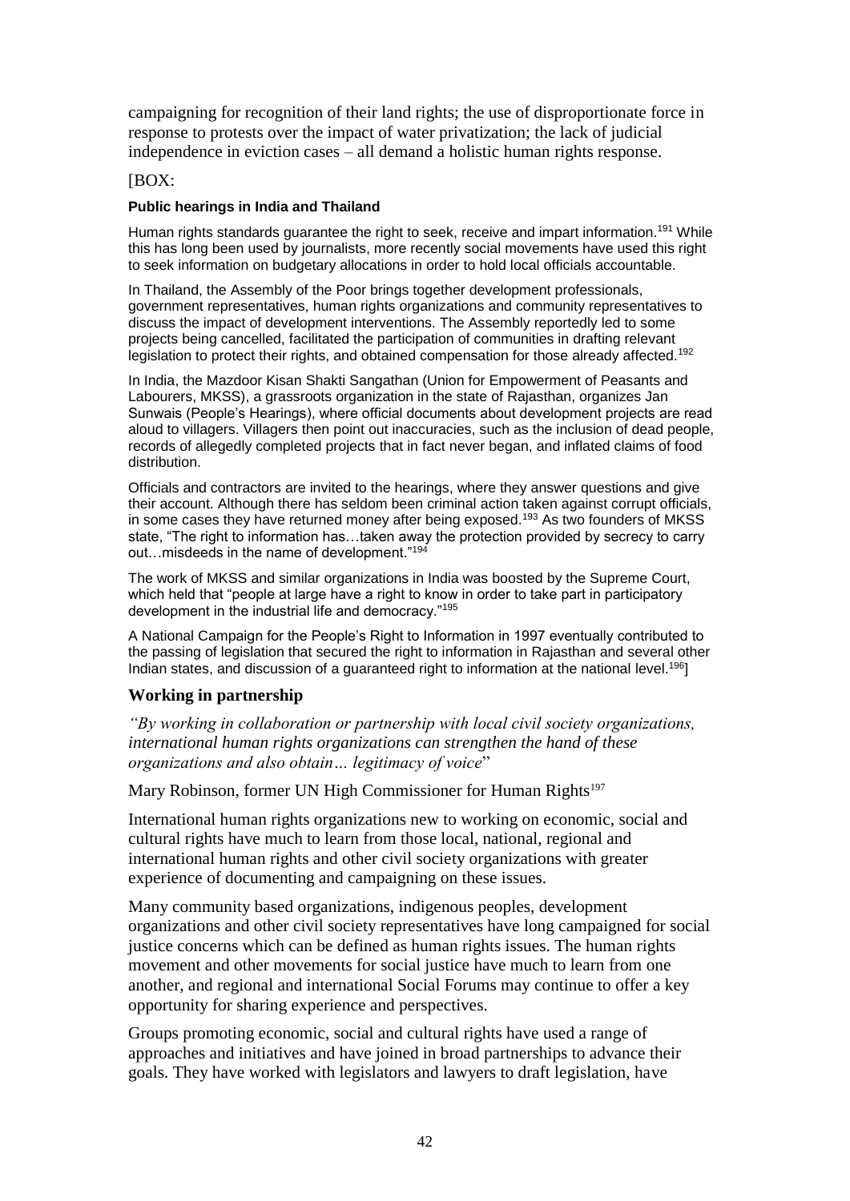campaigning for recognition of their land rights; the use of disproportionate force in response to protests over the impact of water privatization; the lack of judicial independence in eviction cases – all demand a holistic human rights response.

[BOX:

**Public hearings in India and Thailand**

Human rights standards guarantee the right to seek, receive and impart information.[191] While this has long been used by journalists, more recently social movements have used this right to seek information on budgetary allocations in order to hold local officials accountable.

In Thailand, the Assembly of the Poor brings together development professionals, government representatives, human rights organizations and community representatives to discuss the impact of development interventions. The Assembly reportedly led to some projects being cancelled, facilitated the participation of communities in drafting relevant legislation to protect their rights, and obtained compensation for those already affected.[192]

In India, the Mazdoor Kisan Shakti Sangathan (Union for Empowerment of Peasants and Labourers, MKSS), a grassroots organization in the state of Rajasthan, organizes Jan Sunwais (People's Hearings), where official documents about development projects are read aloud to villagers. Villagers then point out inaccuracies, such as the inclusion of dead people, records of allegedly completed projects that in fact never began, and inflated claims of food distribution.

Officials and contractors are invited to the hearings, where they answer questions and give their account. Although there has seldom been criminal action taken against corrupt officials, in some cases they have returned money after being exposed.[193] As two founders of MKSS state, "The right to information has…taken away the protection provided by secrecy to carry out…misdeeds in the name of development."[194]

The work of MKSS and similar organizations in India was boosted by the Supreme Court, which held that "people at large have a right to know in order to take part in participatory development in the industrial life and democracy."[195]

A National Campaign for the People's Right to Information in 1997 eventually contributed to the passing of legislation that secured the right to information in Rajasthan and several other Indian states, and discussion of a guaranteed right to information at the national level.[196]]

### Working in partnership

*"By working in collaboration or partnership with local civil society organizations, international human rights organizations can strengthen the hand of these organizations and also obtain… legitimacy of voice*"

Mary Robinson, former UN High Commissioner for Human Rights[197]

International human rights organizations new to working on economic, social and cultural rights have much to learn from those local, national, regional and international human rights and other civil society organizations with greater experience of documenting and campaigning on these issues.

Many community based organizations, indigenous peoples, development organizations and other civil society representatives have long campaigned for social justice concerns which can be defined as human rights issues. The human rights movement and other movements for social justice have much to learn from one another, and regional and international Social Forums may continue to offer a key opportunity for sharing experience and perspectives.

Groups promoting economic, social and cultural rights have used a range of approaches and initiatives and have joined in broad partnerships to advance their goals. They have worked with legislators and lawyers to draft legislation, have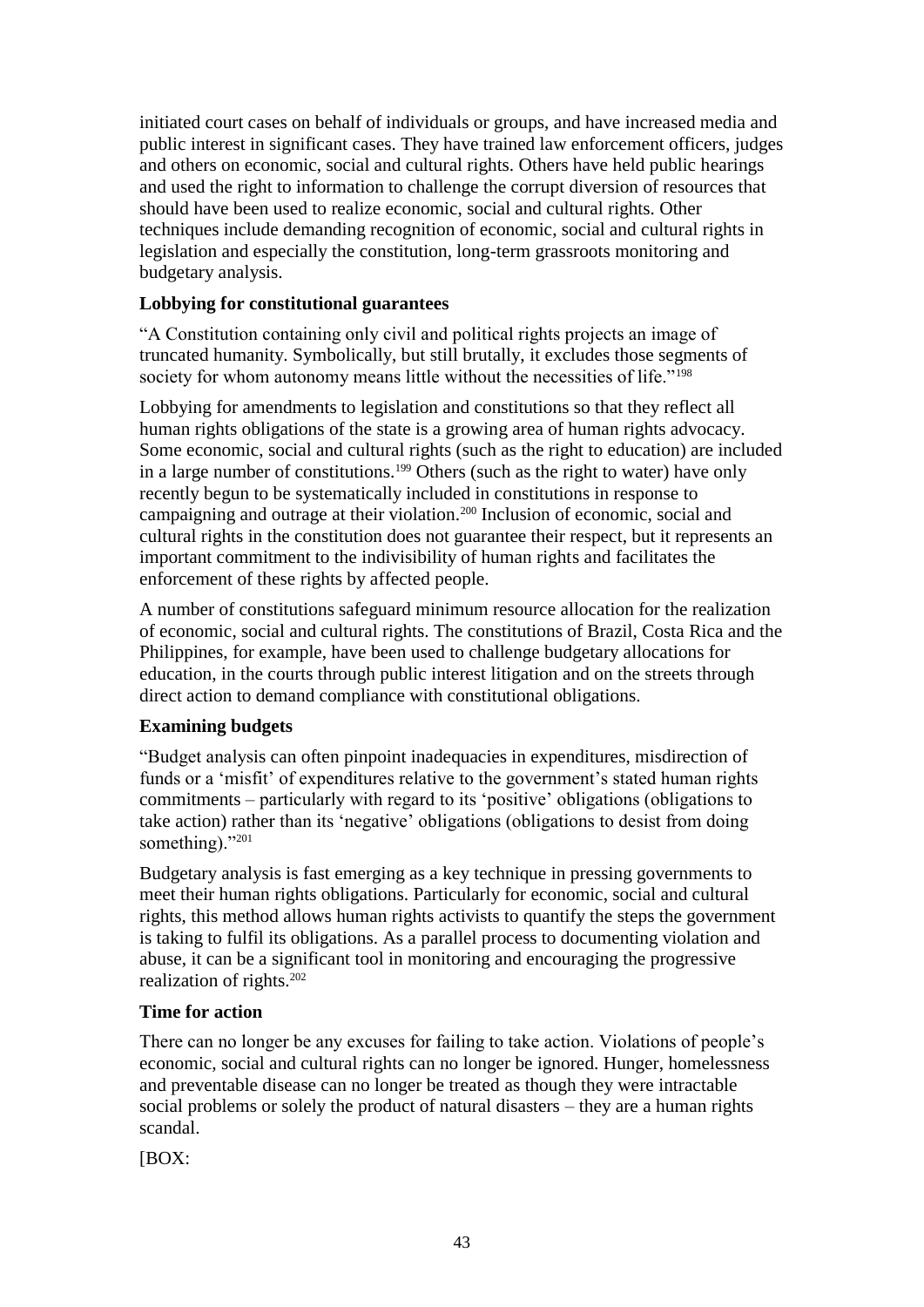initiated court cases on behalf of individuals or groups, and have increased media and public interest in significant cases. They have trained law enforcement officers, judges and others on economic, social and cultural rights. Others have held public hearings and used the right to information to challenge the corrupt diversion of resources that should have been used to realize economic, social and cultural rights. Other techniques include demanding recognition of economic, social and cultural rights in legislation and especially the constitution, long-term grassroots monitoring and budgetary analysis.

### Lobbying for constitutional guarantees

"A Constitution containing only civil and political rights projects an image of truncated humanity. Symbolically, but still brutally, it excludes those segments of society for whom autonomy means little without the necessities of life."[198]

Lobbying for amendments to legislation and constitutions so that they reflect all human rights obligations of the state is a growing area of human rights advocacy. Some economic, social and cultural rights (such as the right to education) are included in a large number of constitutions.[199] Others (such as the right to water) have only recently begun to be systematically included in constitutions in response to campaigning and outrage at their violation.[200] Inclusion of economic, social and cultural rights in the constitution does not guarantee their respect, but it represents an important commitment to the indivisibility of human rights and facilitates the enforcement of these rights by affected people.

A number of constitutions safeguard minimum resource allocation for the realization of economic, social and cultural rights. The constitutions of Brazil, Costa Rica and the Philippines, for example, have been used to challenge budgetary allocations for education, in the courts through public interest litigation and on the streets through direct action to demand compliance with constitutional obligations.

### Examining budgets

"Budget analysis can often pinpoint inadequacies in expenditures, misdirection of funds or a 'misfit' of expenditures relative to the government's stated human rights commitments – particularly with regard to its 'positive' obligations (obligations to take action) rather than its 'negative' obligations (obligations to desist from doing something)."[201]

Budgetary analysis is fast emerging as a key technique in pressing governments to meet their human rights obligations. Particularly for economic, social and cultural rights, this method allows human rights activists to quantify the steps the government is taking to fulfil its obligations. As a parallel process to documenting violation and abuse, it can be a significant tool in monitoring and encouraging the progressive realization of rights.[202]

### Time for action

There can no longer be any excuses for failing to take action. Violations of people's economic, social and cultural rights can no longer be ignored. Hunger, homelessness and preventable disease can no longer be treated as though they were intractable social problems or solely the product of natural disasters – they are a human rights scandal.

[BOX: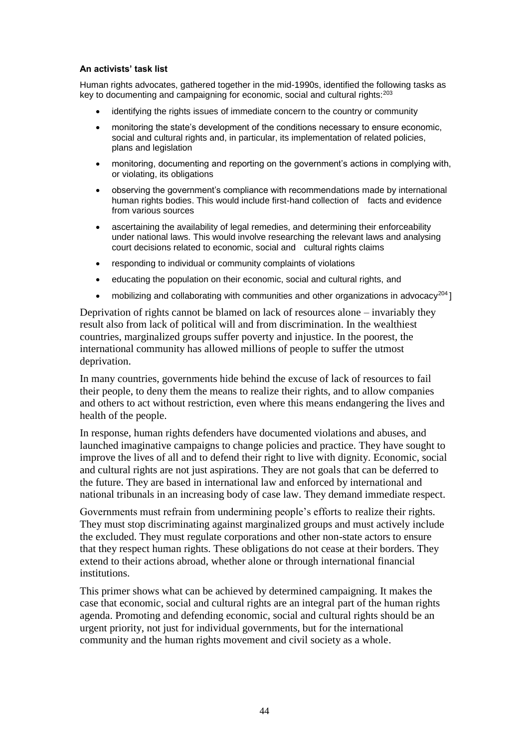**An activists' task list**

Human rights advocates, gathered together in the mid-1990s, identified the following tasks as key to documenting and campaigning for economic, social and cultural rights:[203]

- identifying the rights issues of immediate concern to the country or community
- monitoring the state's development of the conditions necessary to ensure economic, social and cultural rights and, in particular, its implementation of related policies, plans and legislation
- monitoring, documenting and reporting on the government's actions in complying with, or violating, its obligations
- observing the government's compliance with recommendations made by international human rights bodies. This would include first-hand collection of facts and evidence from various sources
- ascertaining the availability of legal remedies, and determining their enforceability under national laws. This would involve researching the relevant laws and analysing court decisions related to economic, social and cultural rights claims
- responding to individual or community complaints of violations
- educating the population on their economic, social and cultural rights, and
- mobilizing and collaborating with communities and other organizations in advocacy[204] ]

Deprivation of rights cannot be blamed on lack of resources alone – invariably they result also from lack of political will and from discrimination. In the wealthiest countries, marginalized groups suffer poverty and injustice. In the poorest, the international community has allowed millions of people to suffer the utmost deprivation.

In many countries, governments hide behind the excuse of lack of resources to fail their people, to deny them the means to realize their rights, and to allow companies and others to act without restriction, even where this means endangering the lives and health of the people.

In response, human rights defenders have documented violations and abuses, and launched imaginative campaigns to change policies and practice. They have sought to improve the lives of all and to defend their right to live with dignity. Economic, social and cultural rights are not just aspirations. They are not goals that can be deferred to the future. They are based in international law and enforced by international and national tribunals in an increasing body of case law. They demand immediate respect.

Governments must refrain from undermining people's efforts to realize their rights. They must stop discriminating against marginalized groups and must actively include the excluded. They must regulate corporations and other non-state actors to ensure that they respect human rights. These obligations do not cease at their borders. They extend to their actions abroad, whether alone or through international financial institutions.

This primer shows what can be achieved by determined campaigning. It makes the case that economic, social and cultural rights are an integral part of the human rights agenda. Promoting and defending economic, social and cultural rights should be an urgent priority, not just for individual governments, but for the international community and the human rights movement and civil society as a whole.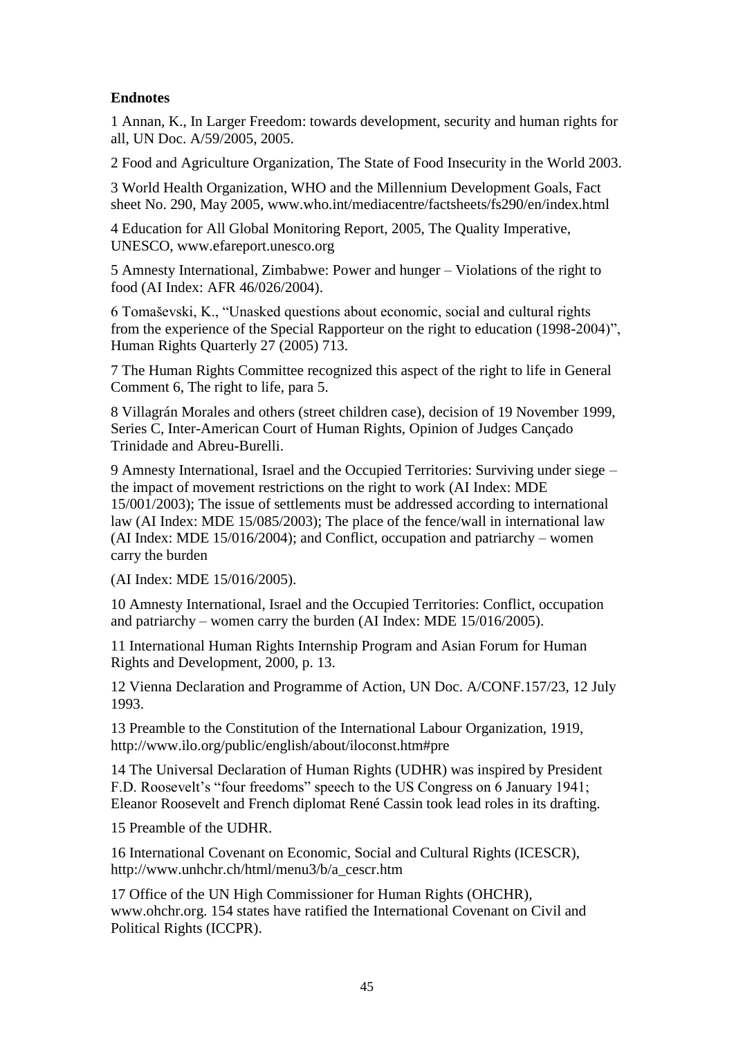**Endnotes**

1 Annan, K., In Larger Freedom: towards development, security and human rights for all, UN Doc. A/59/2005, 2005.

2 Food and Agriculture Organization, The State of Food Insecurity in the World 2003.

3 World Health Organization, WHO and the Millennium Development Goals, Fact sheet No. 290, May 2005, www.who.int/mediacentre/factsheets/fs290/en/index.html

4 Education for All Global Monitoring Report, 2005, The Quality Imperative, UNESCO, www.efareport.unesco.org

5 Amnesty International, Zimbabwe: Power and hunger – Violations of the right to food (AI Index: AFR 46/026/2004).

6 Tomaševski, K., "Unasked questions about economic, social and cultural rights from the experience of the Special Rapporteur on the right to education (1998-2004)", Human Rights Quarterly 27 (2005) 713.

7 The Human Rights Committee recognized this aspect of the right to life in General Comment 6, The right to life, para 5.

8 Villagrán Morales and others (street children case), decision of 19 November 1999, Series C, Inter-American Court of Human Rights, Opinion of Judges Cançado Trinidade and Abreu-Burelli.

9 Amnesty International, Israel and the Occupied Territories: Surviving under siege – the impact of movement restrictions on the right to work (AI Index: MDE 15/001/2003); The issue of settlements must be addressed according to international law (AI Index: MDE 15/085/2003); The place of the fence/wall in international law (AI Index: MDE 15/016/2004); and Conflict, occupation and patriarchy – women carry the burden

(AI Index: MDE 15/016/2005).

10 Amnesty International, Israel and the Occupied Territories: Conflict, occupation and patriarchy – women carry the burden (AI Index: MDE 15/016/2005).

11 International Human Rights Internship Program and Asian Forum for Human Rights and Development, 2000, p. 13.

12 Vienna Declaration and Programme of Action, UN Doc. A/CONF.157/23, 12 July 1993.

13 Preamble to the Constitution of the International Labour Organization, 1919, http://www.ilo.org/public/english/about/iloconst.htm#pre

14 The Universal Declaration of Human Rights (UDHR) was inspired by President F.D. Roosevelt's "four freedoms" speech to the US Congress on 6 January 1941; Eleanor Roosevelt and French diplomat René Cassin took lead roles in its drafting.

15 Preamble of the UDHR.

16 International Covenant on Economic, Social and Cultural Rights (ICESCR), http://www.unhchr.ch/html/menu3/b/a_cescr.htm

17 Office of the UN High Commissioner for Human Rights (OHCHR), www.ohchr.org. 154 states have ratified the International Covenant on Civil and Political Rights (ICCPR).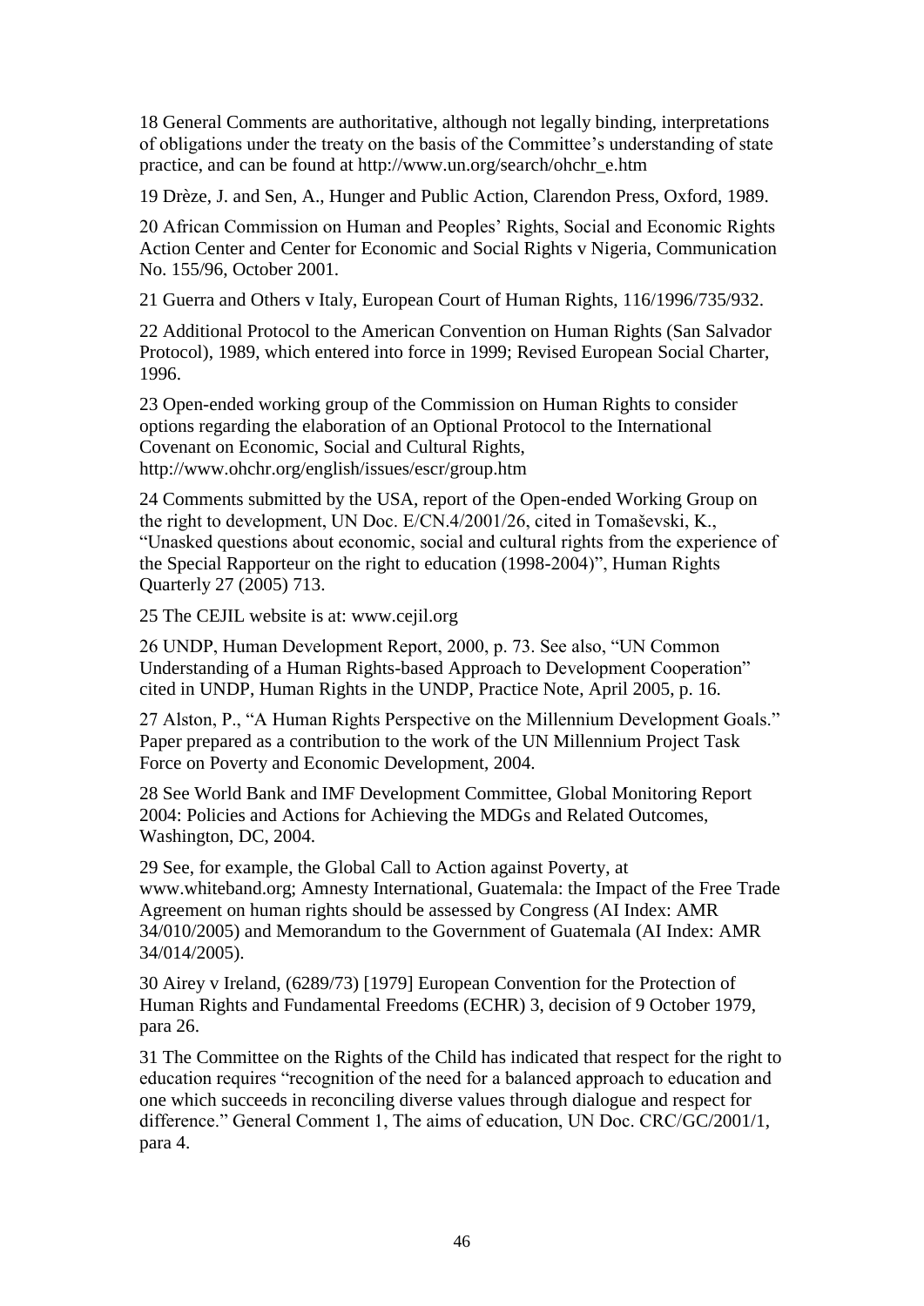18 General Comments are authoritative, although not legally binding, interpretations of obligations under the treaty on the basis of the Committee's understanding of state practice, and can be found at http://www.un.org/search/ohchr_e.htm

19 Drèze, J. and Sen, A., Hunger and Public Action, Clarendon Press, Oxford, 1989.

20 African Commission on Human and Peoples' Rights, Social and Economic Rights Action Center and Center for Economic and Social Rights v Nigeria, Communication No. 155/96, October 2001.

21 Guerra and Others v Italy, European Court of Human Rights, 116/1996/735/932.

22 Additional Protocol to the American Convention on Human Rights (San Salvador Protocol), 1989, which entered into force in 1999; Revised European Social Charter, 1996.

23 Open-ended working group of the Commission on Human Rights to consider options regarding the elaboration of an Optional Protocol to the International Covenant on Economic, Social and Cultural Rights, http://www.ohchr.org/english/issues/escr/group.htm

24 Comments submitted by the USA, report of the Open-ended Working Group on the right to development, UN Doc. E/CN.4/2001/26, cited in Tomaševski, K., "Unasked questions about economic, social and cultural rights from the experience of the Special Rapporteur on the right to education (1998-2004)", Human Rights Quarterly 27 (2005) 713.

25 The CEJIL website is at: www.cejil.org

26 UNDP, Human Development Report, 2000, p. 73. See also, "UN Common Understanding of a Human Rights-based Approach to Development Cooperation" cited in UNDP, Human Rights in the UNDP, Practice Note, April 2005, p. 16.

27 Alston, P., "A Human Rights Perspective on the Millennium Development Goals." Paper prepared as a contribution to the work of the UN Millennium Project Task Force on Poverty and Economic Development, 2004.

28 See World Bank and IMF Development Committee, Global Monitoring Report 2004: Policies and Actions for Achieving the MDGs and Related Outcomes, Washington, DC, 2004.

29 See, for example, the Global Call to Action against Poverty, at www.whiteband.org; Amnesty International, Guatemala: the Impact of the Free Trade Agreement on human rights should be assessed by Congress (AI Index: AMR 34/010/2005) and Memorandum to the Government of Guatemala (AI Index: AMR 34/014/2005).

30 Airey v Ireland, (6289/73) [1979] European Convention for the Protection of Human Rights and Fundamental Freedoms (ECHR) 3, decision of 9 October 1979, para 26.

31 The Committee on the Rights of the Child has indicated that respect for the right to education requires "recognition of the need for a balanced approach to education and one which succeeds in reconciling diverse values through dialogue and respect for difference." General Comment 1, The aims of education, UN Doc. CRC/GC/2001/1, para 4.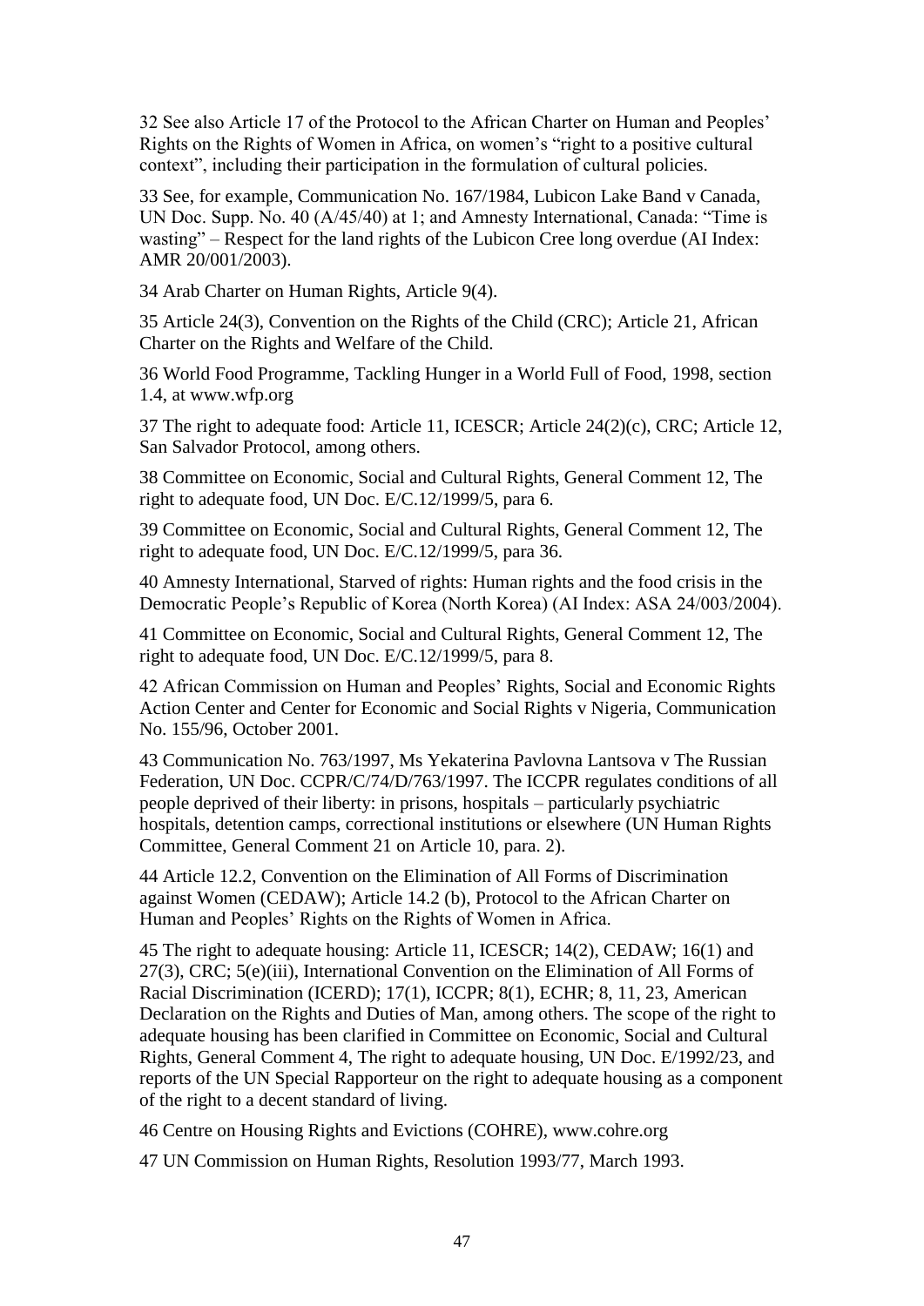32 See also Article 17 of the Protocol to the African Charter on Human and Peoples' Rights on the Rights of Women in Africa, on women's "right to a positive cultural context", including their participation in the formulation of cultural policies.

33 See, for example, Communication No. 167/1984, Lubicon Lake Band v Canada, UN Doc. Supp. No. 40 (A/45/40) at 1; and Amnesty International, Canada: "Time is wasting" – Respect for the land rights of the Lubicon Cree long overdue (AI Index: AMR 20/001/2003).

34 Arab Charter on Human Rights, Article 9(4).

35 Article 24(3), Convention on the Rights of the Child (CRC); Article 21, African Charter on the Rights and Welfare of the Child.

36 World Food Programme, Tackling Hunger in a World Full of Food, 1998, section 1.4, at www.wfp.org

37 The right to adequate food: Article 11, ICESCR; Article 24(2)(c), CRC; Article 12, San Salvador Protocol, among others.

38 Committee on Economic, Social and Cultural Rights, General Comment 12, The right to adequate food, UN Doc. E/C.12/1999/5, para 6.

39 Committee on Economic, Social and Cultural Rights, General Comment 12, The right to adequate food, UN Doc. E/C.12/1999/5, para 36.

40 Amnesty International, Starved of rights: Human rights and the food crisis in the Democratic People's Republic of Korea (North Korea) (AI Index: ASA 24/003/2004).

41 Committee on Economic, Social and Cultural Rights, General Comment 12, The right to adequate food, UN Doc. E/C.12/1999/5, para 8.

42 African Commission on Human and Peoples' Rights, Social and Economic Rights Action Center and Center for Economic and Social Rights v Nigeria, Communication No. 155/96, October 2001.

43 Communication No. 763/1997, Ms Yekaterina Pavlovna Lantsova v The Russian Federation, UN Doc. CCPR/C/74/D/763/1997. The ICCPR regulates conditions of all people deprived of their liberty: in prisons, hospitals – particularly psychiatric hospitals, detention camps, correctional institutions or elsewhere (UN Human Rights Committee, General Comment 21 on Article 10, para. 2).

44 Article 12.2, Convention on the Elimination of All Forms of Discrimination against Women (CEDAW); Article 14.2 (b), Protocol to the African Charter on Human and Peoples' Rights on the Rights of Women in Africa.

45 The right to adequate housing: Article 11, ICESCR; 14(2), CEDAW; 16(1) and 27(3), CRC; 5(e)(iii), International Convention on the Elimination of All Forms of Racial Discrimination (ICERD); 17(1), ICCPR; 8(1), ECHR; 8, 11, 23, American Declaration on the Rights and Duties of Man, among others. The scope of the right to adequate housing has been clarified in Committee on Economic, Social and Cultural Rights, General Comment 4, The right to adequate housing, UN Doc. E/1992/23, and reports of the UN Special Rapporteur on the right to adequate housing as a component of the right to a decent standard of living.

46 Centre on Housing Rights and Evictions (COHRE), www.cohre.org

47 UN Commission on Human Rights, Resolution 1993/77, March 1993.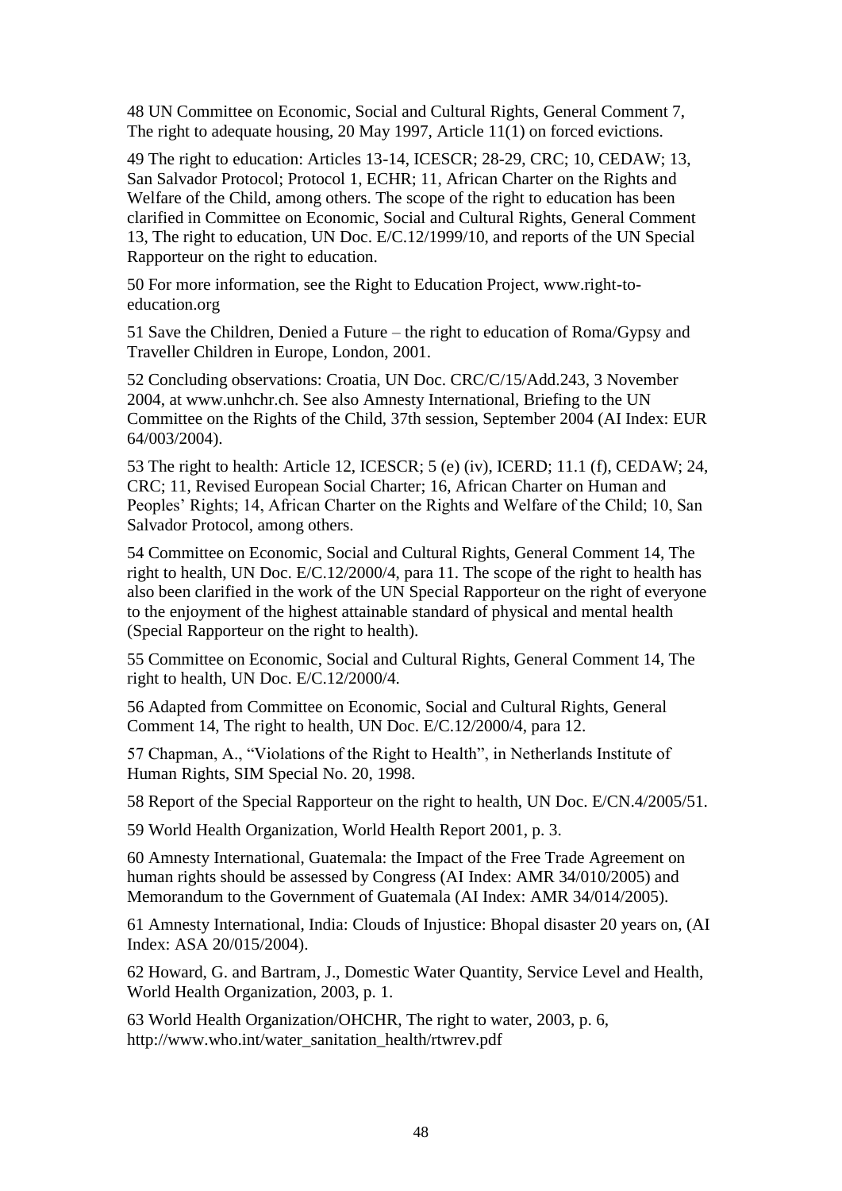48 UN Committee on Economic, Social and Cultural Rights, General Comment 7, The right to adequate housing, 20 May 1997, Article 11(1) on forced evictions.

49 The right to education: Articles 13-14, ICESCR; 28-29, CRC; 10, CEDAW; 13, San Salvador Protocol; Protocol 1, ECHR; 11, African Charter on the Rights and Welfare of the Child, among others. The scope of the right to education has been clarified in Committee on Economic, Social and Cultural Rights, General Comment 13, The right to education, UN Doc. E/C.12/1999/10, and reports of the UN Special Rapporteur on the right to education.

50 For more information, see the Right to Education Project, www.right-to-education.org

51 Save the Children, Denied a Future – the right to education of Roma/Gypsy and Traveller Children in Europe, London, 2001.

52 Concluding observations: Croatia, UN Doc. CRC/C/15/Add.243, 3 November 2004, at www.unhchr.ch. See also Amnesty International, Briefing to the UN Committee on the Rights of the Child, 37th session, September 2004 (AI Index: EUR 64/003/2004).

53 The right to health: Article 12, ICESCR; 5 (e) (iv), ICERD; 11.1 (f), CEDAW; 24, CRC; 11, Revised European Social Charter; 16, African Charter on Human and Peoples' Rights; 14, African Charter on the Rights and Welfare of the Child; 10, San Salvador Protocol, among others.

54 Committee on Economic, Social and Cultural Rights, General Comment 14, The right to health, UN Doc. E/C.12/2000/4, para 11. The scope of the right to health has also been clarified in the work of the UN Special Rapporteur on the right of everyone to the enjoyment of the highest attainable standard of physical and mental health (Special Rapporteur on the right to health).

55 Committee on Economic, Social and Cultural Rights, General Comment 14, The right to health, UN Doc. E/C.12/2000/4.

56 Adapted from Committee on Economic, Social and Cultural Rights, General Comment 14, The right to health, UN Doc. E/C.12/2000/4, para 12.

57 Chapman, A., "Violations of the Right to Health", in Netherlands Institute of Human Rights, SIM Special No. 20, 1998.

58 Report of the Special Rapporteur on the right to health, UN Doc. E/CN.4/2005/51.

59 World Health Organization, World Health Report 2001, p. 3.

60 Amnesty International, Guatemala: the Impact of the Free Trade Agreement on human rights should be assessed by Congress (AI Index: AMR 34/010/2005) and Memorandum to the Government of Guatemala (AI Index: AMR 34/014/2005).

61 Amnesty International, India: Clouds of Injustice: Bhopal disaster 20 years on, (AI Index: ASA 20/015/2004).

62 Howard, G. and Bartram, J., Domestic Water Quantity, Service Level and Health, World Health Organization, 2003, p. 1.

63 World Health Organization/OHCHR, The right to water, 2003, p. 6, http://www.who.int/water_sanitation_health/rtwrev.pdf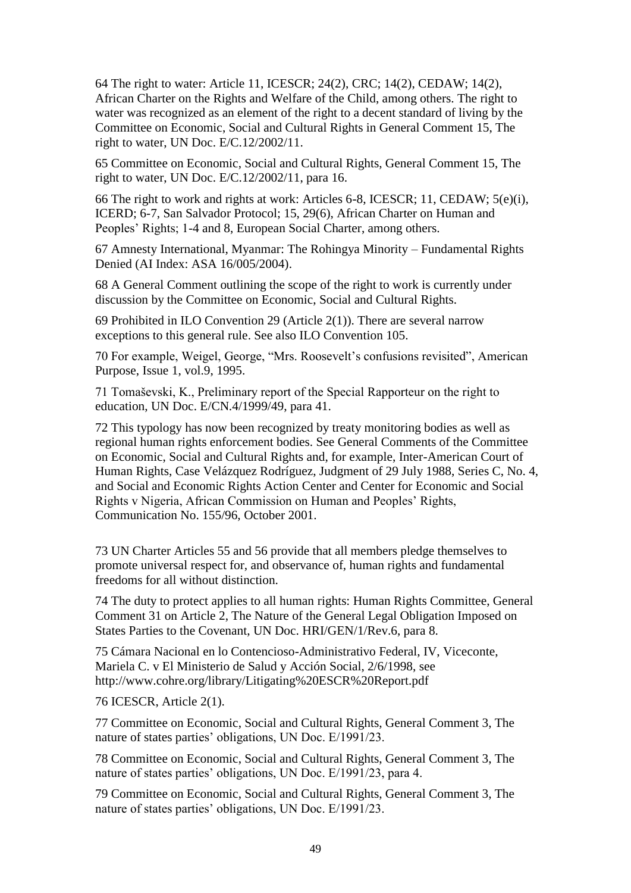64 The right to water: Article 11, ICESCR; 24(2), CRC; 14(2), CEDAW; 14(2), African Charter on the Rights and Welfare of the Child, among others. The right to water was recognized as an element of the right to a decent standard of living by the Committee on Economic, Social and Cultural Rights in General Comment 15, The right to water, UN Doc. E/C.12/2002/11.

65 Committee on Economic, Social and Cultural Rights, General Comment 15, The right to water, UN Doc. E/C.12/2002/11, para 16.

66 The right to work and rights at work: Articles 6-8, ICESCR; 11, CEDAW; 5(e)(i), ICERD; 6-7, San Salvador Protocol; 15, 29(6), African Charter on Human and Peoples' Rights; 1-4 and 8, European Social Charter, among others.

67 Amnesty International, Myanmar: The Rohingya Minority – Fundamental Rights Denied (AI Index: ASA 16/005/2004).

68 A General Comment outlining the scope of the right to work is currently under discussion by the Committee on Economic, Social and Cultural Rights.

69 Prohibited in ILO Convention 29 (Article 2(1)). There are several narrow exceptions to this general rule. See also ILO Convention 105.

70 For example, Weigel, George, "Mrs. Roosevelt's confusions revisited", American Purpose, Issue 1, vol.9, 1995.

71 Tomaševski, K., Preliminary report of the Special Rapporteur on the right to education, UN Doc. E/CN.4/1999/49, para 41.

72 This typology has now been recognized by treaty monitoring bodies as well as regional human rights enforcement bodies. See General Comments of the Committee on Economic, Social and Cultural Rights and, for example, Inter-American Court of Human Rights, Case Velázquez Rodríguez, Judgment of 29 July 1988, Series C, No. 4, and Social and Economic Rights Action Center and Center for Economic and Social Rights v Nigeria, African Commission on Human and Peoples' Rights, Communication No. 155/96, October 2001.

73 UN Charter Articles 55 and 56 provide that all members pledge themselves to promote universal respect for, and observance of, human rights and fundamental freedoms for all without distinction.

74 The duty to protect applies to all human rights: Human Rights Committee, General Comment 31 on Article 2, The Nature of the General Legal Obligation Imposed on States Parties to the Covenant, UN Doc. HRI/GEN/1/Rev.6, para 8.

75 Cámara Nacional en lo Contencioso-Administrativo Federal, IV, Viceconte, Mariela C. v El Ministerio de Salud y Acción Social, 2/6/1998, see http://www.cohre.org/library/Litigating%20ESCR%20Report.pdf

76 ICESCR, Article 2(1).

77 Committee on Economic, Social and Cultural Rights, General Comment 3, The nature of states parties' obligations, UN Doc. E/1991/23.

78 Committee on Economic, Social and Cultural Rights, General Comment 3, The nature of states parties' obligations, UN Doc. E/1991/23, para 4.

79 Committee on Economic, Social and Cultural Rights, General Comment 3, The nature of states parties' obligations, UN Doc. E/1991/23.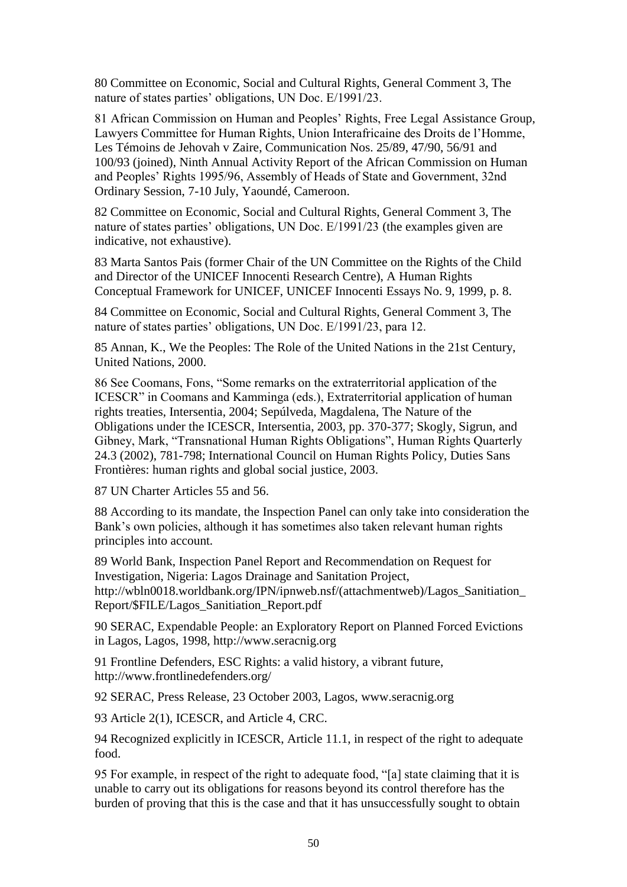80 Committee on Economic, Social and Cultural Rights, General Comment 3, The nature of states parties' obligations, UN Doc. E/1991/23.

81 African Commission on Human and Peoples' Rights, Free Legal Assistance Group, Lawyers Committee for Human Rights, Union Interafricaine des Droits de l'Homme, Les Témoins de Jehovah v Zaire, Communication Nos. 25/89, 47/90, 56/91 and 100/93 (joined), Ninth Annual Activity Report of the African Commission on Human and Peoples' Rights 1995/96, Assembly of Heads of State and Government, 32nd Ordinary Session, 7-10 July, Yaoundé, Cameroon.

82 Committee on Economic, Social and Cultural Rights, General Comment 3, The nature of states parties' obligations, UN Doc. E/1991/23 (the examples given are indicative, not exhaustive).

83 Marta Santos Pais (former Chair of the UN Committee on the Rights of the Child and Director of the UNICEF Innocenti Research Centre), A Human Rights Conceptual Framework for UNICEF, UNICEF Innocenti Essays No. 9, 1999, p. 8.

84 Committee on Economic, Social and Cultural Rights, General Comment 3, The nature of states parties' obligations, UN Doc. E/1991/23, para 12.

85 Annan, K., We the Peoples: The Role of the United Nations in the 21st Century, United Nations, 2000.

86 See Coomans, Fons, "Some remarks on the extraterritorial application of the ICESCR" in Coomans and Kamminga (eds.), Extraterritorial application of human rights treaties, Intersentia, 2004; Sepúlveda, Magdalena, The Nature of the Obligations under the ICESCR, Intersentia, 2003, pp. 370-377; Skogly, Sigrun, and Gibney, Mark, "Transnational Human Rights Obligations", Human Rights Quarterly 24.3 (2002), 781-798; International Council on Human Rights Policy, Duties Sans Frontières: human rights and global social justice, 2003.

87 UN Charter Articles 55 and 56.

88 According to its mandate, the Inspection Panel can only take into consideration the Bank's own policies, although it has sometimes also taken relevant human rights principles into account.

89 World Bank, Inspection Panel Report and Recommendation on Request for Investigation, Nigeria: Lagos Drainage and Sanitation Project, http://wbln0018.worldbank.org/IPN/ipnweb.nsf/(attachmentweb)/Lagos_Sanitiation_Report/$FILE/Lagos_Sanitiation_Report.pdf

90 SERAC, Expendable People: an Exploratory Report on Planned Forced Evictions in Lagos, Lagos, 1998, http://www.seracnig.org

91 Frontline Defenders, ESC Rights: a valid history, a vibrant future, http://www.frontlinedefenders.org/

92 SERAC, Press Release, 23 October 2003, Lagos, www.seracnig.org

93 Article 2(1), ICESCR, and Article 4, CRC.

94 Recognized explicitly in ICESCR, Article 11.1, in respect of the right to adequate food.

95 For example, in respect of the right to adequate food, "[a] state claiming that it is unable to carry out its obligations for reasons beyond its control therefore has the burden of proving that this is the case and that it has unsuccessfully sought to obtain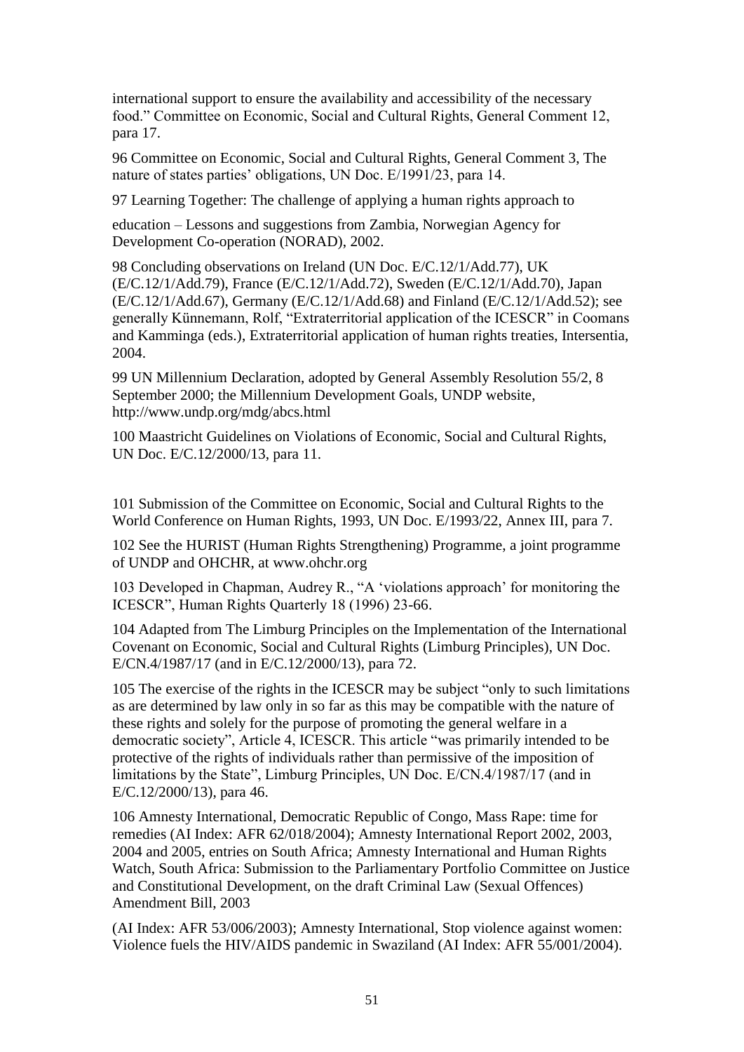international support to ensure the availability and accessibility of the necessary food." Committee on Economic, Social and Cultural Rights, General Comment 12, para 17.

96 Committee on Economic, Social and Cultural Rights, General Comment 3, The nature of states parties' obligations, UN Doc. E/1991/23, para 14.

97 Learning Together: The challenge of applying a human rights approach to

education – Lessons and suggestions from Zambia, Norwegian Agency for Development Co-operation (NORAD), 2002.

98 Concluding observations on Ireland (UN Doc. E/C.12/1/Add.77), UK (E/C.12/1/Add.79), France (E/C.12/1/Add.72), Sweden (E/C.12/1/Add.70), Japan (E/C.12/1/Add.67), Germany (E/C.12/1/Add.68) and Finland (E/C.12/1/Add.52); see generally Künnemann, Rolf, "Extraterritorial application of the ICESCR" in Coomans and Kamminga (eds.), Extraterritorial application of human rights treaties, Intersentia, 2004.

99 UN Millennium Declaration, adopted by General Assembly Resolution 55/2, 8 September 2000; the Millennium Development Goals, UNDP website, http://www.undp.org/mdg/abcs.html

100 Maastricht Guidelines on Violations of Economic, Social and Cultural Rights, UN Doc. E/C.12/2000/13, para 11.

101 Submission of the Committee on Economic, Social and Cultural Rights to the World Conference on Human Rights, 1993, UN Doc. E/1993/22, Annex III, para 7.

102 See the HURIST (Human Rights Strengthening) Programme, a joint programme of UNDP and OHCHR, at www.ohchr.org

103 Developed in Chapman, Audrey R., "A 'violations approach' for monitoring the ICESCR", Human Rights Quarterly 18 (1996) 23-66.

104 Adapted from The Limburg Principles on the Implementation of the International Covenant on Economic, Social and Cultural Rights (Limburg Principles), UN Doc. E/CN.4/1987/17 (and in E/C.12/2000/13), para 72.

105 The exercise of the rights in the ICESCR may be subject "only to such limitations as are determined by law only in so far as this may be compatible with the nature of these rights and solely for the purpose of promoting the general welfare in a democratic society", Article 4, ICESCR. This article "was primarily intended to be protective of the rights of individuals rather than permissive of the imposition of limitations by the State", Limburg Principles, UN Doc. E/CN.4/1987/17 (and in E/C.12/2000/13), para 46.

106 Amnesty International, Democratic Republic of Congo, Mass Rape: time for remedies (AI Index: AFR 62/018/2004); Amnesty International Report 2002, 2003, 2004 and 2005, entries on South Africa; Amnesty International and Human Rights Watch, South Africa: Submission to the Parliamentary Portfolio Committee on Justice and Constitutional Development, on the draft Criminal Law (Sexual Offences) Amendment Bill, 2003

(AI Index: AFR 53/006/2003); Amnesty International, Stop violence against women: Violence fuels the HIV/AIDS pandemic in Swaziland (AI Index: AFR 55/001/2004).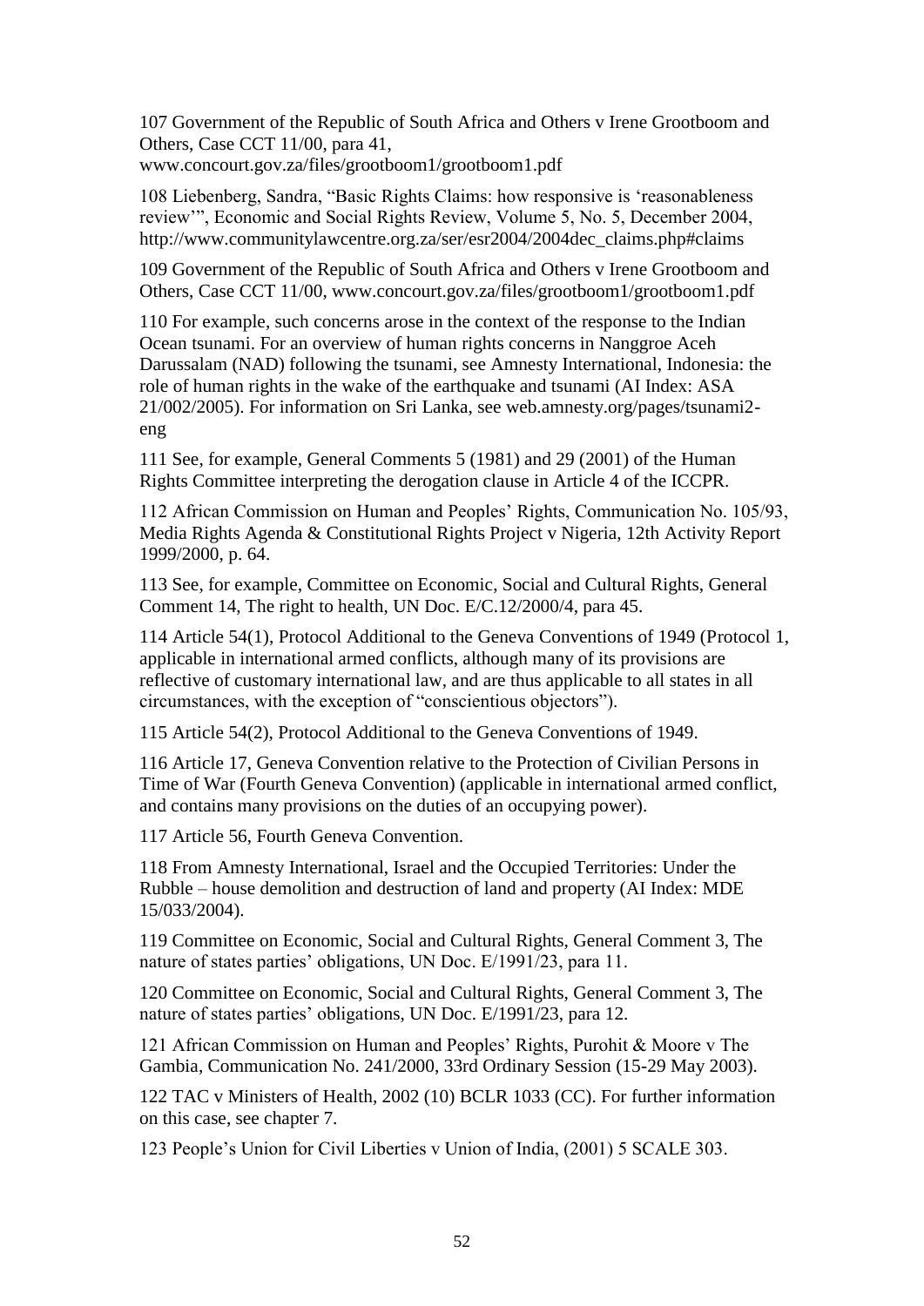107 Government of the Republic of South Africa and Others v Irene Grootboom and Others, Case CCT 11/00, para 41, www.concourt.gov.za/files/grootboom1/grootboom1.pdf

108 Liebenberg, Sandra, "Basic Rights Claims: how responsive is 'reasonableness review'", Economic and Social Rights Review, Volume 5, No. 5, December 2004, http://www.communitylawcentre.org.za/ser/esr2004/2004dec_claims.php#claims

109 Government of the Republic of South Africa and Others v Irene Grootboom and Others, Case CCT 11/00, www.concourt.gov.za/files/grootboom1/grootboom1.pdf

110 For example, such concerns arose in the context of the response to the Indian Ocean tsunami. For an overview of human rights concerns in Nanggroe Aceh Darussalam (NAD) following the tsunami, see Amnesty International, Indonesia: the role of human rights in the wake of the earthquake and tsunami (AI Index: ASA 21/002/2005). For information on Sri Lanka, see web.amnesty.org/pages/tsunami2-eng

111 See, for example, General Comments 5 (1981) and 29 (2001) of the Human Rights Committee interpreting the derogation clause in Article 4 of the ICCPR.

112 African Commission on Human and Peoples' Rights, Communication No. 105/93, Media Rights Agenda & Constitutional Rights Project v Nigeria, 12th Activity Report 1999/2000, p. 64.

113 See, for example, Committee on Economic, Social and Cultural Rights, General Comment 14, The right to health, UN Doc. E/C.12/2000/4, para 45.

114 Article 54(1), Protocol Additional to the Geneva Conventions of 1949 (Protocol 1, applicable in international armed conflicts, although many of its provisions are reflective of customary international law, and are thus applicable to all states in all circumstances, with the exception of "conscientious objectors").

115 Article 54(2), Protocol Additional to the Geneva Conventions of 1949.

116 Article 17, Geneva Convention relative to the Protection of Civilian Persons in Time of War (Fourth Geneva Convention) (applicable in international armed conflict, and contains many provisions on the duties of an occupying power).

117 Article 56, Fourth Geneva Convention.

118 From Amnesty International, Israel and the Occupied Territories: Under the Rubble – house demolition and destruction of land and property (AI Index: MDE 15/033/2004).

119 Committee on Economic, Social and Cultural Rights, General Comment 3, The nature of states parties' obligations, UN Doc. E/1991/23, para 11.

120 Committee on Economic, Social and Cultural Rights, General Comment 3, The nature of states parties' obligations, UN Doc. E/1991/23, para 12.

121 African Commission on Human and Peoples' Rights, Purohit & Moore v The Gambia, Communication No. 241/2000, 33rd Ordinary Session (15-29 May 2003).

122 TAC v Ministers of Health, 2002 (10) BCLR 1033 (CC). For further information on this case, see chapter 7.

123 People's Union for Civil Liberties v Union of India, (2001) 5 SCALE 303.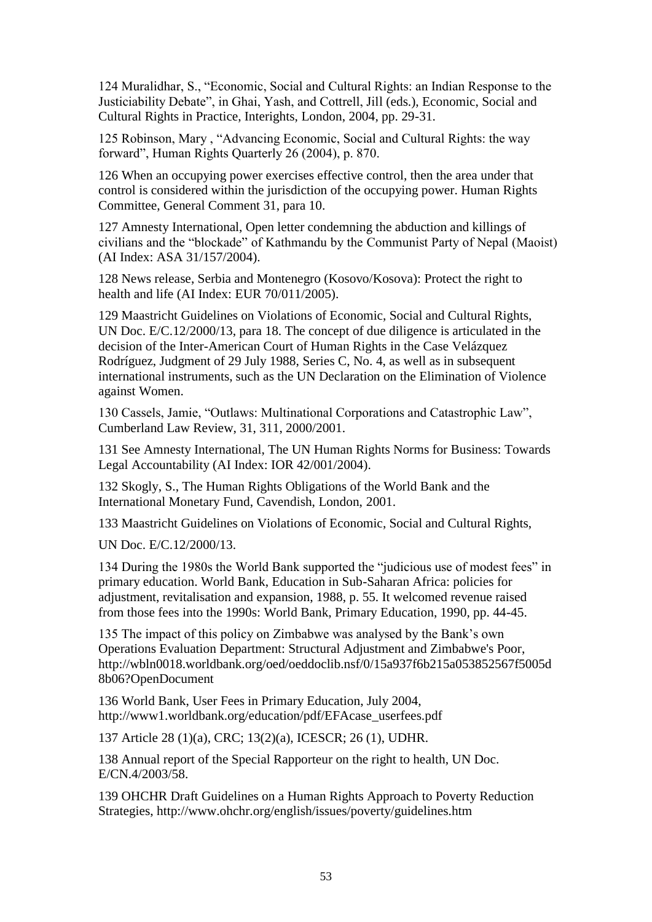124 Muralidhar, S., "Economic, Social and Cultural Rights: an Indian Response to the Justiciability Debate", in Ghai, Yash, and Cottrell, Jill (eds.), Economic, Social and Cultural Rights in Practice, Interights, London, 2004, pp. 29-31.

125 Robinson, Mary , "Advancing Economic, Social and Cultural Rights: the way forward", Human Rights Quarterly 26 (2004), p. 870.

126 When an occupying power exercises effective control, then the area under that control is considered within the jurisdiction of the occupying power. Human Rights Committee, General Comment 31, para 10.

127 Amnesty International, Open letter condemning the abduction and killings of civilians and the "blockade" of Kathmandu by the Communist Party of Nepal (Maoist) (AI Index: ASA 31/157/2004).

128 News release, Serbia and Montenegro (Kosovo/Kosova): Protect the right to health and life (AI Index: EUR 70/011/2005).

129 Maastricht Guidelines on Violations of Economic, Social and Cultural Rights, UN Doc. E/C.12/2000/13, para 18. The concept of due diligence is articulated in the decision of the Inter-American Court of Human Rights in the Case Velázquez Rodríguez, Judgment of 29 July 1988, Series C, No. 4, as well as in subsequent international instruments, such as the UN Declaration on the Elimination of Violence against Women.

130 Cassels, Jamie, "Outlaws: Multinational Corporations and Catastrophic Law", Cumberland Law Review, 31, 311, 2000/2001.

131 See Amnesty International, The UN Human Rights Norms for Business: Towards Legal Accountability (AI Index: IOR 42/001/2004).

132 Skogly, S., The Human Rights Obligations of the World Bank and the International Monetary Fund, Cavendish, London, 2001.

133 Maastricht Guidelines on Violations of Economic, Social and Cultural Rights,

UN Doc. E/C.12/2000/13.

134 During the 1980s the World Bank supported the "judicious use of modest fees" in primary education. World Bank, Education in Sub-Saharan Africa: policies for adjustment, revitalisation and expansion, 1988, p. 55. It welcomed revenue raised from those fees into the 1990s: World Bank, Primary Education, 1990, pp. 44-45.

135 The impact of this policy on Zimbabwe was analysed by the Bank's own Operations Evaluation Department: Structural Adjustment and Zimbabwe's Poor, http://wbln0018.worldbank.org/oed/oeddoclib.nsf/0/15a937f6b215a053852567f5005d8b06?OpenDocument

136 World Bank, User Fees in Primary Education, July 2004, http://www1.worldbank.org/education/pdf/EFAcase_userfees.pdf

137 Article 28 (1)(a), CRC; 13(2)(a), ICESCR; 26 (1), UDHR.

138 Annual report of the Special Rapporteur on the right to health, UN Doc. E/CN.4/2003/58.

139 OHCHR Draft Guidelines on a Human Rights Approach to Poverty Reduction Strategies, http://www.ohchr.org/english/issues/poverty/guidelines.htm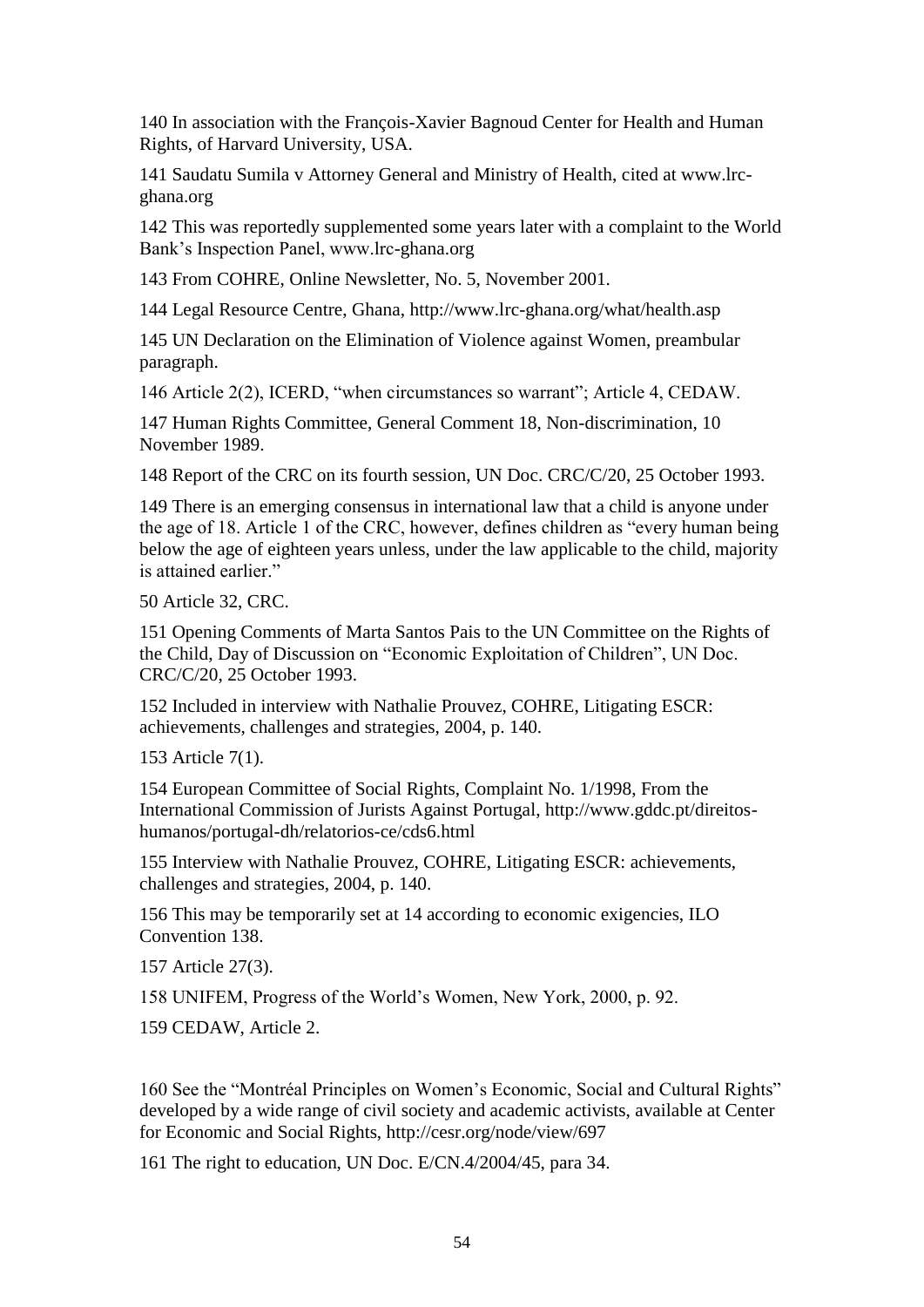140 In association with the François-Xavier Bagnoud Center for Health and Human Rights, of Harvard University, USA.

141 Saudatu Sumila v Attorney General and Ministry of Health, cited at www.lrc-ghana.org

142 This was reportedly supplemented some years later with a complaint to the World Bank's Inspection Panel, www.lrc-ghana.org

143 From COHRE, Online Newsletter, No. 5, November 2001.

144 Legal Resource Centre, Ghana, http://www.lrc-ghana.org/what/health.asp

145 UN Declaration on the Elimination of Violence against Women, preambular paragraph.

146 Article 2(2), ICERD, "when circumstances so warrant"; Article 4, CEDAW.

147 Human Rights Committee, General Comment 18, Non-discrimination, 10 November 1989.

148 Report of the CRC on its fourth session, UN Doc. CRC/C/20, 25 October 1993.

149 There is an emerging consensus in international law that a child is anyone under the age of 18. Article 1 of the CRC, however, defines children as "every human being below the age of eighteen years unless, under the law applicable to the child, majority is attained earlier."

50 Article 32, CRC.

151 Opening Comments of Marta Santos Pais to the UN Committee on the Rights of the Child, Day of Discussion on "Economic Exploitation of Children", UN Doc. CRC/C/20, 25 October 1993.

152 Included in interview with Nathalie Prouvez, COHRE, Litigating ESCR: achievements, challenges and strategies, 2004, p. 140.

153 Article 7(1).

154 European Committee of Social Rights, Complaint No. 1/1998, From the International Commission of Jurists Against Portugal, http://www.gddc.pt/direitos-humanos/portugal-dh/relatorios-ce/cds6.html

155 Interview with Nathalie Prouvez, COHRE, Litigating ESCR: achievements, challenges and strategies, 2004, p. 140.

156 This may be temporarily set at 14 according to economic exigencies, ILO Convention 138.

157 Article 27(3).

158 UNIFEM, Progress of the World's Women, New York, 2000, p. 92.

159 CEDAW, Article 2.

160 See the "Montréal Principles on Women's Economic, Social and Cultural Rights" developed by a wide range of civil society and academic activists, available at Center for Economic and Social Rights, http://cesr.org/node/view/697

161 The right to education, UN Doc. E/CN.4/2004/45, para 34.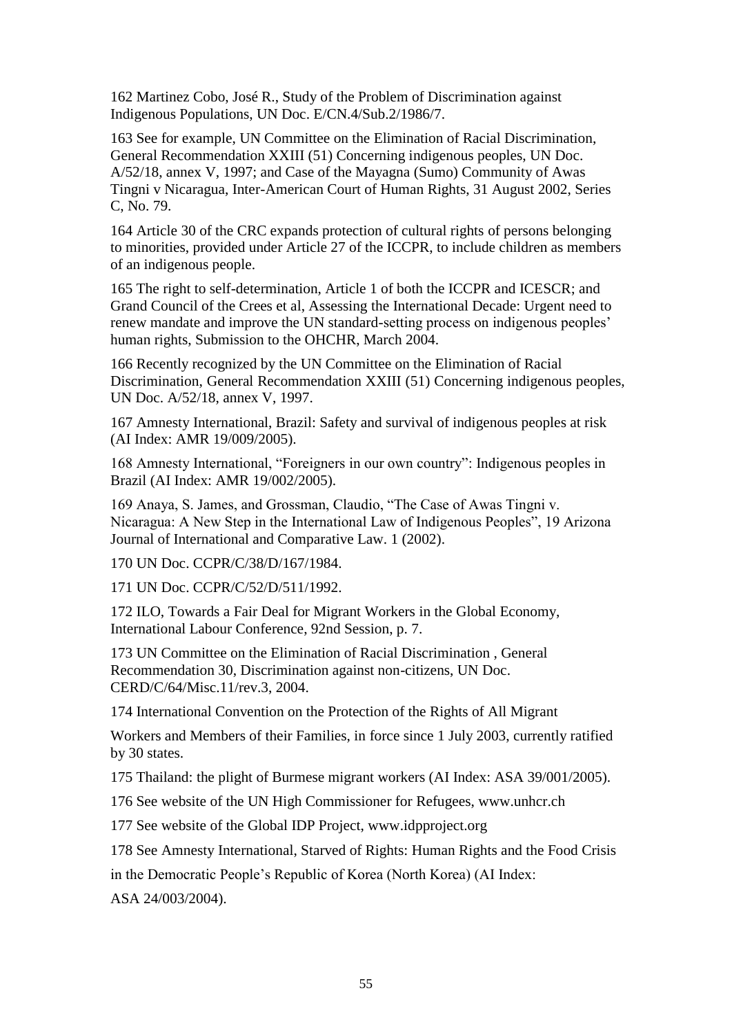162 Martinez Cobo, José R., Study of the Problem of Discrimination against Indigenous Populations, UN Doc. E/CN.4/Sub.2/1986/7.

163 See for example, UN Committee on the Elimination of Racial Discrimination, General Recommendation XXIII (51) Concerning indigenous peoples, UN Doc. A/52/18, annex V, 1997; and Case of the Mayagna (Sumo) Community of Awas Tingni v Nicaragua, Inter-American Court of Human Rights, 31 August 2002, Series C, No. 79.

164 Article 30 of the CRC expands protection of cultural rights of persons belonging to minorities, provided under Article 27 of the ICCPR, to include children as members of an indigenous people.

165 The right to self-determination, Article 1 of both the ICCPR and ICESCR; and Grand Council of the Crees et al, Assessing the International Decade: Urgent need to renew mandate and improve the UN standard-setting process on indigenous peoples' human rights, Submission to the OHCHR, March 2004.

166 Recently recognized by the UN Committee on the Elimination of Racial Discrimination, General Recommendation XXIII (51) Concerning indigenous peoples, UN Doc. A/52/18, annex V, 1997.

167 Amnesty International, Brazil: Safety and survival of indigenous peoples at risk (AI Index: AMR 19/009/2005).

168 Amnesty International, "Foreigners in our own country": Indigenous peoples in Brazil (AI Index: AMR 19/002/2005).

169 Anaya, S. James, and Grossman, Claudio, "The Case of Awas Tingni v. Nicaragua: A New Step in the International Law of Indigenous Peoples", 19 Arizona Journal of International and Comparative Law. 1 (2002).

170 UN Doc. CCPR/C/38/D/167/1984.

171 UN Doc. CCPR/C/52/D/511/1992.

172 ILO, Towards a Fair Deal for Migrant Workers in the Global Economy, International Labour Conference, 92nd Session, p. 7.

173 UN Committee on the Elimination of Racial Discrimination , General Recommendation 30, Discrimination against non-citizens, UN Doc. CERD/C/64/Misc.11/rev.3, 2004.

174 International Convention on the Protection of the Rights of All Migrant Workers and Members of their Families, in force since 1 July 2003, currently ratified by 30 states.

175 Thailand: the plight of Burmese migrant workers (AI Index: ASA 39/001/2005).

176 See website of the UN High Commissioner for Refugees, www.unhcr.ch

177 See website of the Global IDP Project, www.idpproject.org

178 See Amnesty International, Starved of Rights: Human Rights and the Food Crisis in the Democratic People's Republic of Korea (North Korea) (AI Index: ASA 24/003/2004).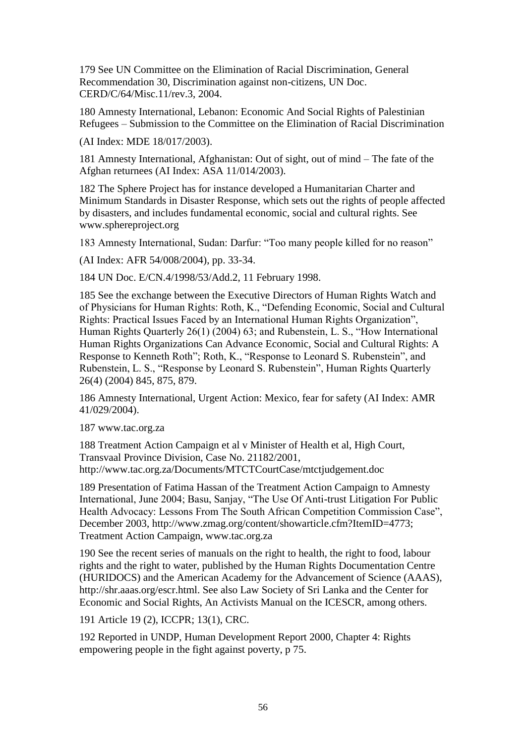179 See UN Committee on the Elimination of Racial Discrimination, General Recommendation 30, Discrimination against non-citizens, UN Doc. CERD/C/64/Misc.11/rev.3, 2004.

180 Amnesty International, Lebanon: Economic And Social Rights of Palestinian Refugees – Submission to the Committee on the Elimination of Racial Discrimination

(AI Index: MDE 18/017/2003).

181 Amnesty International, Afghanistan: Out of sight, out of mind – The fate of the Afghan returnees (AI Index: ASA 11/014/2003).

182 The Sphere Project has for instance developed a Humanitarian Charter and Minimum Standards in Disaster Response, which sets out the rights of people affected by disasters, and includes fundamental economic, social and cultural rights. See www.sphereproject.org

183 Amnesty International, Sudan: Darfur: "Too many people killed for no reason"

(AI Index: AFR 54/008/2004), pp. 33-34.

184 UN Doc. E/CN.4/1998/53/Add.2, 11 February 1998.

185 See the exchange between the Executive Directors of Human Rights Watch and of Physicians for Human Rights: Roth, K., "Defending Economic, Social and Cultural Rights: Practical Issues Faced by an International Human Rights Organization", Human Rights Quarterly 26(1) (2004) 63; and Rubenstein, L. S., "How International Human Rights Organizations Can Advance Economic, Social and Cultural Rights: A Response to Kenneth Roth"; Roth, K., "Response to Leonard S. Rubenstein", and Rubenstein, L. S., "Response by Leonard S. Rubenstein", Human Rights Quarterly 26(4) (2004) 845, 875, 879.

186 Amnesty International, Urgent Action: Mexico, fear for safety (AI Index: AMR 41/029/2004).

187 www.tac.org.za

188 Treatment Action Campaign et al v Minister of Health et al, High Court, Transvaal Province Division, Case No. 21182/2001, http://www.tac.org.za/Documents/MTCTCourtCase/mtctjudgement.doc

189 Presentation of Fatima Hassan of the Treatment Action Campaign to Amnesty International, June 2004; Basu, Sanjay, "The Use Of Anti-trust Litigation For Public Health Advocacy: Lessons From The South African Competition Commission Case", December 2003, http://www.zmag.org/content/showarticle.cfm?ItemID=4773; Treatment Action Campaign, www.tac.org.za

190 See the recent series of manuals on the right to health, the right to food, labour rights and the right to water, published by the Human Rights Documentation Centre (HURIDOCS) and the American Academy for the Advancement of Science (AAAS), http://shr.aaas.org/escr.html. See also Law Society of Sri Lanka and the Center for Economic and Social Rights, An Activists Manual on the ICESCR, among others.

191 Article 19 (2), ICCPR; 13(1), CRC.

192 Reported in UNDP, Human Development Report 2000, Chapter 4: Rights empowering people in the fight against poverty, p 75.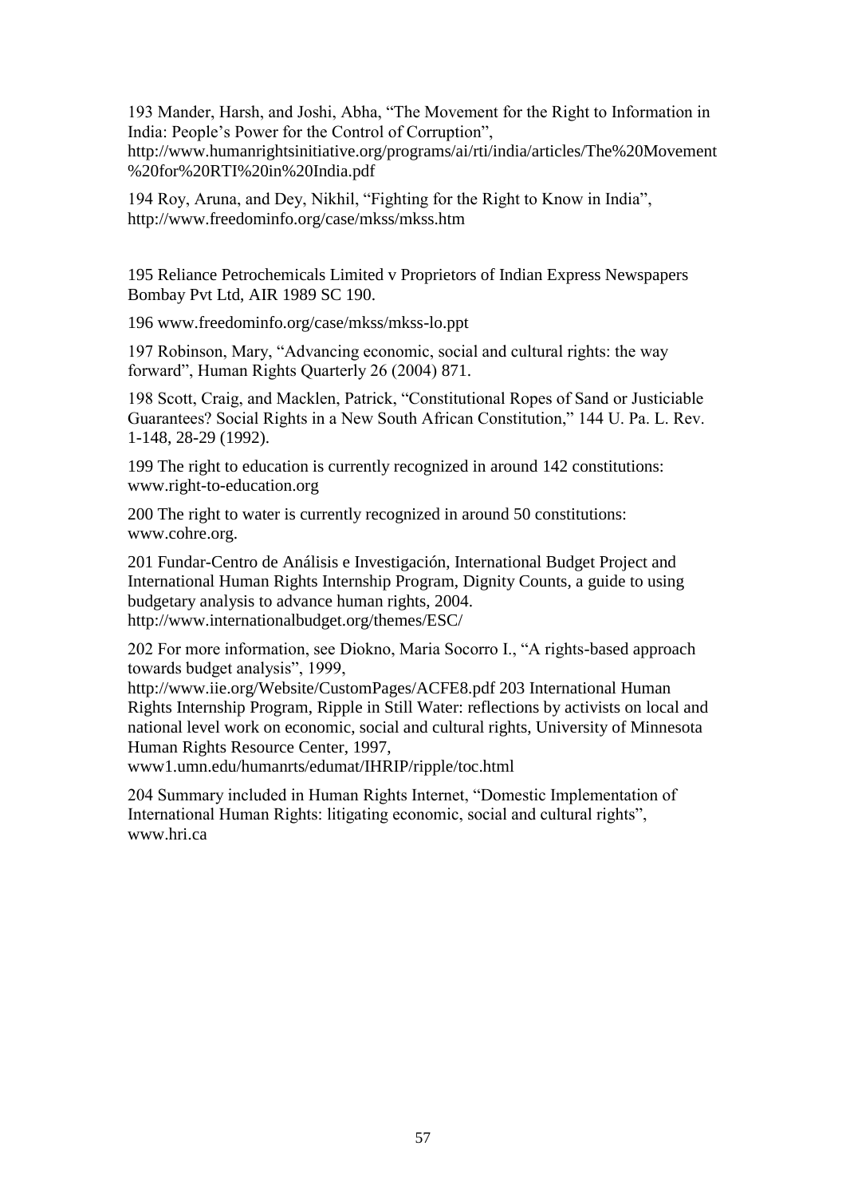193 Mander, Harsh, and Joshi, Abha, "The Movement for the Right to Information in India: People's Power for the Control of Corruption", http://www.humanrightsinitiative.org/programs/ai/rti/india/articles/The%20Movement%20for%20RTI%20in%20India.pdf

194 Roy, Aruna, and Dey, Nikhil, "Fighting for the Right to Know in India", http://www.freedominfo.org/case/mkss/mkss.htm

195 Reliance Petrochemicals Limited v Proprietors of Indian Express Newspapers Bombay Pvt Ltd, AIR 1989 SC 190.

196 www.freedominfo.org/case/mkss/mkss-lo.ppt

197 Robinson, Mary, "Advancing economic, social and cultural rights: the way forward", Human Rights Quarterly 26 (2004) 871.

198 Scott, Craig, and Macklen, Patrick, "Constitutional Ropes of Sand or Justiciable Guarantees? Social Rights in a New South African Constitution," 144 U. Pa. L. Rev. 1-148, 28-29 (1992).

199 The right to education is currently recognized in around 142 constitutions: www.right-to-education.org

200 The right to water is currently recognized in around 50 constitutions: www.cohre.org.

201 Fundar-Centro de Análisis e Investigación, International Budget Project and International Human Rights Internship Program, Dignity Counts, a guide to using budgetary analysis to advance human rights, 2004. http://www.internationalbudget.org/themes/ESC/

202 For more information, see Diokno, Maria Socorro I., "A rights-based approach towards budget analysis", 1999, http://www.iie.org/Website/CustomPages/ACFE8.pdf 203 International Human Rights Internship Program, Ripple in Still Water: reflections by activists on local and national level work on economic, social and cultural rights, University of Minnesota Human Rights Resource Center, 1997, www1.umn.edu/humanrts/edumat/IHRIP/ripple/toc.html

204 Summary included in Human Rights Internet, "Domestic Implementation of International Human Rights: litigating economic, social and cultural rights", www.hri.ca